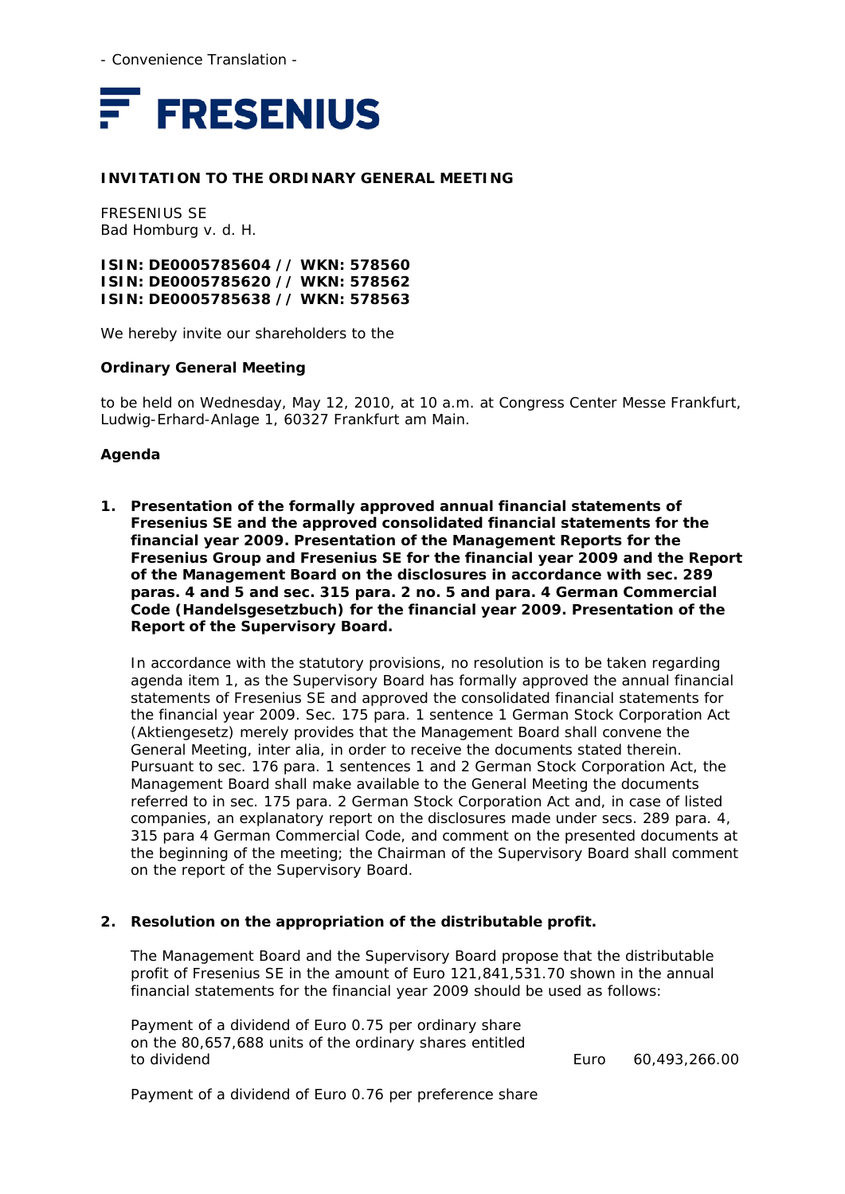- Convenience Translation -

**FRESENIUS**

**INVITATION TO THE ORDINARY GENERAL MEETING**

FRESENIUS SE
Bad Homburg v. d. H.

**ISIN: DE0005785604 // WKN: 578560**
**ISIN: DE0005785620 // WKN: 578562**
**ISIN: DE0005785638 // WKN: 578563**

We hereby invite our shareholders to the

**Ordinary General Meeting**

to be held on Wednesday, May 12, 2010, at 10 a.m. at Congress Center Messe Frankfurt, Ludwig-Erhard-Anlage 1, 60327 Frankfurt am Main.

**Agenda**

1. **Presentation of the formally approved annual financial statements of Fresenius SE and the approved consolidated financial statements for the financial year 2009. Presentation of the Management Reports for the Fresenius Group and Fresenius SE for the financial year 2009 and the Report of the Management Board on the disclosures in accordance with sec. 289 paras. 4 and 5 and sec. 315 para. 2 no. 5 and para. 4 German Commercial Code (Handelsgesetzbuch) for the financial year 2009. Presentation of the Report of the Supervisory Board.**

   In accordance with the statutory provisions, no resolution is to be taken regarding agenda item 1, as the Supervisory Board has formally approved the annual financial statements of Fresenius SE and approved the consolidated financial statements for the financial year 2009. Sec. 175 para. 1 sentence 1 German Stock Corporation Act (Aktiengesetz) merely provides that the Management Board shall convene the General Meeting, inter alia, in order to receive the documents stated therein. Pursuant to sec. 176 para. 1 sentences 1 and 2 German Stock Corporation Act, the Management Board shall make available to the General Meeting the documents referred to in sec. 175 para. 2 German Stock Corporation Act and, in case of listed companies, an explanatory report on the disclosures made under secs. 289 para. 4, 315 para 4 German Commercial Code, and comment on the presented documents at the beginning of the meeting; the Chairman of the Supervisory Board shall comment on the report of the Supervisory Board.

2. **Resolution on the appropriation of the distributable profit.**

   The Management Board and the Supervisory Board propose that the distributable profit of Fresenius SE in the amount of Euro 121,841,531.70 shown in the annual financial statements for the financial year 2009 should be used as follows:

   | | | |
   |---|---|---|
   | Payment of a dividend of Euro 0.75 per ordinary share on the 80,657,688 units of the ordinary shares entitled to dividend | Euro | 60,493,266.00 |

   Payment of a dividend of Euro 0.76 per preference share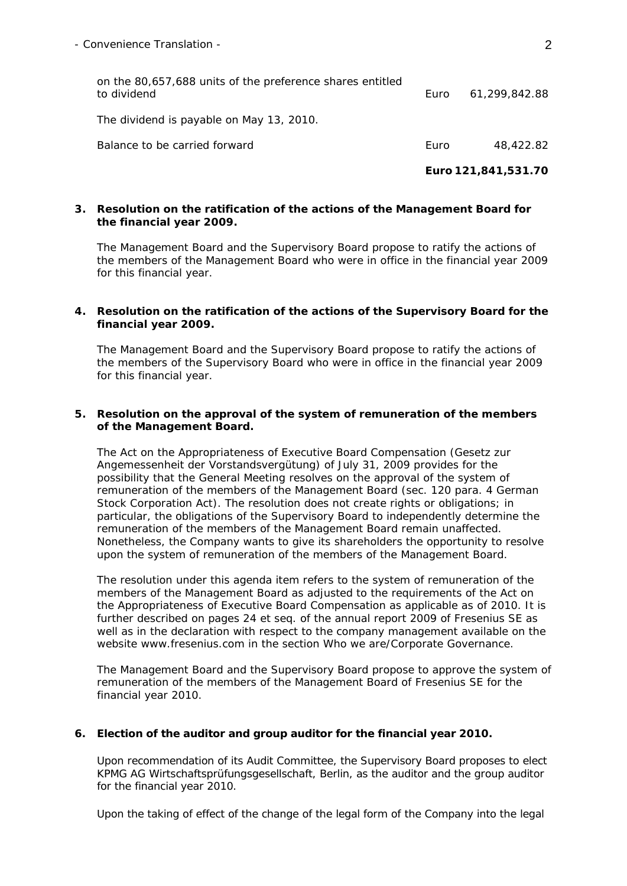| | | |
|---|---|---|
| on the 80,657,688 units of the preference shares entitled to dividend | Euro | 61,299,842.88 |
| The dividend is payable on May 13, 2010. | | |
| Balance to be carried forward | Euro | 48,422.82 |
| | **Euro** | **121,841,531.70** |

**3. Resolution on the ratification of the actions of the Management Board for the financial year 2009.**

The Management Board and the Supervisory Board propose to ratify the actions of the members of the Management Board who were in office in the financial year 2009 for this financial year.

**4. Resolution on the ratification of the actions of the Supervisory Board for the financial year 2009.**

The Management Board and the Supervisory Board propose to ratify the actions of the members of the Supervisory Board who were in office in the financial year 2009 for this financial year.

**5. Resolution on the approval of the system of remuneration of the members of the Management Board.**

The Act on the Appropriateness of Executive Board Compensation (Gesetz zur Angemessenheit der Vorstandsvergütung) of July 31, 2009 provides for the possibility that the General Meeting resolves on the approval of the system of remuneration of the members of the Management Board (sec. 120 para. 4 German Stock Corporation Act). The resolution does not create rights or obligations; in particular, the obligations of the Supervisory Board to independently determine the remuneration of the members of the Management Board remain unaffected. Nonetheless, the Company wants to give its shareholders the opportunity to resolve upon the system of remuneration of the members of the Management Board.

The resolution under this agenda item refers to the system of remuneration of the members of the Management Board as adjusted to the requirements of the Act on the Appropriateness of Executive Board Compensation as applicable as of 2010. It is further described on pages 24 et seq. of the annual report 2009 of Fresenius SE as well as in the declaration with respect to the company management available on the website www.fresenius.com in the section Who we are/Corporate Governance.

The Management Board and the Supervisory Board propose to approve the system of remuneration of the members of the Management Board of Fresenius SE for the financial year 2010.

**6. Election of the auditor and group auditor for the financial year 2010.**

Upon recommendation of its Audit Committee, the Supervisory Board proposes to elect KPMG AG Wirtschaftsprüfungsgesellschaft, Berlin, as the auditor and the group auditor for the financial year 2010.

Upon the taking of effect of the change of the legal form of the Company into the legal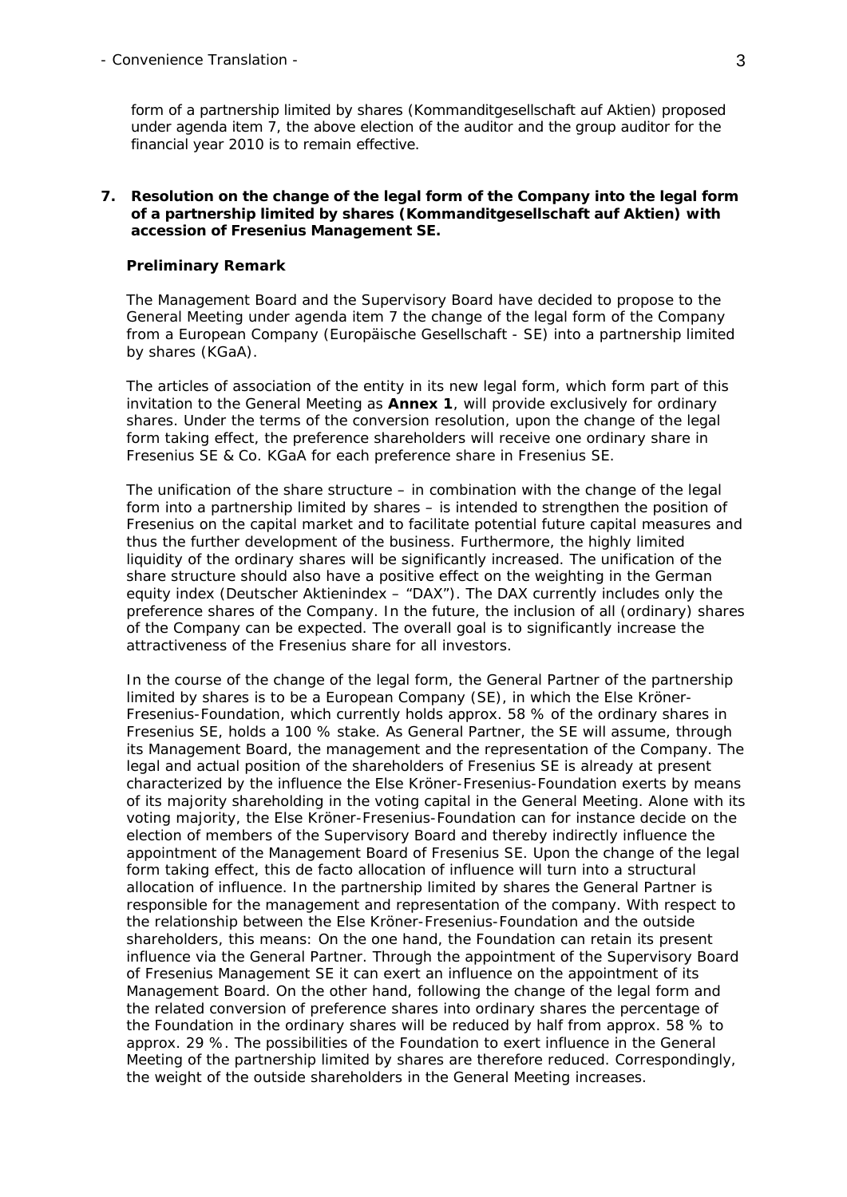form of a partnership limited by shares (Kommanditgesellschaft auf Aktien) proposed under agenda item 7, the above election of the auditor and the group auditor for the financial year 2010 is to remain effective.

**7. Resolution on the change of the legal form of the Company into the legal form of a partnership limited by shares (Kommanditgesellschaft auf Aktien) with accession of Fresenius Management SE.**

**Preliminary Remark**

The Management Board and the Supervisory Board have decided to propose to the General Meeting under agenda item 7 the change of the legal form of the Company from a European Company (Europäische Gesellschaft - SE) into a partnership limited by shares (KGaA).

The articles of association of the entity in its new legal form, which form part of this invitation to the General Meeting as **Annex 1**, will provide exclusively for ordinary shares. Under the terms of the conversion resolution, upon the change of the legal form taking effect, the preference shareholders will receive one ordinary share in Fresenius SE & Co. KGaA for each preference share in Fresenius SE.

The unification of the share structure – in combination with the change of the legal form into a partnership limited by shares – is intended to strengthen the position of Fresenius on the capital market and to facilitate potential future capital measures and thus the further development of the business. Furthermore, the highly limited liquidity of the ordinary shares will be significantly increased. The unification of the share structure should also have a positive effect on the weighting in the German equity index (Deutscher Aktienindex – "DAX"). The DAX currently includes only the preference shares of the Company. In the future, the inclusion of all (ordinary) shares of the Company can be expected. The overall goal is to significantly increase the attractiveness of the Fresenius share for all investors.

In the course of the change of the legal form, the General Partner of the partnership limited by shares is to be a European Company (SE), in which the Else Kröner-Fresenius-Foundation, which currently holds approx. 58 % of the ordinary shares in Fresenius SE, holds a 100 % stake. As General Partner, the SE will assume, through its Management Board, the management and the representation of the Company. The legal and actual position of the shareholders of Fresenius SE is already at present characterized by the influence the Else Kröner-Fresenius-Foundation exerts by means of its majority shareholding in the voting capital in the General Meeting. Alone with its voting majority, the Else Kröner-Fresenius-Foundation can for instance decide on the election of members of the Supervisory Board and thereby indirectly influence the appointment of the Management Board of Fresenius SE. Upon the change of the legal form taking effect, this de facto allocation of influence will turn into a structural allocation of influence. In the partnership limited by shares the General Partner is responsible for the management and representation of the company. With respect to the relationship between the Else Kröner-Fresenius-Foundation and the outside shareholders, this means: On the one hand, the Foundation can retain its present influence via the General Partner. Through the appointment of the Supervisory Board of Fresenius Management SE it can exert an influence on the appointment of its Management Board. On the other hand, following the change of the legal form and the related conversion of preference shares into ordinary shares the percentage of the Foundation in the ordinary shares will be reduced by half from approx. 58 % to approx. 29 %. The possibilities of the Foundation to exert influence in the General Meeting of the partnership limited by shares are therefore reduced. Correspondingly, the weight of the outside shareholders in the General Meeting increases.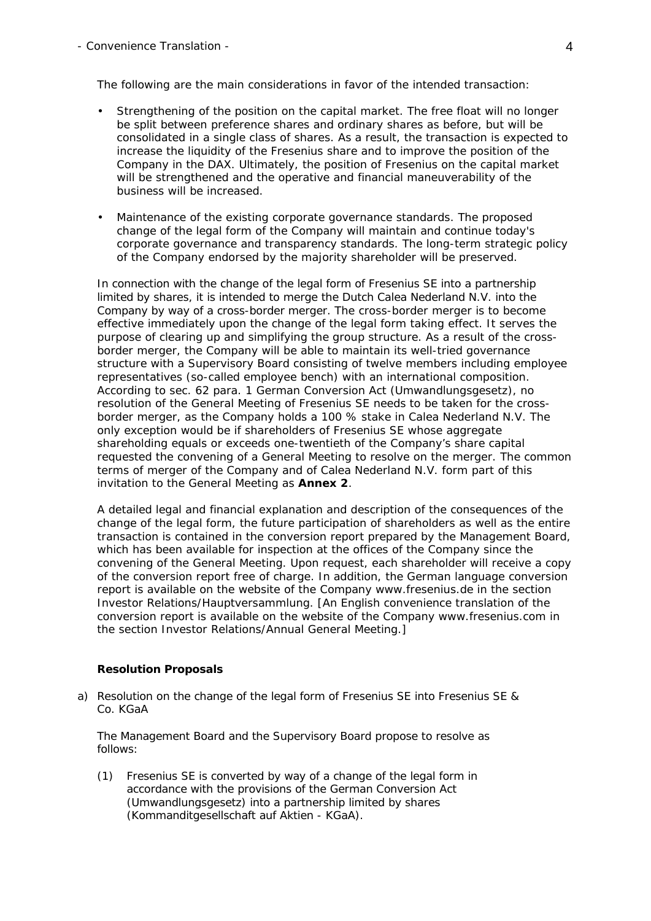The following are the main considerations in favor of the intended transaction:

- Strengthening of the position on the capital market. The free float will no longer be split between preference shares and ordinary shares as before, but will be consolidated in a single class of shares. As a result, the transaction is expected to increase the liquidity of the Fresenius share and to improve the position of the Company in the DAX. Ultimately, the position of Fresenius on the capital market will be strengthened and the operative and financial maneuverability of the business will be increased.

- Maintenance of the existing corporate governance standards. The proposed change of the legal form of the Company will maintain and continue today's corporate governance and transparency standards. The long-term strategic policy of the Company endorsed by the majority shareholder will be preserved.

In connection with the change of the legal form of Fresenius SE into a partnership limited by shares, it is intended to merge the Dutch Calea Nederland N.V. into the Company by way of a cross-border merger. The cross-border merger is to become effective immediately upon the change of the legal form taking effect. It serves the purpose of clearing up and simplifying the group structure. As a result of the cross-border merger, the Company will be able to maintain its well-tried governance structure with a Supervisory Board consisting of twelve members including employee representatives (so-called employee bench) with an international composition. According to sec. 62 para. 1 German Conversion Act (Umwandlungsgesetz), no resolution of the General Meeting of Fresenius SE needs to be taken for the cross-border merger, as the Company holds a 100 % stake in Calea Nederland N.V. The only exception would be if shareholders of Fresenius SE whose aggregate shareholding equals or exceeds one-twentieth of the Company's share capital requested the convening of a General Meeting to resolve on the merger. The common terms of merger of the Company and of Calea Nederland N.V. form part of this invitation to the General Meeting as **Annex 2**.

A detailed legal and financial explanation and description of the consequences of the change of the legal form, the future participation of shareholders as well as the entire transaction is contained in the conversion report prepared by the Management Board, which has been available for inspection at the offices of the Company since the convening of the General Meeting. Upon request, each shareholder will receive a copy of the conversion report free of charge. In addition, the German language conversion report is available on the website of the Company www.fresenius.de in the section Investor Relations/Hauptversammlung. [An English convenience translation of the conversion report is available on the website of the Company www.fresenius.com in the section Investor Relations/Annual General Meeting.]

**Resolution Proposals**

a) Resolution on the change of the legal form of Fresenius SE into Fresenius SE & Co. KGaA

The Management Board and the Supervisory Board propose to resolve as follows:

(1) Fresenius SE is converted by way of a change of the legal form in accordance with the provisions of the German Conversion Act (Umwandlungsgesetz) into a partnership limited by shares (Kommanditgesellschaft auf Aktien - KGaA).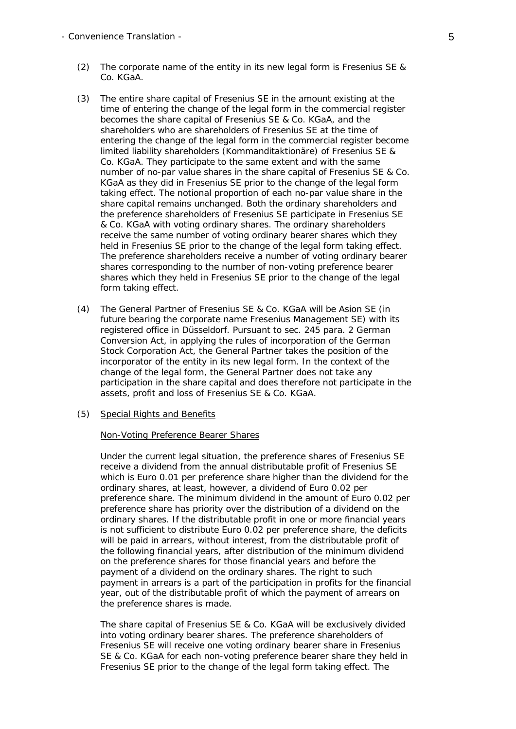(2) The corporate name of the entity in its new legal form is Fresenius SE & Co. KGaA.

(3) The entire share capital of Fresenius SE in the amount existing at the time of entering the change of the legal form in the commercial register becomes the share capital of Fresenius SE & Co. KGaA, and the shareholders who are shareholders of Fresenius SE at the time of entering the change of the legal form in the commercial register become limited liability shareholders (*Kommanditaktionäre*) of Fresenius SE & Co. KGaA. They participate to the same extent and with the same number of no-par value shares in the share capital of Fresenius SE & Co. KGaA as they did in Fresenius SE prior to the change of the legal form taking effect. The notional proportion of each no-par value share in the share capital remains unchanged. Both the ordinary shareholders and the preference shareholders of Fresenius SE participate in Fresenius SE & Co. KGaA with voting ordinary shares. The ordinary shareholders receive the same number of voting ordinary bearer shares which they held in Fresenius SE prior to the change of the legal form taking effect. The preference shareholders receive a number of voting ordinary bearer shares corresponding to the number of non-voting preference bearer shares which they held in Fresenius SE prior to the change of the legal form taking effect.

(4) The General Partner of Fresenius SE & Co. KGaA will be Asion SE (in future bearing the corporate name Fresenius Management SE) with its registered office in Düsseldorf. Pursuant to sec. 245 para. 2 German Conversion Act, in applying the rules of incorporation of the German Stock Corporation Act, the General Partner takes the position of the incorporator of the entity in its new legal form. In the context of the change of the legal form, the General Partner does not take any participation in the share capital and does therefore not participate in the assets, profit and loss of Fresenius SE & Co. KGaA.

(5) Special Rights and Benefits

Non-Voting Preference Bearer Shares

Under the current legal situation, the preference shares of Fresenius SE receive a dividend from the annual distributable profit of Fresenius SE which is Euro 0.01 per preference share higher than the dividend for the ordinary shares, at least, however, a dividend of Euro 0.02 per preference share. The minimum dividend in the amount of Euro 0.02 per preference share has priority over the distribution of a dividend on the ordinary shares. If the distributable profit in one or more financial years is not sufficient to distribute Euro 0.02 per preference share, the deficits will be paid in arrears, without interest, from the distributable profit of the following financial years, after distribution of the minimum dividend on the preference shares for those financial years and before the payment of a dividend on the ordinary shares. The right to such payment in arrears is a part of the participation in profits for the financial year, out of the distributable profit of which the payment of arrears on the preference shares is made.

The share capital of Fresenius SE & Co. KGaA will be exclusively divided into voting ordinary bearer shares. The preference shareholders of Fresenius SE will receive one voting ordinary bearer share in Fresenius SE & Co. KGaA for each non-voting preference bearer share they held in Fresenius SE prior to the change of the legal form taking effect. The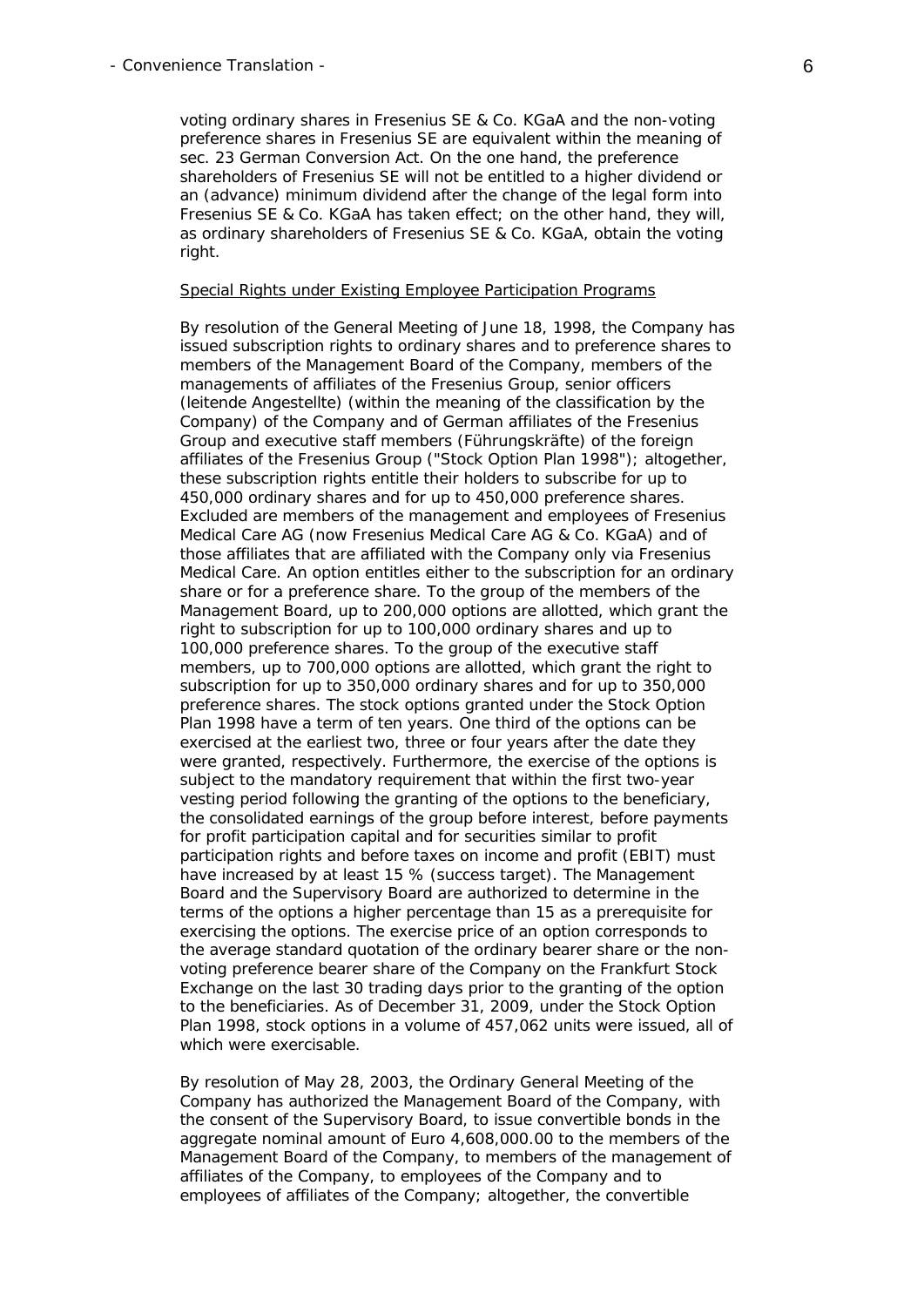voting ordinary shares in Fresenius SE & Co. KGaA and the non-voting preference shares in Fresenius SE are equivalent within the meaning of sec. 23 German Conversion Act. On the one hand, the preference shareholders of Fresenius SE will not be entitled to a higher dividend or an (advance) minimum dividend after the change of the legal form into Fresenius SE & Co. KGaA has taken effect; on the other hand, they will, as ordinary shareholders of Fresenius SE & Co. KGaA, obtain the voting right.

<u>Special Rights under Existing Employee Participation Programs</u>

By resolution of the General Meeting of June 18, 1998, the Company has issued subscription rights to ordinary shares and to preference shares to members of the Management Board of the Company, members of the managements of affiliates of the Fresenius Group, senior officers (leitende Angestellte) (within the meaning of the classification by the Company) of the Company and of German affiliates of the Fresenius Group and executive staff members (Führungskräfte) of the foreign affiliates of the Fresenius Group ("Stock Option Plan 1998"); altogether, these subscription rights entitle their holders to subscribe for up to 450,000 ordinary shares and for up to 450,000 preference shares. Excluded are members of the management and employees of Fresenius Medical Care AG (now Fresenius Medical Care AG & Co. KGaA) and of those affiliates that are affiliated with the Company only via Fresenius Medical Care. An option entitles either to the subscription for an ordinary share or for a preference share. To the group of the members of the Management Board, up to 200,000 options are allotted, which grant the right to subscription for up to 100,000 ordinary shares and up to 100,000 preference shares. To the group of the executive staff members, up to 700,000 options are allotted, which grant the right to subscription for up to 350,000 ordinary shares and for up to 350,000 preference shares. The stock options granted under the Stock Option Plan 1998 have a term of ten years. One third of the options can be exercised at the earliest two, three or four years after the date they were granted, respectively. Furthermore, the exercise of the options is subject to the mandatory requirement that within the first two-year vesting period following the granting of the options to the beneficiary, the consolidated earnings of the group before interest, before payments for profit participation capital and for securities similar to profit participation rights and before taxes on income and profit (EBIT) must have increased by at least 15 % (success target). The Management Board and the Supervisory Board are authorized to determine in the terms of the options a higher percentage than 15 as a prerequisite for exercising the options. The exercise price of an option corresponds to the average standard quotation of the ordinary bearer share or the non-voting preference bearer share of the Company on the Frankfurt Stock Exchange on the last 30 trading days prior to the granting of the option to the beneficiaries. As of December 31, 2009, under the Stock Option Plan 1998, stock options in a volume of 457,062 units were issued, all of which were exercisable.

By resolution of May 28, 2003, the Ordinary General Meeting of the Company has authorized the Management Board of the Company, with the consent of the Supervisory Board, to issue convertible bonds in the aggregate nominal amount of Euro 4,608,000.00 to the members of the Management Board of the Company, to members of the management of affiliates of the Company, to employees of the Company and to employees of affiliates of the Company; altogether, the convertible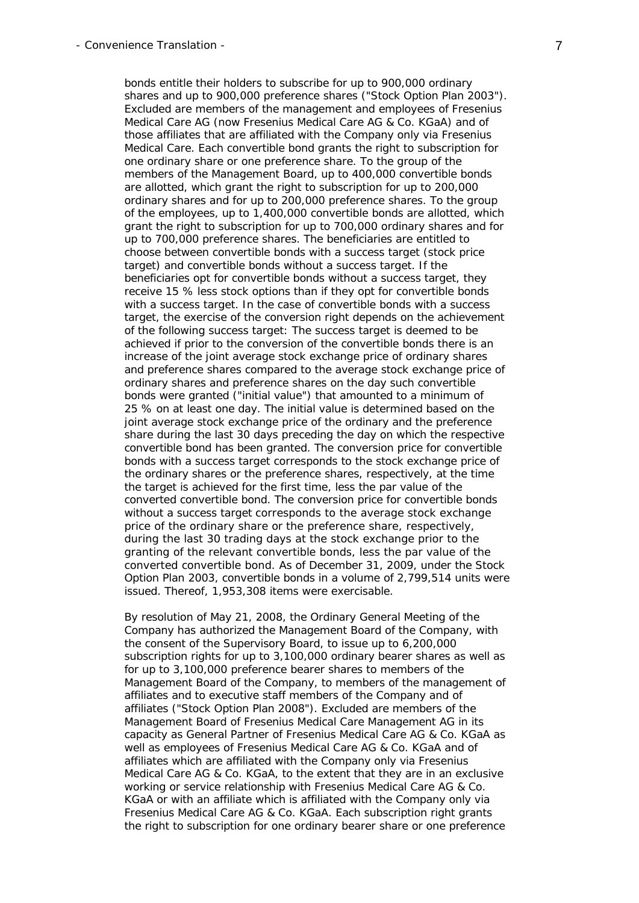bonds entitle their holders to subscribe for up to 900,000 ordinary shares and up to 900,000 preference shares ("Stock Option Plan 2003"). Excluded are members of the management and employees of Fresenius Medical Care AG (now Fresenius Medical Care AG & Co. KGaA) and of those affiliates that are affiliated with the Company only via Fresenius Medical Care. Each convertible bond grants the right to subscription for one ordinary share or one preference share. To the group of the members of the Management Board, up to 400,000 convertible bonds are allotted, which grant the right to subscription for up to 200,000 ordinary shares and for up to 200,000 preference shares. To the group of the employees, up to 1,400,000 convertible bonds are allotted, which grant the right to subscription for up to 700,000 ordinary shares and for up to 700,000 preference shares. The beneficiaries are entitled to choose between convertible bonds with a success target (stock price target) and convertible bonds without a success target. If the beneficiaries opt for convertible bonds without a success target, they receive 15 % less stock options than if they opt for convertible bonds with a success target. In the case of convertible bonds with a success target, the exercise of the conversion right depends on the achievement of the following success target: The success target is deemed to be achieved if prior to the conversion of the convertible bonds there is an increase of the joint average stock exchange price of ordinary shares and preference shares compared to the average stock exchange price of ordinary shares and preference shares on the day such convertible bonds were granted ("initial value") that amounted to a minimum of 25 % on at least one day. The initial value is determined based on the joint average stock exchange price of the ordinary and the preference share during the last 30 days preceding the day on which the respective convertible bond has been granted. The conversion price for convertible bonds with a success target corresponds to the stock exchange price of the ordinary shares or the preference shares, respectively, at the time the target is achieved for the first time, less the par value of the converted convertible bond. The conversion price for convertible bonds without a success target corresponds to the average stock exchange price of the ordinary share or the preference share, respectively, during the last 30 trading days at the stock exchange prior to the granting of the relevant convertible bonds, less the par value of the converted convertible bond. As of December 31, 2009, under the Stock Option Plan 2003, convertible bonds in a volume of 2,799,514 units were issued. Thereof, 1,953,308 items were exercisable.

By resolution of May 21, 2008, the Ordinary General Meeting of the Company has authorized the Management Board of the Company, with the consent of the Supervisory Board, to issue up to 6,200,000 subscription rights for up to 3,100,000 ordinary bearer shares as well as for up to 3,100,000 preference bearer shares to members of the Management Board of the Company, to members of the management of affiliates and to executive staff members of the Company and of affiliates ("Stock Option Plan 2008"). Excluded are members of the Management Board of Fresenius Medical Care Management AG in its capacity as General Partner of Fresenius Medical Care AG & Co. KGaA as well as employees of Fresenius Medical Care AG & Co. KGaA and of affiliates which are affiliated with the Company only via Fresenius Medical Care AG & Co. KGaA, to the extent that they are in an exclusive working or service relationship with Fresenius Medical Care AG & Co. KGaA or with an affiliate which is affiliated with the Company only via Fresenius Medical Care AG & Co. KGaA. Each subscription right grants the right to subscription for one ordinary bearer share or one preference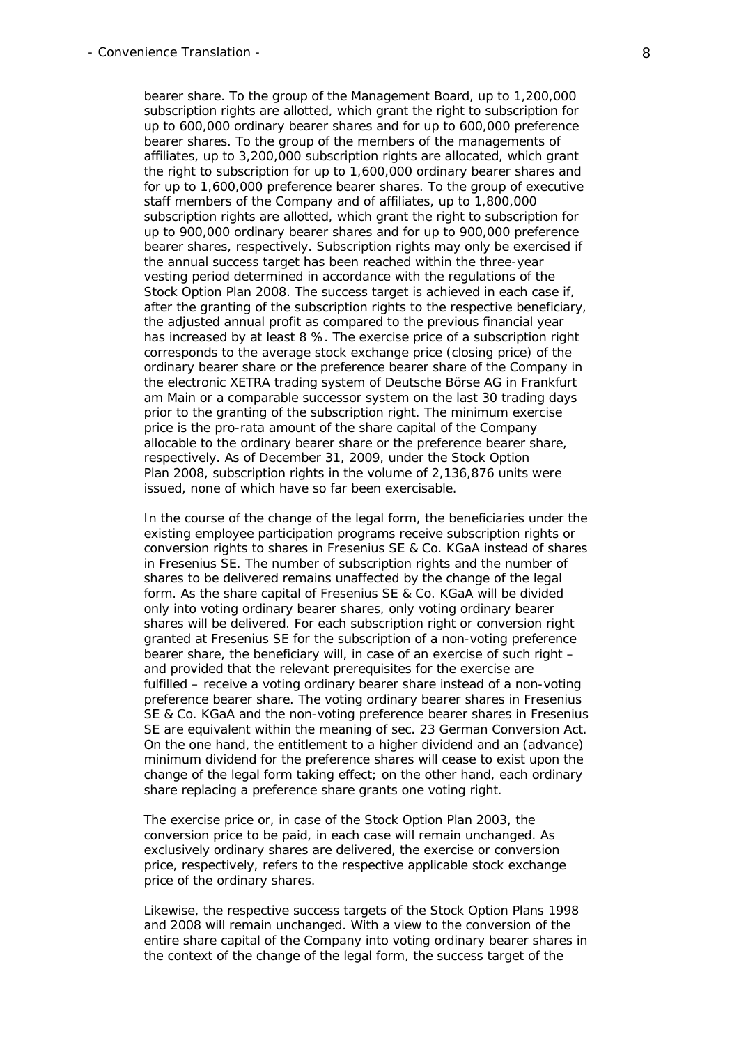bearer share. To the group of the Management Board, up to 1,200,000 subscription rights are allotted, which grant the right to subscription for up to 600,000 ordinary bearer shares and for up to 600,000 preference bearer shares. To the group of the members of the managements of affiliates, up to 3,200,000 subscription rights are allocated, which grant the right to subscription for up to 1,600,000 ordinary bearer shares and for up to 1,600,000 preference bearer shares. To the group of executive staff members of the Company and of affiliates, up to 1,800,000 subscription rights are allotted, which grant the right to subscription for up to 900,000 ordinary bearer shares and for up to 900,000 preference bearer shares, respectively. Subscription rights may only be exercised if the annual success target has been reached within the three-year vesting period determined in accordance with the regulations of the Stock Option Plan 2008. The success target is achieved in each case if, after the granting of the subscription rights to the respective beneficiary, the adjusted annual profit as compared to the previous financial year has increased by at least 8 %. The exercise price of a subscription right corresponds to the average stock exchange price (closing price) of the ordinary bearer share or the preference bearer share of the Company in the electronic XETRA trading system of Deutsche Börse AG in Frankfurt am Main or a comparable successor system on the last 30 trading days prior to the granting of the subscription right. The minimum exercise price is the pro-rata amount of the share capital of the Company allocable to the ordinary bearer share or the preference bearer share, respectively. As of December 31, 2009, under the Stock Option Plan 2008, subscription rights in the volume of 2,136,876 units were issued, none of which have so far been exercisable.

In the course of the change of the legal form, the beneficiaries under the existing employee participation programs receive subscription rights or conversion rights to shares in Fresenius SE & Co. KGaA instead of shares in Fresenius SE. The number of subscription rights and the number of shares to be delivered remains unaffected by the change of the legal form. As the share capital of Fresenius SE & Co. KGaA will be divided only into voting ordinary bearer shares, only voting ordinary bearer shares will be delivered. For each subscription right or conversion right granted at Fresenius SE for the subscription of a non-voting preference bearer share, the beneficiary will, in case of an exercise of such right – and provided that the relevant prerequisites for the exercise are fulfilled – receive a voting ordinary bearer share instead of a non-voting preference bearer share. The voting ordinary bearer shares in Fresenius SE & Co. KGaA and the non-voting preference bearer shares in Fresenius SE are equivalent within the meaning of sec. 23 German Conversion Act. On the one hand, the entitlement to a higher dividend and an (advance) minimum dividend for the preference shares will cease to exist upon the change of the legal form taking effect; on the other hand, each ordinary share replacing a preference share grants one voting right.

The exercise price or, in case of the Stock Option Plan 2003, the conversion price to be paid, in each case will remain unchanged. As exclusively ordinary shares are delivered, the exercise or conversion price, respectively, refers to the respective applicable stock exchange price of the ordinary shares.

Likewise, the respective success targets of the Stock Option Plans 1998 and 2008 will remain unchanged. With a view to the conversion of the entire share capital of the Company into voting ordinary bearer shares in the context of the change of the legal form, the success target of the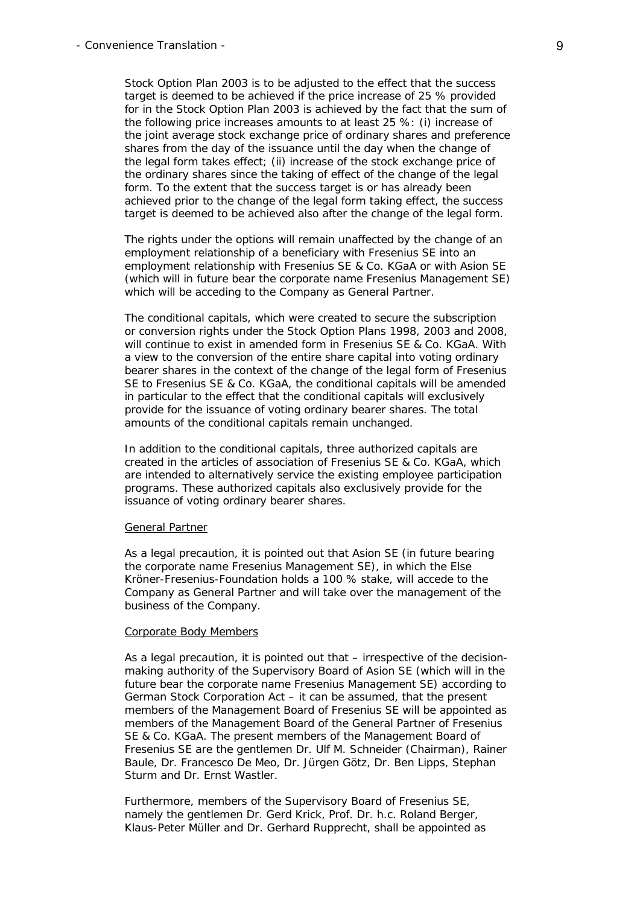Stock Option Plan 2003 is to be adjusted to the effect that the success target is deemed to be achieved if the price increase of 25 % provided for in the Stock Option Plan 2003 is achieved by the fact that the sum of the following price increases amounts to at least 25 %: (i) increase of the joint average stock exchange price of ordinary shares and preference shares from the day of the issuance until the day when the change of the legal form takes effect; (ii) increase of the stock exchange price of the ordinary shares since the taking of effect of the change of the legal form. To the extent that the success target is or has already been achieved prior to the change of the legal form taking effect, the success target is deemed to be achieved also after the change of the legal form.

The rights under the options will remain unaffected by the change of an employment relationship of a beneficiary with Fresenius SE into an employment relationship with Fresenius SE & Co. KGaA or with Asion SE (which will in future bear the corporate name Fresenius Management SE) which will be acceding to the Company as General Partner.

The conditional capitals, which were created to secure the subscription or conversion rights under the Stock Option Plans 1998, 2003 and 2008, will continue to exist in amended form in Fresenius SE & Co. KGaA. With a view to the conversion of the entire share capital into voting ordinary bearer shares in the context of the change of the legal form of Fresenius SE to Fresenius SE & Co. KGaA, the conditional capitals will be amended in particular to the effect that the conditional capitals will exclusively provide for the issuance of voting ordinary bearer shares. The total amounts of the conditional capitals remain unchanged.

In addition to the conditional capitals, three authorized capitals are created in the articles of association of Fresenius SE & Co. KGaA, which are intended to alternatively service the existing employee participation programs. These authorized capitals also exclusively provide for the issuance of voting ordinary bearer shares.

General Partner

As a legal precaution, it is pointed out that Asion SE (in future bearing the corporate name Fresenius Management SE), in which the Else Kröner-Fresenius-Foundation holds a 100 % stake, will accede to the Company as General Partner and will take over the management of the business of the Company.

Corporate Body Members

As a legal precaution, it is pointed out that – irrespective of the decision-making authority of the Supervisory Board of Asion SE (which will in the future bear the corporate name Fresenius Management SE) according to German Stock Corporation Act – it can be assumed, that the present members of the Management Board of Fresenius SE will be appointed as members of the Management Board of the General Partner of Fresenius SE & Co. KGaA. The present members of the Management Board of Fresenius SE are the gentlemen Dr. Ulf M. Schneider (Chairman), Rainer Baule, Dr. Francesco De Meo, Dr. Jürgen Götz, Dr. Ben Lipps, Stephan Sturm and Dr. Ernst Wastler.

Furthermore, members of the Supervisory Board of Fresenius SE, namely the gentlemen Dr. Gerd Krick, Prof. Dr. h.c. Roland Berger, Klaus-Peter Müller and Dr. Gerhard Rupprecht, shall be appointed as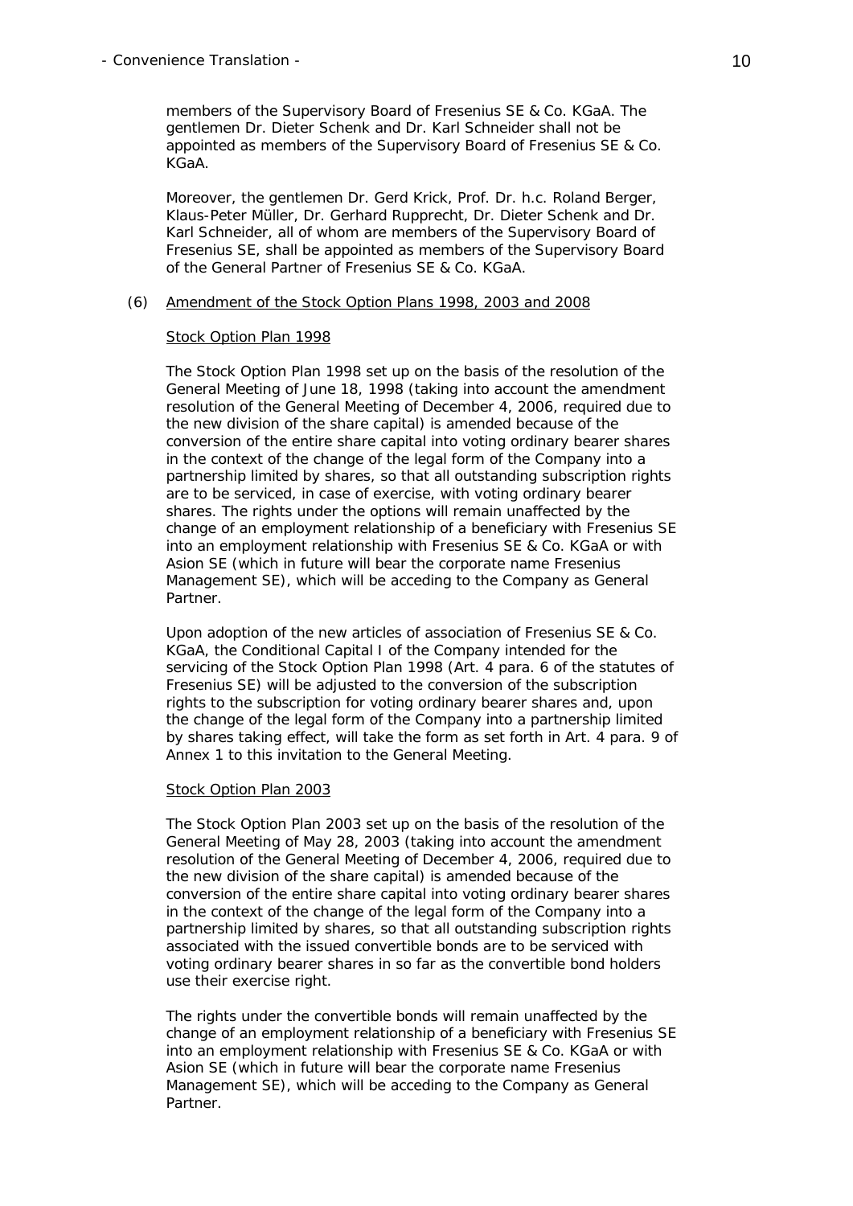members of the Supervisory Board of Fresenius SE & Co. KGaA. The gentlemen Dr. Dieter Schenk and Dr. Karl Schneider shall not be appointed as members of the Supervisory Board of Fresenius SE & Co. KGaA.

Moreover, the gentlemen Dr. Gerd Krick, Prof. Dr. h.c. Roland Berger, Klaus-Peter Müller, Dr. Gerhard Rupprecht, Dr. Dieter Schenk and Dr. Karl Schneider, all of whom are members of the Supervisory Board of Fresenius SE, shall be appointed as members of the Supervisory Board of the General Partner of Fresenius SE & Co. KGaA.

(6) <u>Amendment of the Stock Option Plans 1998, 2003 and 2008</u>

<u>Stock Option Plan 1998</u>

The Stock Option Plan 1998 set up on the basis of the resolution of the General Meeting of June 18, 1998 (taking into account the amendment resolution of the General Meeting of December 4, 2006, required due to the new division of the share capital) is amended because of the conversion of the entire share capital into voting ordinary bearer shares in the context of the change of the legal form of the Company into a partnership limited by shares, so that all outstanding subscription rights are to be serviced, in case of exercise, with voting ordinary bearer shares. The rights under the options will remain unaffected by the change of an employment relationship of a beneficiary with Fresenius SE into an employment relationship with Fresenius SE & Co. KGaA or with Asion SE (which in future will bear the corporate name Fresenius Management SE), which will be acceding to the Company as General Partner.

Upon adoption of the new articles of association of Fresenius SE & Co. KGaA, the Conditional Capital I of the Company intended for the servicing of the Stock Option Plan 1998 (Art. 4 para. 6 of the statutes of Fresenius SE) will be adjusted to the conversion of the subscription rights to the subscription for voting ordinary bearer shares and, upon the change of the legal form of the Company into a partnership limited by shares taking effect, will take the form as set forth in Art. 4 para. 9 of Annex 1 to this invitation to the General Meeting.

<u>Stock Option Plan 2003</u>

The Stock Option Plan 2003 set up on the basis of the resolution of the General Meeting of May 28, 2003 (taking into account the amendment resolution of the General Meeting of December 4, 2006, required due to the new division of the share capital) is amended because of the conversion of the entire share capital into voting ordinary bearer shares in the context of the change of the legal form of the Company into a partnership limited by shares, so that all outstanding subscription rights associated with the issued convertible bonds are to be serviced with voting ordinary bearer shares in so far as the convertible bond holders use their exercise right.

The rights under the convertible bonds will remain unaffected by the change of an employment relationship of a beneficiary with Fresenius SE into an employment relationship with Fresenius SE & Co. KGaA or with Asion SE (which in future will bear the corporate name Fresenius Management SE), which will be acceding to the Company as General Partner.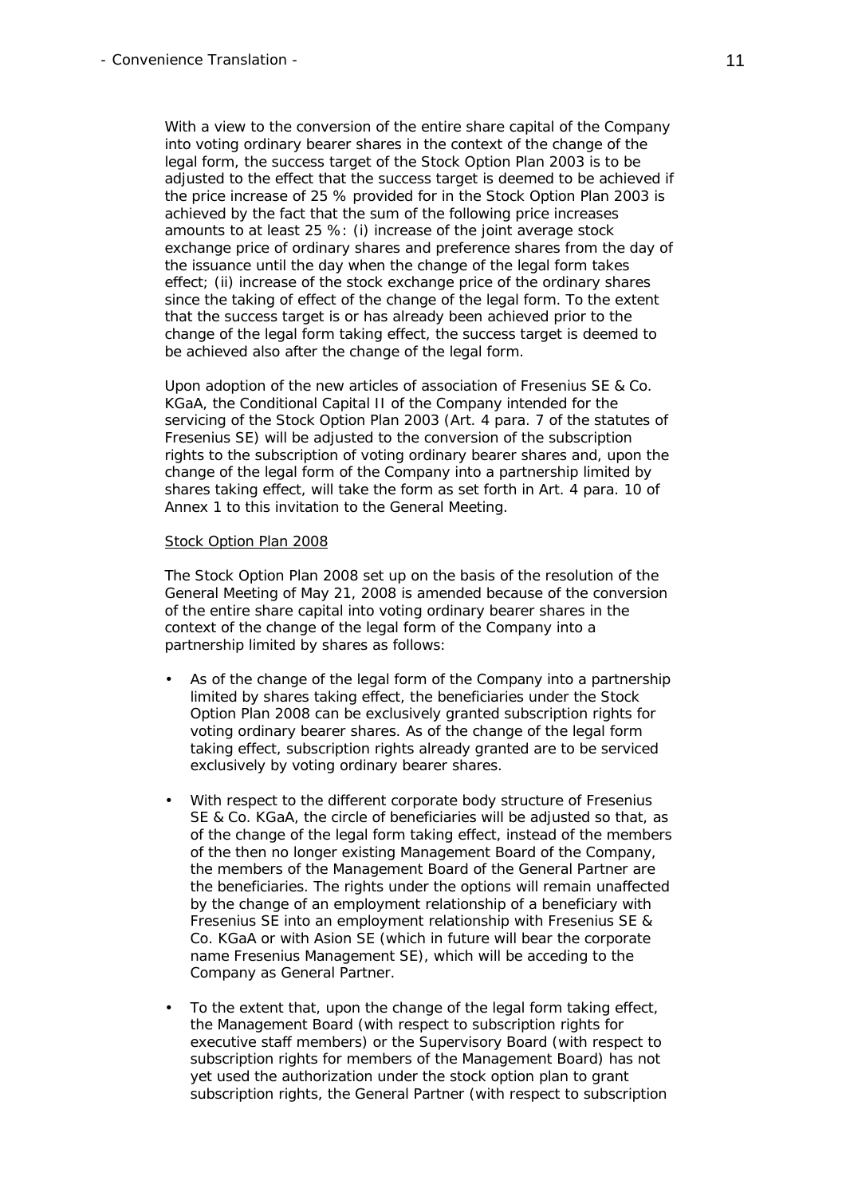With a view to the conversion of the entire share capital of the Company into voting ordinary bearer shares in the context of the change of the legal form, the success target of the Stock Option Plan 2003 is to be adjusted to the effect that the success target is deemed to be achieved if the price increase of 25 % provided for in the Stock Option Plan 2003 is achieved by the fact that the sum of the following price increases amounts to at least 25 %: (i) increase of the joint average stock exchange price of ordinary shares and preference shares from the day of the issuance until the day when the change of the legal form takes effect; (ii) increase of the stock exchange price of the ordinary shares since the taking of effect of the change of the legal form. To the extent that the success target is or has already been achieved prior to the change of the legal form taking effect, the success target is deemed to be achieved also after the change of the legal form.

Upon adoption of the new articles of association of Fresenius SE & Co. KGaA, the Conditional Capital II of the Company intended for the servicing of the Stock Option Plan 2003 (Art. 4 para. 7 of the statutes of Fresenius SE) will be adjusted to the conversion of the subscription rights to the subscription of voting ordinary bearer shares and, upon the change of the legal form of the Company into a partnership limited by shares taking effect, will take the form as set forth in Art. 4 para. 10 of Annex 1 to this invitation to the General Meeting.

Stock Option Plan 2008

The Stock Option Plan 2008 set up on the basis of the resolution of the General Meeting of May 21, 2008 is amended because of the conversion of the entire share capital into voting ordinary bearer shares in the context of the change of the legal form of the Company into a partnership limited by shares as follows:

- As of the change of the legal form of the Company into a partnership limited by shares taking effect, the beneficiaries under the Stock Option Plan 2008 can be exclusively granted subscription rights for voting ordinary bearer shares. As of the change of the legal form taking effect, subscription rights already granted are to be serviced exclusively by voting ordinary bearer shares.
- With respect to the different corporate body structure of Fresenius SE & Co. KGaA, the circle of beneficiaries will be adjusted so that, as of the change of the legal form taking effect, instead of the members of the then no longer existing Management Board of the Company, the members of the Management Board of the General Partner are the beneficiaries. The rights under the options will remain unaffected by the change of an employment relationship of a beneficiary with Fresenius SE into an employment relationship with Fresenius SE & Co. KGaA or with Asion SE (which in future will bear the corporate name Fresenius Management SE), which will be acceding to the Company as General Partner.
- To the extent that, upon the change of the legal form taking effect, the Management Board (with respect to subscription rights for executive staff members) or the Supervisory Board (with respect to subscription rights for members of the Management Board) has not yet used the authorization under the stock option plan to grant subscription rights, the General Partner (with respect to subscription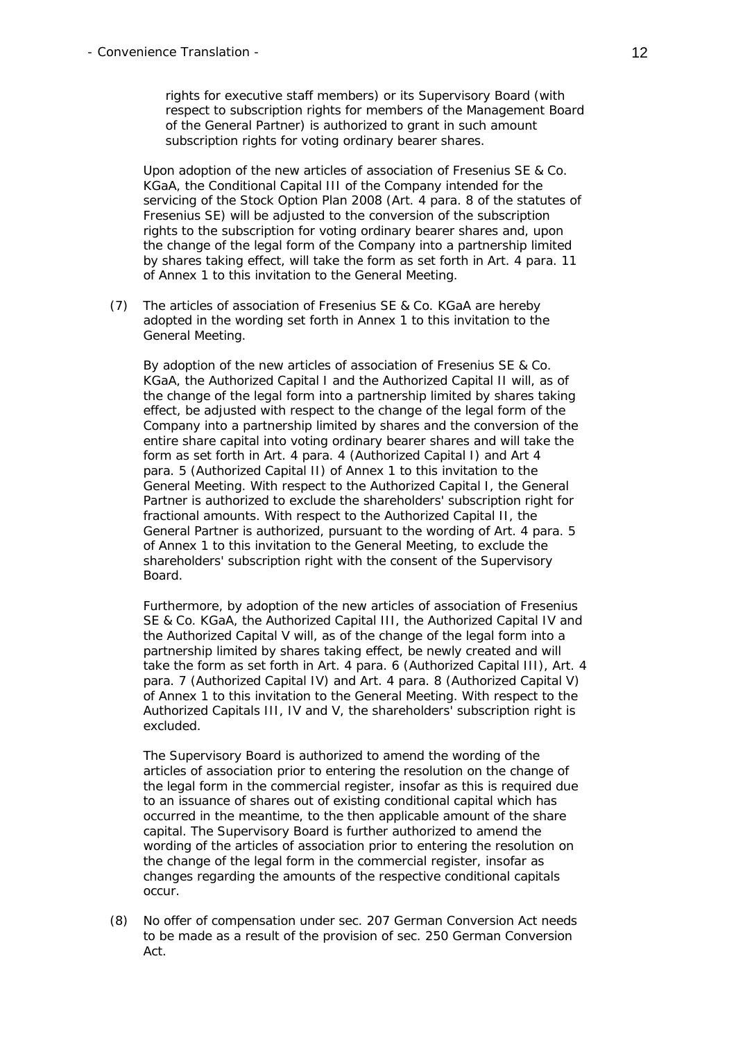rights for executive staff members) or its Supervisory Board (with respect to subscription rights for members of the Management Board of the General Partner) is authorized to grant in such amount subscription rights for voting ordinary bearer shares.

Upon adoption of the new articles of association of Fresenius SE & Co. KGaA, the Conditional Capital III of the Company intended for the servicing of the Stock Option Plan 2008 (Art. 4 para. 8 of the statutes of Fresenius SE) will be adjusted to the conversion of the subscription rights to the subscription for voting ordinary bearer shares and, upon the change of the legal form of the Company into a partnership limited by shares taking effect, will take the form as set forth in Art. 4 para. 11 of Annex 1 to this invitation to the General Meeting.

(7) The articles of association of Fresenius SE & Co. KGaA are hereby adopted in the wording set forth in Annex 1 to this invitation to the General Meeting.

By adoption of the new articles of association of Fresenius SE & Co. KGaA, the Authorized Capital I and the Authorized Capital II will, as of the change of the legal form into a partnership limited by shares taking effect, be adjusted with respect to the change of the legal form of the Company into a partnership limited by shares and the conversion of the entire share capital into voting ordinary bearer shares and will take the form as set forth in Art. 4 para. 4 (Authorized Capital I) and Art 4 para. 5 (Authorized Capital II) of Annex 1 to this invitation to the General Meeting. With respect to the Authorized Capital I, the General Partner is authorized to exclude the shareholders' subscription right for fractional amounts. With respect to the Authorized Capital II, the General Partner is authorized, pursuant to the wording of Art. 4 para. 5 of Annex 1 to this invitation to the General Meeting, to exclude the shareholders' subscription right with the consent of the Supervisory Board.

Furthermore, by adoption of the new articles of association of Fresenius SE & Co. KGaA, the Authorized Capital III, the Authorized Capital IV and the Authorized Capital V will, as of the change of the legal form into a partnership limited by shares taking effect, be newly created and will take the form as set forth in Art. 4 para. 6 (Authorized Capital III), Art. 4 para. 7 (Authorized Capital IV) and Art. 4 para. 8 (Authorized Capital V) of Annex 1 to this invitation to the General Meeting. With respect to the Authorized Capitals III, IV and V, the shareholders' subscription right is excluded.

The Supervisory Board is authorized to amend the wording of the articles of association prior to entering the resolution on the change of the legal form in the commercial register, insofar as this is required due to an issuance of shares out of existing conditional capital which has occurred in the meantime, to the then applicable amount of the share capital. The Supervisory Board is further authorized to amend the wording of the articles of association prior to entering the resolution on the change of the legal form in the commercial register, insofar as changes regarding the amounts of the respective conditional capitals occur.

(8) No offer of compensation under sec. 207 German Conversion Act needs to be made as a result of the provision of sec. 250 German Conversion Act.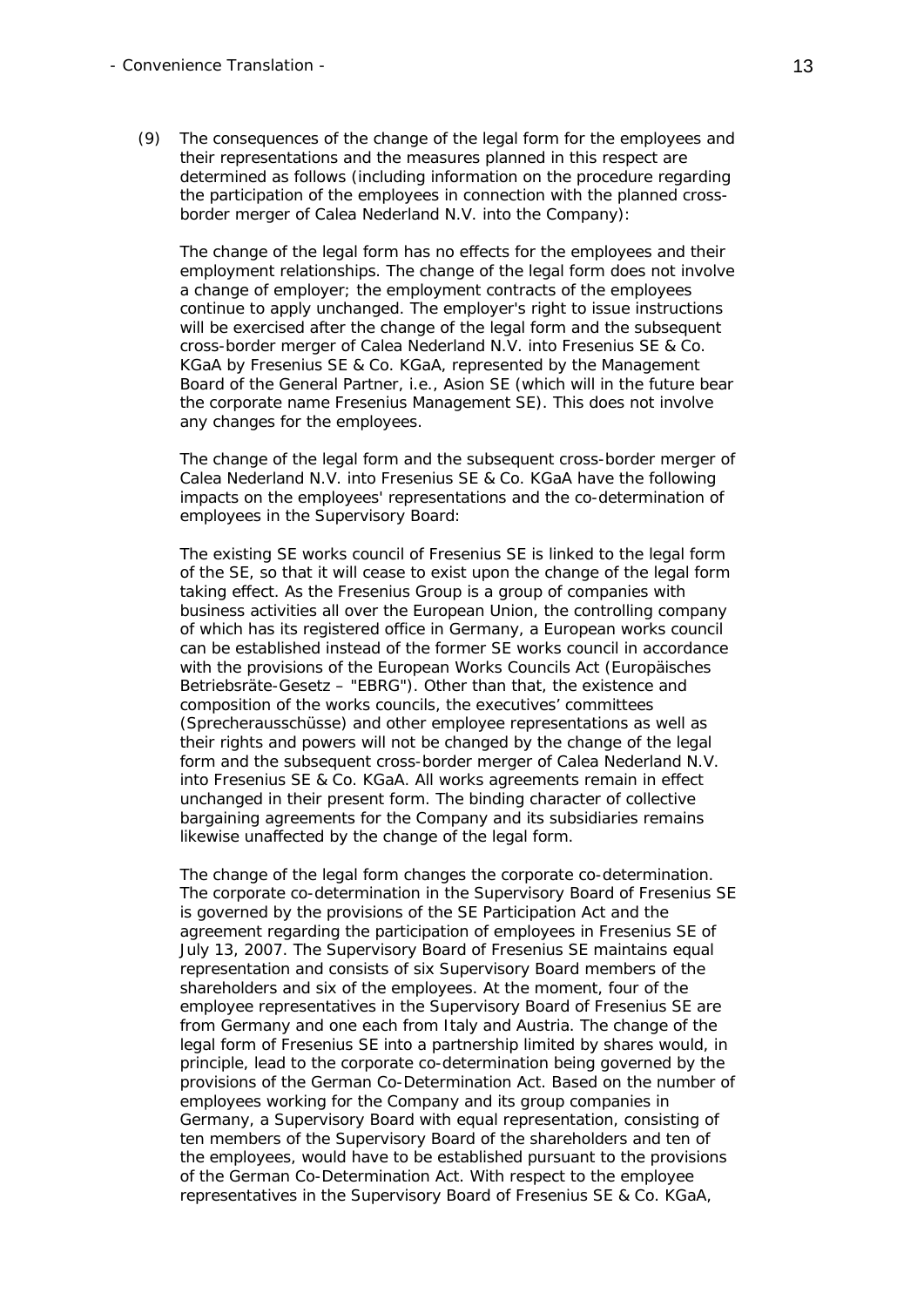(9) The consequences of the change of the legal form for the employees and their representations and the measures planned in this respect are determined as follows (including information on the procedure regarding the participation of the employees in connection with the planned cross-border merger of Calea Nederland N.V. into the Company):

The change of the legal form has no effects for the employees and their employment relationships. The change of the legal form does not involve a change of employer; the employment contracts of the employees continue to apply unchanged. The employer's right to issue instructions will be exercised after the change of the legal form and the subsequent cross-border merger of Calea Nederland N.V. into Fresenius SE & Co. KGaA by Fresenius SE & Co. KGaA, represented by the Management Board of the General Partner, i.e., Asion SE (which will in the future bear the corporate name Fresenius Management SE). This does not involve any changes for the employees.

The change of the legal form and the subsequent cross-border merger of Calea Nederland N.V. into Fresenius SE & Co. KGaA have the following impacts on the employees' representations and the co-determination of employees in the Supervisory Board:

The existing SE works council of Fresenius SE is linked to the legal form of the SE, so that it will cease to exist upon the change of the legal form taking effect. As the Fresenius Group is a group of companies with business activities all over the European Union, the controlling company of which has its registered office in Germany, a European works council can be established instead of the former SE works council in accordance with the provisions of the European Works Councils Act (Europäisches Betriebsräte-Gesetz – "EBRG"). Other than that, the existence and composition of the works councils, the executives' committees (Sprecherausschüsse) and other employee representations as well as their rights and powers will not be changed by the change of the legal form and the subsequent cross-border merger of Calea Nederland N.V. into Fresenius SE & Co. KGaA. All works agreements remain in effect unchanged in their present form. The binding character of collective bargaining agreements for the Company and its subsidiaries remains likewise unaffected by the change of the legal form.

The change of the legal form changes the corporate co-determination. The corporate co-determination in the Supervisory Board of Fresenius SE is governed by the provisions of the SE Participation Act and the agreement regarding the participation of employees in Fresenius SE of July 13, 2007. The Supervisory Board of Fresenius SE maintains equal representation and consists of six Supervisory Board members of the shareholders and six of the employees. At the moment, four of the employee representatives in the Supervisory Board of Fresenius SE are from Germany and one each from Italy and Austria. The change of the legal form of Fresenius SE into a partnership limited by shares would, in principle, lead to the corporate co-determination being governed by the provisions of the German Co-Determination Act. Based on the number of employees working for the Company and its group companies in Germany, a Supervisory Board with equal representation, consisting of ten members of the Supervisory Board of the shareholders and ten of the employees, would have to be established pursuant to the provisions of the German Co-Determination Act. With respect to the employee representatives in the Supervisory Board of Fresenius SE & Co. KGaA,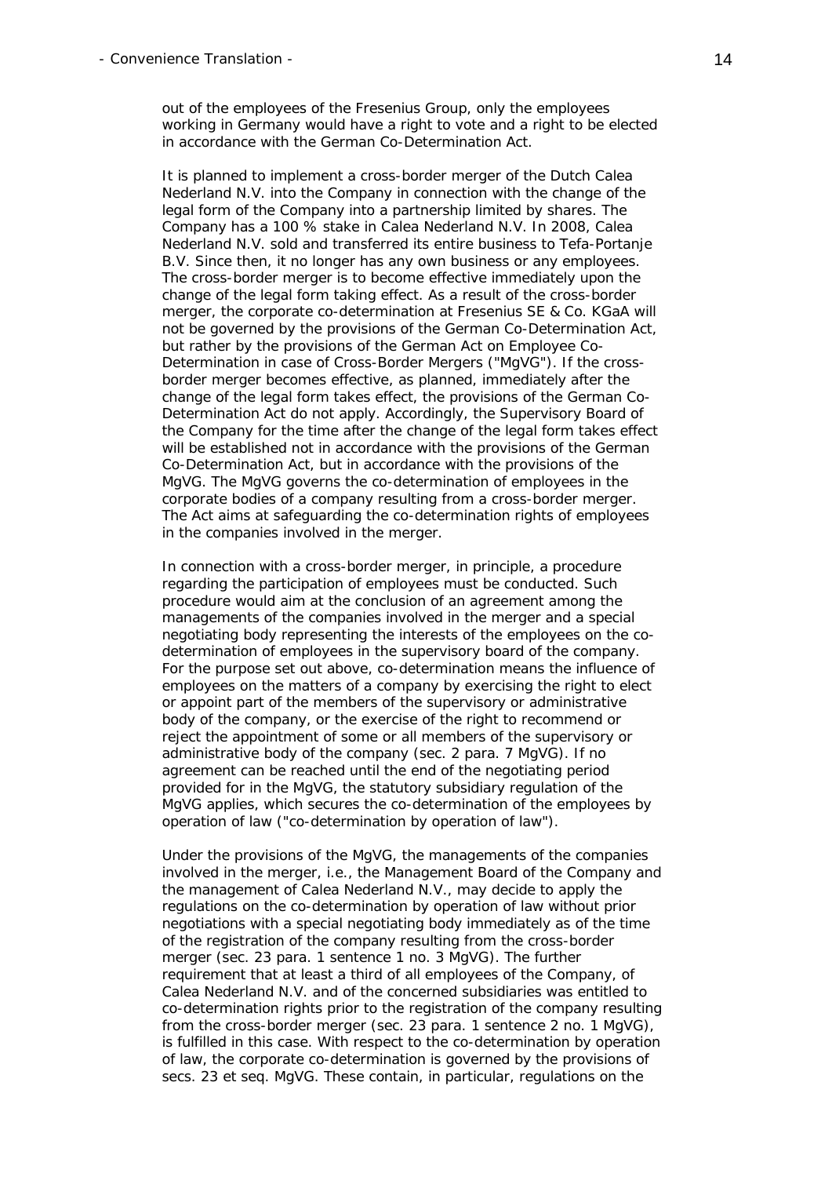out of the employees of the Fresenius Group, only the employees working in Germany would have a right to vote and a right to be elected in accordance with the German Co-Determination Act.

It is planned to implement a cross-border merger of the Dutch Calea Nederland N.V. into the Company in connection with the change of the legal form of the Company into a partnership limited by shares. The Company has a 100 % stake in Calea Nederland N.V. In 2008, Calea Nederland N.V. sold and transferred its entire business to Tefa-Portanje B.V. Since then, it no longer has any own business or any employees. The cross-border merger is to become effective immediately upon the change of the legal form taking effect. As a result of the cross-border merger, the corporate co-determination at Fresenius SE & Co. KGaA will not be governed by the provisions of the German Co-Determination Act, but rather by the provisions of the German Act on Employee Co-Determination in case of Cross-Border Mergers ("MgVG"). If the cross-border merger becomes effective, as planned, immediately after the change of the legal form takes effect, the provisions of the German Co-Determination Act do not apply. Accordingly, the Supervisory Board of the Company for the time after the change of the legal form takes effect will be established not in accordance with the provisions of the German Co-Determination Act, but in accordance with the provisions of the MgVG. The MgVG governs the co-determination of employees in the corporate bodies of a company resulting from a cross-border merger. The Act aims at safeguarding the co-determination rights of employees in the companies involved in the merger.

In connection with a cross-border merger, in principle, a procedure regarding the participation of employees must be conducted. Such procedure would aim at the conclusion of an agreement among the managements of the companies involved in the merger and a special negotiating body representing the interests of the employees on the co-determination of employees in the supervisory board of the company. For the purpose set out above, co-determination means the influence of employees on the matters of a company by exercising the right to elect or appoint part of the members of the supervisory or administrative body of the company, or the exercise of the right to recommend or reject the appointment of some or all members of the supervisory or administrative body of the company (sec. 2 para. 7 MgVG). If no agreement can be reached until the end of the negotiating period provided for in the MgVG, the statutory subsidiary regulation of the MgVG applies, which secures the co-determination of the employees by operation of law ("co-determination by operation of law").

Under the provisions of the MgVG, the managements of the companies involved in the merger, i.e., the Management Board of the Company and the management of Calea Nederland N.V., may decide to apply the regulations on the co-determination by operation of law without prior negotiations with a special negotiating body immediately as of the time of the registration of the company resulting from the cross-border merger (sec. 23 para. 1 sentence 1 no. 3 MgVG). The further requirement that at least a third of all employees of the Company, of Calea Nederland N.V. and of the concerned subsidiaries was entitled to co-determination rights prior to the registration of the company resulting from the cross-border merger (sec. 23 para. 1 sentence 2 no. 1 MgVG), is fulfilled in this case. With respect to the co-determination by operation of law, the corporate co-determination is governed by the provisions of secs. 23 et seq. MgVG. These contain, in particular, regulations on the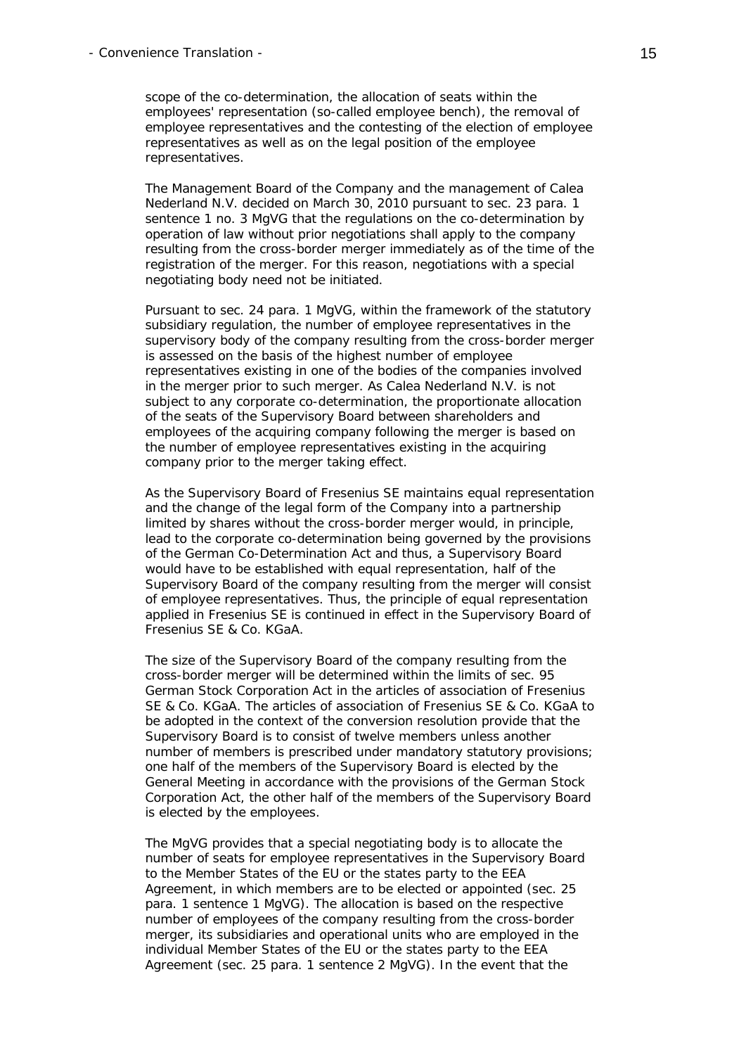scope of the co-determination, the allocation of seats within the employees' representation (so-called employee bench), the removal of employee representatives and the contesting of the election of employee representatives as well as on the legal position of the employee representatives.

The Management Board of the Company and the management of Calea Nederland N.V. decided on March 30, 2010 pursuant to sec. 23 para. 1 sentence 1 no. 3 MgVG that the regulations on the co-determination by operation of law without prior negotiations shall apply to the company resulting from the cross-border merger immediately as of the time of the registration of the merger. For this reason, negotiations with a special negotiating body need not be initiated.

Pursuant to sec. 24 para. 1 MgVG, within the framework of the statutory subsidiary regulation, the number of employee representatives in the supervisory body of the company resulting from the cross-border merger is assessed on the basis of the highest number of employee representatives existing in one of the bodies of the companies involved in the merger prior to such merger. As Calea Nederland N.V. is not subject to any corporate co-determination, the proportionate allocation of the seats of the Supervisory Board between shareholders and employees of the acquiring company following the merger is based on the number of employee representatives existing in the acquiring company prior to the merger taking effect.

As the Supervisory Board of Fresenius SE maintains equal representation and the change of the legal form of the Company into a partnership limited by shares without the cross-border merger would, in principle, lead to the corporate co-determination being governed by the provisions of the German Co-Determination Act and thus, a Supervisory Board would have to be established with equal representation, half of the Supervisory Board of the company resulting from the merger will consist of employee representatives. Thus, the principle of equal representation applied in Fresenius SE is continued in effect in the Supervisory Board of Fresenius SE & Co. KGaA.

The size of the Supervisory Board of the company resulting from the cross-border merger will be determined within the limits of sec. 95 German Stock Corporation Act in the articles of association of Fresenius SE & Co. KGaA. The articles of association of Fresenius SE & Co. KGaA to be adopted in the context of the conversion resolution provide that the Supervisory Board is to consist of twelve members unless another number of members is prescribed under mandatory statutory provisions; one half of the members of the Supervisory Board is elected by the General Meeting in accordance with the provisions of the German Stock Corporation Act, the other half of the members of the Supervisory Board is elected by the employees.

The MgVG provides that a special negotiating body is to allocate the number of seats for employee representatives in the Supervisory Board to the Member States of the EU or the states party to the EEA Agreement, in which members are to be elected or appointed (sec. 25 para. 1 sentence 1 MgVG). The allocation is based on the respective number of employees of the company resulting from the cross-border merger, its subsidiaries and operational units who are employed in the individual Member States of the EU or the states party to the EEA Agreement (sec. 25 para. 1 sentence 2 MgVG). In the event that the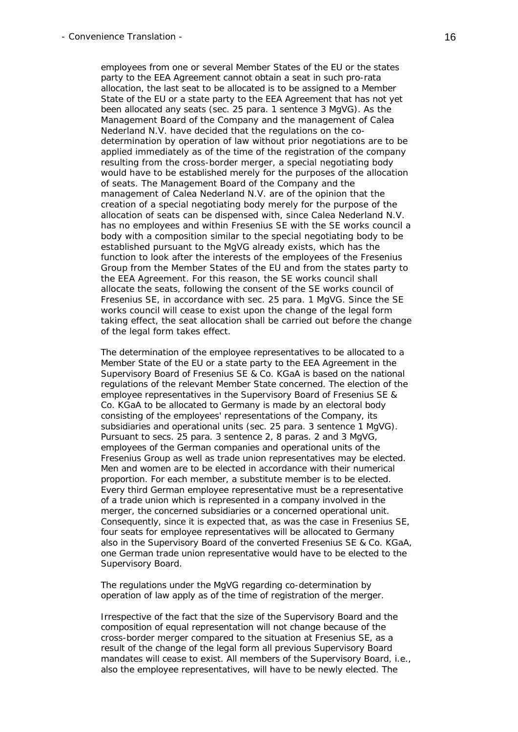employees from one or several Member States of the EU or the states party to the EEA Agreement cannot obtain a seat in such pro-rata allocation, the last seat to be allocated is to be assigned to a Member State of the EU or a state party to the EEA Agreement that has not yet been allocated any seats (sec. 25 para. 1 sentence 3 MgVG). As the Management Board of the Company and the management of Calea Nederland N.V. have decided that the regulations on the co-determination by operation of law without prior negotiations are to be applied immediately as of the time of the registration of the company resulting from the cross-border merger, a special negotiating body would have to be established merely for the purposes of the allocation of seats. The Management Board of the Company and the management of Calea Nederland N.V. are of the opinion that the creation of a special negotiating body merely for the purpose of the allocation of seats can be dispensed with, since Calea Nederland N.V. has no employees and within Fresenius SE with the SE works council a body with a composition similar to the special negotiating body to be established pursuant to the MgVG already exists, which has the function to look after the interests of the employees of the Fresenius Group from the Member States of the EU and from the states party to the EEA Agreement. For this reason, the SE works council shall allocate the seats, following the consent of the SE works council of Fresenius SE, in accordance with sec. 25 para. 1 MgVG. Since the SE works council will cease to exist upon the change of the legal form taking effect, the seat allocation shall be carried out before the change of the legal form takes effect.

The determination of the employee representatives to be allocated to a Member State of the EU or a state party to the EEA Agreement in the Supervisory Board of Fresenius SE & Co. KGaA is based on the national regulations of the relevant Member State concerned. The election of the employee representatives in the Supervisory Board of Fresenius SE & Co. KGaA to be allocated to Germany is made by an electoral body consisting of the employees' representations of the Company, its subsidiaries and operational units (sec. 25 para. 3 sentence 1 MgVG). Pursuant to secs. 25 para. 3 sentence 2, 8 paras. 2 and 3 MgVG, employees of the German companies and operational units of the Fresenius Group as well as trade union representatives may be elected. Men and women are to be elected in accordance with their numerical proportion. For each member, a substitute member is to be elected. Every third German employee representative must be a representative of a trade union which is represented in a company involved in the merger, the concerned subsidiaries or a concerned operational unit. Consequently, since it is expected that, as was the case in Fresenius SE, four seats for employee representatives will be allocated to Germany also in the Supervisory Board of the converted Fresenius SE & Co. KGaA, one German trade union representative would have to be elected to the Supervisory Board.

The regulations under the MgVG regarding co-determination by operation of law apply as of the time of registration of the merger.

Irrespective of the fact that the size of the Supervisory Board and the composition of equal representation will not change because of the cross-border merger compared to the situation at Fresenius SE, as a result of the change of the legal form all previous Supervisory Board mandates will cease to exist. All members of the Supervisory Board, i.e., also the employee representatives, will have to be newly elected. The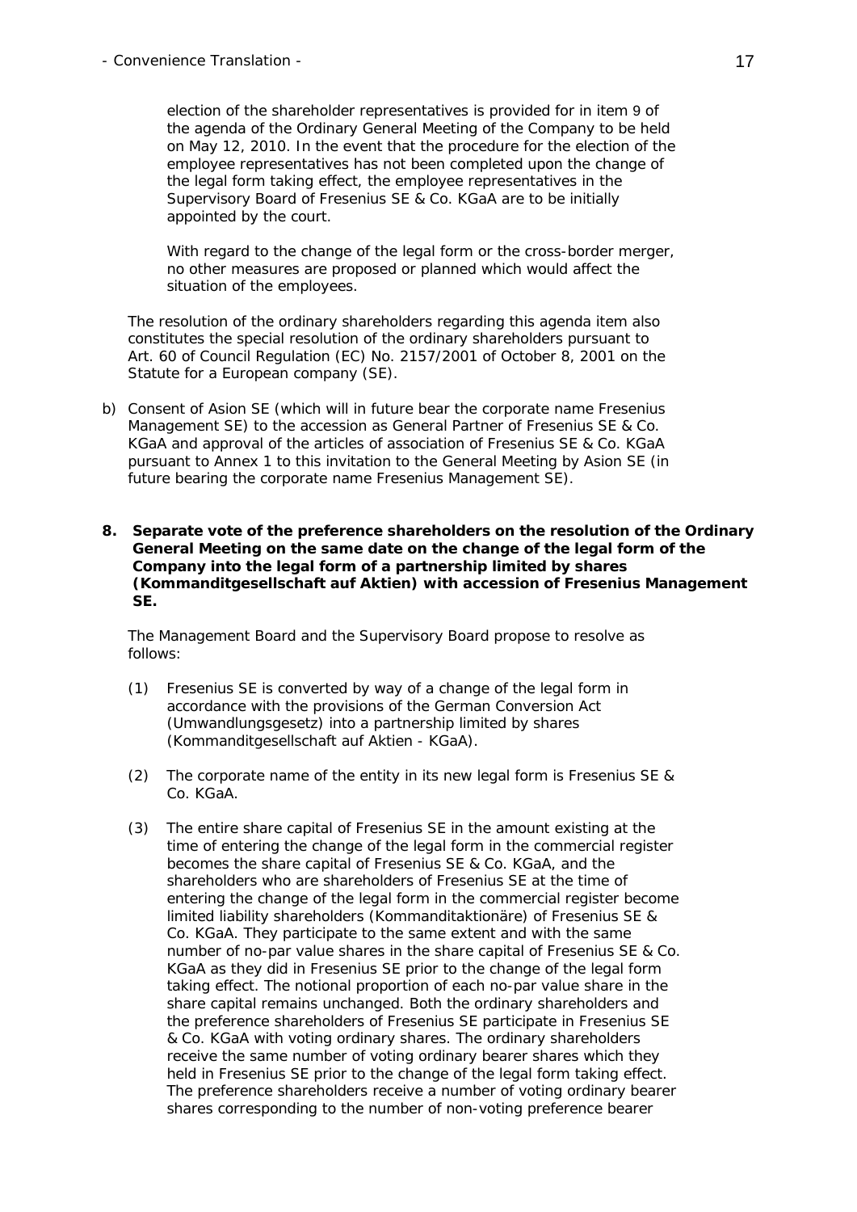election of the shareholder representatives is provided for in item 9 of the agenda of the Ordinary General Meeting of the Company to be held on May 12, 2010. In the event that the procedure for the election of the employee representatives has not been completed upon the change of the legal form taking effect, the employee representatives in the Supervisory Board of Fresenius SE & Co. KGaA are to be initially appointed by the court.

With regard to the change of the legal form or the cross-border merger, no other measures are proposed or planned which would affect the situation of the employees.

The resolution of the ordinary shareholders regarding this agenda item also constitutes the special resolution of the ordinary shareholders pursuant to Art. 60 of Council Regulation (EC) No. 2157/2001 of October 8, 2001 on the Statute for a European company (SE).

b) Consent of Asion SE (which will in future bear the corporate name Fresenius Management SE) to the accession as General Partner of Fresenius SE & Co. KGaA and approval of the articles of association of Fresenius SE & Co. KGaA pursuant to Annex 1 to this invitation to the General Meeting by Asion SE (in future bearing the corporate name Fresenius Management SE).

**8. Separate vote of the preference shareholders on the resolution of the Ordinary General Meeting on the same date on the change of the legal form of the Company into the legal form of a partnership limited by shares (Kommanditgesellschaft auf Aktien) with accession of Fresenius Management SE.**

The Management Board and the Supervisory Board propose to resolve as follows:

(1) Fresenius SE is converted by way of a change of the legal form in accordance with the provisions of the German Conversion Act (Umwandlungsgesetz) into a partnership limited by shares (Kommanditgesellschaft auf Aktien - KGaA).

(2) The corporate name of the entity in its new legal form is Fresenius SE & Co. KGaA.

(3) The entire share capital of Fresenius SE in the amount existing at the time of entering the change of the legal form in the commercial register becomes the share capital of Fresenius SE & Co. KGaA, and the shareholders who are shareholders of Fresenius SE at the time of entering the change of the legal form in the commercial register become limited liability shareholders (Kommanditaktionäre) of Fresenius SE & Co. KGaA. They participate to the same extent and with the same number of no-par value shares in the share capital of Fresenius SE & Co. KGaA as they did in Fresenius SE prior to the change of the legal form taking effect. The notional proportion of each no-par value share in the share capital remains unchanged. Both the ordinary shareholders and the preference shareholders of Fresenius SE participate in Fresenius SE & Co. KGaA with voting ordinary shares. The ordinary shareholders receive the same number of voting ordinary bearer shares which they held in Fresenius SE prior to the change of the legal form taking effect. The preference shareholders receive a number of voting ordinary bearer shares corresponding to the number of non-voting preference bearer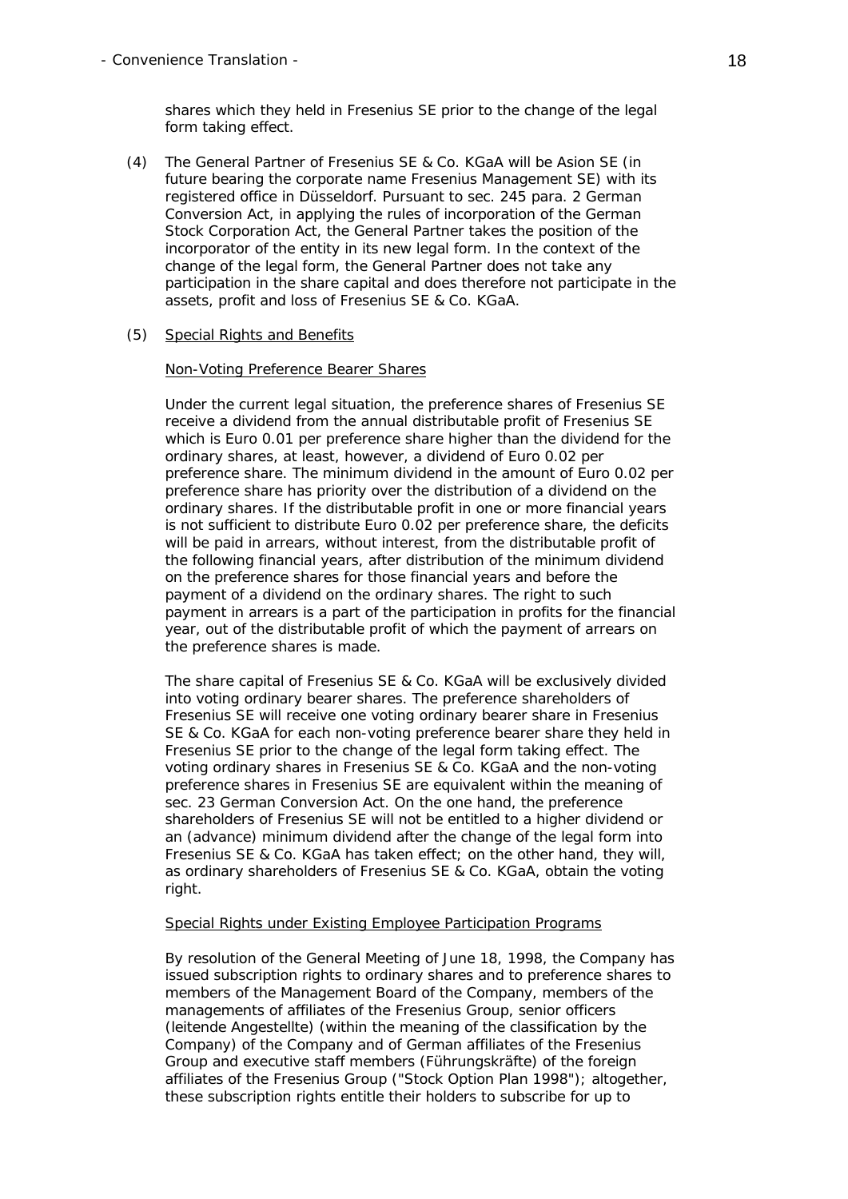shares which they held in Fresenius SE prior to the change of the legal form taking effect.

(4) The General Partner of Fresenius SE & Co. KGaA will be Asion SE (in future bearing the corporate name Fresenius Management SE) with its registered office in Düsseldorf. Pursuant to sec. 245 para. 2 German Conversion Act, in applying the rules of incorporation of the German Stock Corporation Act, the General Partner takes the position of the incorporator of the entity in its new legal form. In the context of the change of the legal form, the General Partner does not take any participation in the share capital and does therefore not participate in the assets, profit and loss of Fresenius SE & Co. KGaA.

(5) <u>Special Rights and Benefits</u>

<u>Non-Voting Preference Bearer Shares</u>

Under the current legal situation, the preference shares of Fresenius SE receive a dividend from the annual distributable profit of Fresenius SE which is Euro 0.01 per preference share higher than the dividend for the ordinary shares, at least, however, a dividend of Euro 0.02 per preference share. The minimum dividend in the amount of Euro 0.02 per preference share has priority over the distribution of a dividend on the ordinary shares. If the distributable profit in one or more financial years is not sufficient to distribute Euro 0.02 per preference share, the deficits will be paid in arrears, without interest, from the distributable profit of the following financial years, after distribution of the minimum dividend on the preference shares for those financial years and before the payment of a dividend on the ordinary shares. The right to such payment in arrears is a part of the participation in profits for the financial year, out of the distributable profit of which the payment of arrears on the preference shares is made.

The share capital of Fresenius SE & Co. KGaA will be exclusively divided into voting ordinary bearer shares. The preference shareholders of Fresenius SE will receive one voting ordinary bearer share in Fresenius SE & Co. KGaA for each non-voting preference bearer share they held in Fresenius SE prior to the change of the legal form taking effect. The voting ordinary shares in Fresenius SE & Co. KGaA and the non-voting preference shares in Fresenius SE are equivalent within the meaning of sec. 23 German Conversion Act. On the one hand, the preference shareholders of Fresenius SE will not be entitled to a higher dividend or an (advance) minimum dividend after the change of the legal form into Fresenius SE & Co. KGaA has taken effect; on the other hand, they will, as ordinary shareholders of Fresenius SE & Co. KGaA, obtain the voting right.

<u>Special Rights under Existing Employee Participation Programs</u>

By resolution of the General Meeting of June 18, 1998, the Company has issued subscription rights to ordinary shares and to preference shares to members of the Management Board of the Company, members of the managements of affiliates of the Fresenius Group, senior officers (leitende Angestellte) (within the meaning of the classification by the Company) of the Company and of German affiliates of the Fresenius Group and executive staff members (Führungskräfte) of the foreign affiliates of the Fresenius Group ("Stock Option Plan 1998"); altogether, these subscription rights entitle their holders to subscribe for up to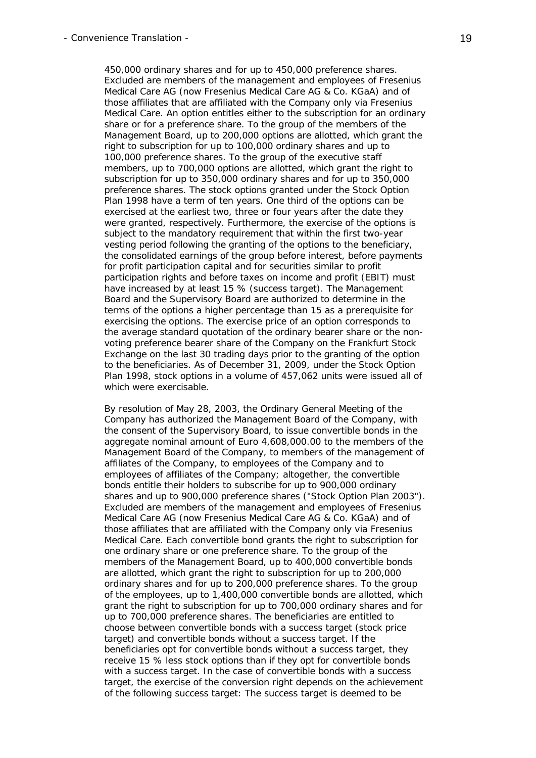450,000 ordinary shares and for up to 450,000 preference shares. Excluded are members of the management and employees of Fresenius Medical Care AG (now Fresenius Medical Care AG & Co. KGaA) and of those affiliates that are affiliated with the Company only via Fresenius Medical Care. An option entitles either to the subscription for an ordinary share or for a preference share. To the group of the members of the Management Board, up to 200,000 options are allotted, which grant the right to subscription for up to 100,000 ordinary shares and up to 100,000 preference shares. To the group of the executive staff members, up to 700,000 options are allotted, which grant the right to subscription for up to 350,000 ordinary shares and for up to 350,000 preference shares. The stock options granted under the Stock Option Plan 1998 have a term of ten years. One third of the options can be exercised at the earliest two, three or four years after the date they were granted, respectively. Furthermore, the exercise of the options is subject to the mandatory requirement that within the first two-year vesting period following the granting of the options to the beneficiary, the consolidated earnings of the group before interest, before payments for profit participation capital and for securities similar to profit participation rights and before taxes on income and profit (EBIT) must have increased by at least 15 % (success target). The Management Board and the Supervisory Board are authorized to determine in the terms of the options a higher percentage than 15 as a prerequisite for exercising the options. The exercise price of an option corresponds to the average standard quotation of the ordinary bearer share or the non-voting preference bearer share of the Company on the Frankfurt Stock Exchange on the last 30 trading days prior to the granting of the option to the beneficiaries. As of December 31, 2009, under the Stock Option Plan 1998, stock options in a volume of 457,062 units were issued all of which were exercisable.

By resolution of May 28, 2003, the Ordinary General Meeting of the Company has authorized the Management Board of the Company, with the consent of the Supervisory Board, to issue convertible bonds in the aggregate nominal amount of Euro 4,608,000.00 to the members of the Management Board of the Company, to members of the management of affiliates of the Company, to employees of the Company and to employees of affiliates of the Company; altogether, the convertible bonds entitle their holders to subscribe for up to 900,000 ordinary shares and up to 900,000 preference shares ("Stock Option Plan 2003"). Excluded are members of the management and employees of Fresenius Medical Care AG (now Fresenius Medical Care AG & Co. KGaA) and of those affiliates that are affiliated with the Company only via Fresenius Medical Care. Each convertible bond grants the right to subscription for one ordinary share or one preference share. To the group of the members of the Management Board, up to 400,000 convertible bonds are allotted, which grant the right to subscription for up to 200,000 ordinary shares and for up to 200,000 preference shares. To the group of the employees, up to 1,400,000 convertible bonds are allotted, which grant the right to subscription for up to 700,000 ordinary shares and for up to 700,000 preference shares. The beneficiaries are entitled to choose between convertible bonds with a success target (stock price target) and convertible bonds without a success target. If the beneficiaries opt for convertible bonds without a success target, they receive 15 % less stock options than if they opt for convertible bonds with a success target. In the case of convertible bonds with a success target, the exercise of the conversion right depends on the achievement of the following success target: The success target is deemed to be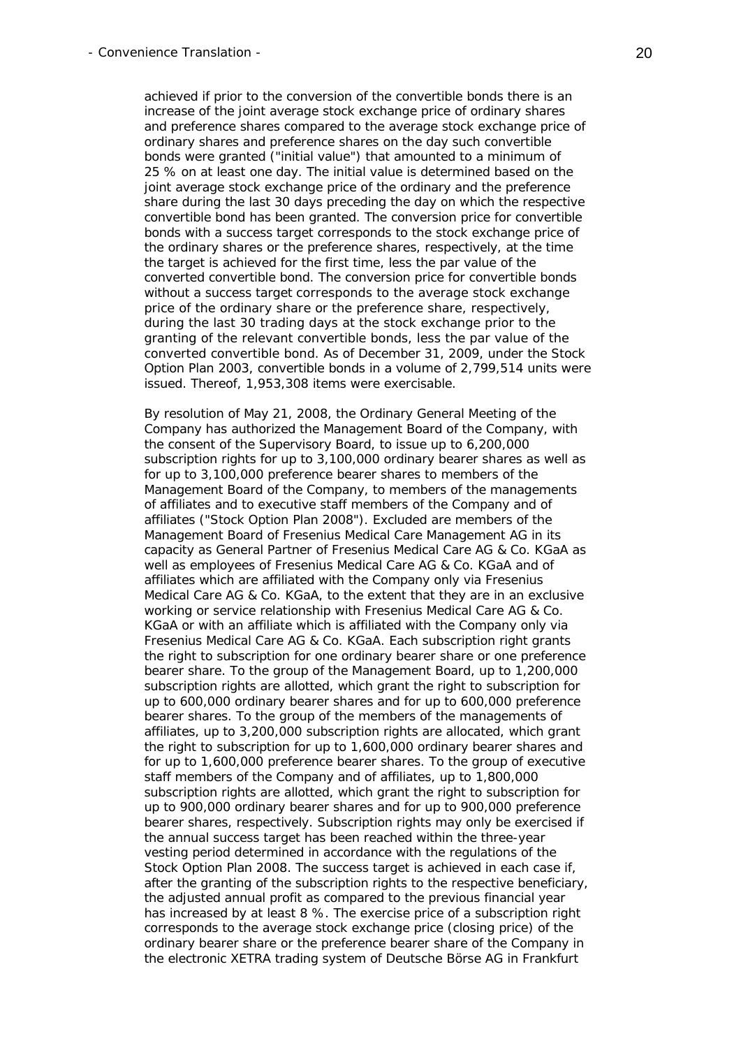achieved if prior to the conversion of the convertible bonds there is an increase of the joint average stock exchange price of ordinary shares and preference shares compared to the average stock exchange price of ordinary shares and preference shares on the day such convertible bonds were granted ("initial value") that amounted to a minimum of 25 % on at least one day. The initial value is determined based on the joint average stock exchange price of the ordinary and the preference share during the last 30 days preceding the day on which the respective convertible bond has been granted. The conversion price for convertible bonds with a success target corresponds to the stock exchange price of the ordinary shares or the preference shares, respectively, at the time the target is achieved for the first time, less the par value of the converted convertible bond. The conversion price for convertible bonds without a success target corresponds to the average stock exchange price of the ordinary share or the preference share, respectively, during the last 30 trading days at the stock exchange prior to the granting of the relevant convertible bonds, less the par value of the converted convertible bond. As of December 31, 2009, under the Stock Option Plan 2003, convertible bonds in a volume of 2,799,514 units were issued. Thereof, 1,953,308 items were exercisable.

By resolution of May 21, 2008, the Ordinary General Meeting of the Company has authorized the Management Board of the Company, with the consent of the Supervisory Board, to issue up to 6,200,000 subscription rights for up to 3,100,000 ordinary bearer shares as well as for up to 3,100,000 preference bearer shares to members of the Management Board of the Company, to members of the managements of affiliates and to executive staff members of the Company and of affiliates ("Stock Option Plan 2008"). Excluded are members of the Management Board of Fresenius Medical Care Management AG in its capacity as General Partner of Fresenius Medical Care AG & Co. KGaA as well as employees of Fresenius Medical Care AG & Co. KGaA and of affiliates which are affiliated with the Company only via Fresenius Medical Care AG & Co. KGaA, to the extent that they are in an exclusive working or service relationship with Fresenius Medical Care AG & Co. KGaA or with an affiliate which is affiliated with the Company only via Fresenius Medical Care AG & Co. KGaA. Each subscription right grants the right to subscription for one ordinary bearer share or one preference bearer share. To the group of the Management Board, up to 1,200,000 subscription rights are allotted, which grant the right to subscription for up to 600,000 ordinary bearer shares and for up to 600,000 preference bearer shares. To the group of the members of the managements of affiliates, up to 3,200,000 subscription rights are allocated, which grant the right to subscription for up to 1,600,000 ordinary bearer shares and for up to 1,600,000 preference bearer shares. To the group of executive staff members of the Company and of affiliates, up to 1,800,000 subscription rights are allotted, which grant the right to subscription for up to 900,000 ordinary bearer shares and for up to 900,000 preference bearer shares, respectively. Subscription rights may only be exercised if the annual success target has been reached within the three-year vesting period determined in accordance with the regulations of the Stock Option Plan 2008. The success target is achieved in each case if, after the granting of the subscription rights to the respective beneficiary, the adjusted annual profit as compared to the previous financial year has increased by at least 8 %. The exercise price of a subscription right corresponds to the average stock exchange price (closing price) of the ordinary bearer share or the preference bearer share of the Company in the electronic XETRA trading system of Deutsche Börse AG in Frankfurt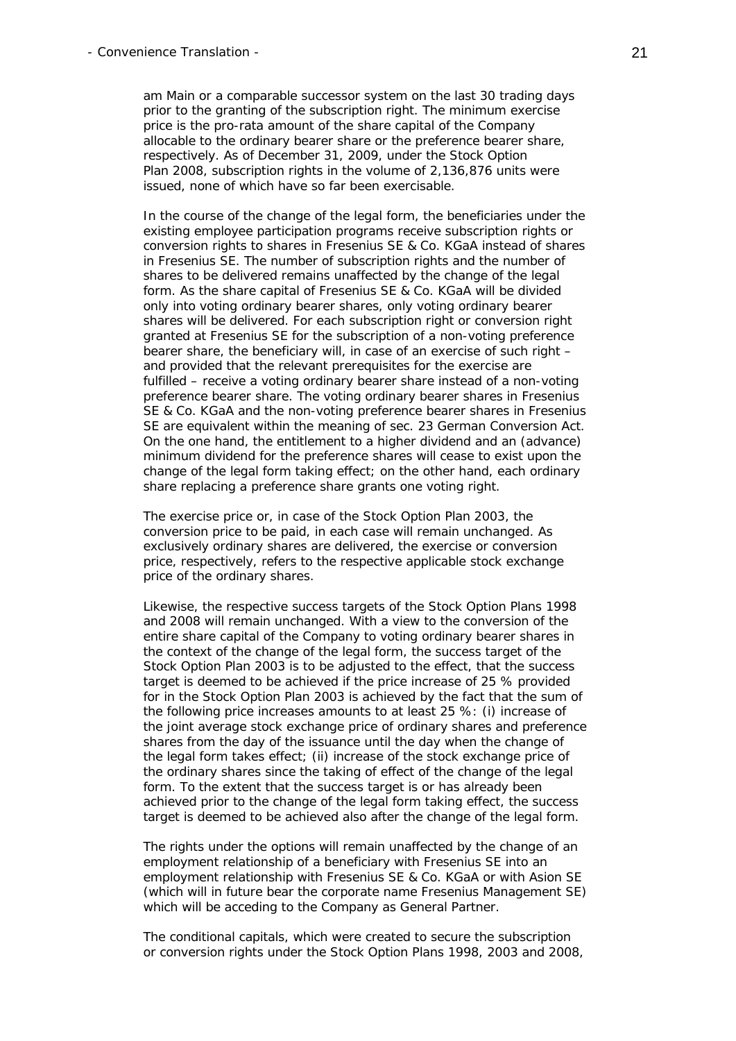am Main or a comparable successor system on the last 30 trading days prior to the granting of the subscription right. The minimum exercise price is the pro-rata amount of the share capital of the Company allocable to the ordinary bearer share or the preference bearer share, respectively. As of December 31, 2009, under the Stock Option Plan 2008, subscription rights in the volume of 2,136,876 units were issued, none of which have so far been exercisable.

In the course of the change of the legal form, the beneficiaries under the existing employee participation programs receive subscription rights or conversion rights to shares in Fresenius SE & Co. KGaA instead of shares in Fresenius SE. The number of subscription rights and the number of shares to be delivered remains unaffected by the change of the legal form. As the share capital of Fresenius SE & Co. KGaA will be divided only into voting ordinary bearer shares, only voting ordinary bearer shares will be delivered. For each subscription right or conversion right granted at Fresenius SE for the subscription of a non-voting preference bearer share, the beneficiary will, in case of an exercise of such right – and provided that the relevant prerequisites for the exercise are fulfilled – receive a voting ordinary bearer share instead of a non-voting preference bearer share. The voting ordinary bearer shares in Fresenius SE & Co. KGaA and the non-voting preference bearer shares in Fresenius SE are equivalent within the meaning of sec. 23 German Conversion Act. On the one hand, the entitlement to a higher dividend and an (advance) minimum dividend for the preference shares will cease to exist upon the change of the legal form taking effect; on the other hand, each ordinary share replacing a preference share grants one voting right.

The exercise price or, in case of the Stock Option Plan 2003, the conversion price to be paid, in each case will remain unchanged. As exclusively ordinary shares are delivered, the exercise or conversion price, respectively, refers to the respective applicable stock exchange price of the ordinary shares.

Likewise, the respective success targets of the Stock Option Plans 1998 and 2008 will remain unchanged. With a view to the conversion of the entire share capital of the Company to voting ordinary bearer shares in the context of the change of the legal form, the success target of the Stock Option Plan 2003 is to be adjusted to the effect, that the success target is deemed to be achieved if the price increase of 25 % provided for in the Stock Option Plan 2003 is achieved by the fact that the sum of the following price increases amounts to at least 25 %: (i) increase of the joint average stock exchange price of ordinary shares and preference shares from the day of the issuance until the day when the change of the legal form takes effect; (ii) increase of the stock exchange price of the ordinary shares since the taking of effect of the change of the legal form. To the extent that the success target is or has already been achieved prior to the change of the legal form taking effect, the success target is deemed to be achieved also after the change of the legal form.

The rights under the options will remain unaffected by the change of an employment relationship of a beneficiary with Fresenius SE into an employment relationship with Fresenius SE & Co. KGaA or with Asion SE (which will in future bear the corporate name Fresenius Management SE) which will be acceding to the Company as General Partner.

The conditional capitals, which were created to secure the subscription or conversion rights under the Stock Option Plans 1998, 2003 and 2008,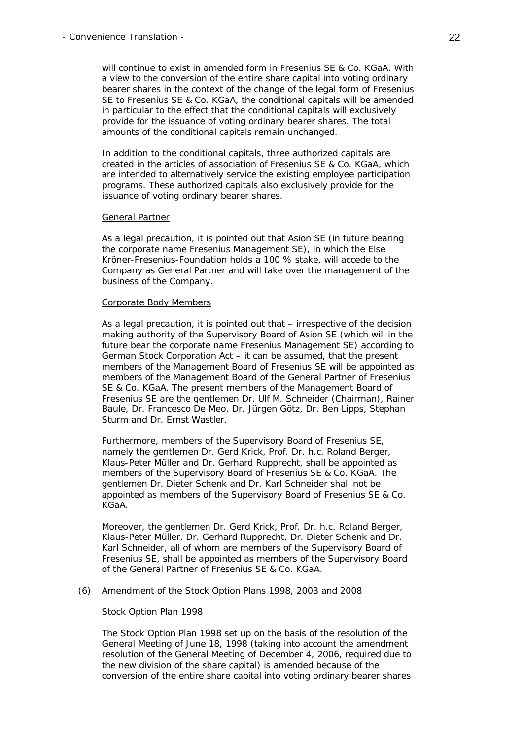will continue to exist in amended form in Fresenius SE & Co. KGaA. With a view to the conversion of the entire share capital into voting ordinary bearer shares in the context of the change of the legal form of Fresenius SE to Fresenius SE & Co. KGaA, the conditional capitals will be amended in particular to the effect that the conditional capitals will exclusively provide for the issuance of voting ordinary bearer shares. The total amounts of the conditional capitals remain unchanged.

In addition to the conditional capitals, three authorized capitals are created in the articles of association of Fresenius SE & Co. KGaA, which are intended to alternatively service the existing employee participation programs. These authorized capitals also exclusively provide for the issuance of voting ordinary bearer shares.

General Partner

As a legal precaution, it is pointed out that Asion SE (in future bearing the corporate name Fresenius Management SE), in which the Else Kröner-Fresenius-Foundation holds a 100 % stake, will accede to the Company as General Partner and will take over the management of the business of the Company.

Corporate Body Members

As a legal precaution, it is pointed out that – irrespective of the decision making authority of the Supervisory Board of Asion SE (which will in the future bear the corporate name Fresenius Management SE) according to German Stock Corporation Act – it can be assumed, that the present members of the Management Board of Fresenius SE will be appointed as members of the Management Board of the General Partner of Fresenius SE & Co. KGaA. The present members of the Management Board of Fresenius SE are the gentlemen Dr. Ulf M. Schneider (Chairman), Rainer Baule, Dr. Francesco De Meo, Dr. Jürgen Götz, Dr. Ben Lipps, Stephan Sturm and Dr. Ernst Wastler.

Furthermore, members of the Supervisory Board of Fresenius SE, namely the gentlemen Dr. Gerd Krick, Prof. Dr. h.c. Roland Berger, Klaus-Peter Müller and Dr. Gerhard Rupprecht, shall be appointed as members of the Supervisory Board of Fresenius SE & Co. KGaA. The gentlemen Dr. Dieter Schenk and Dr. Karl Schneider shall not be appointed as members of the Supervisory Board of Fresenius SE & Co. KGaA.

Moreover, the gentlemen Dr. Gerd Krick, Prof. Dr. h.c. Roland Berger, Klaus-Peter Müller, Dr. Gerhard Rupprecht, Dr. Dieter Schenk and Dr. Karl Schneider, all of whom are members of the Supervisory Board of Fresenius SE, shall be appointed as members of the Supervisory Board of the General Partner of Fresenius SE & Co. KGaA.

(6) Amendment of the Stock Option Plans 1998, 2003 and 2008

Stock Option Plan 1998

The Stock Option Plan 1998 set up on the basis of the resolution of the General Meeting of June 18, 1998 (taking into account the amendment resolution of the General Meeting of December 4, 2006, required due to the new division of the share capital) is amended because of the conversion of the entire share capital into voting ordinary bearer shares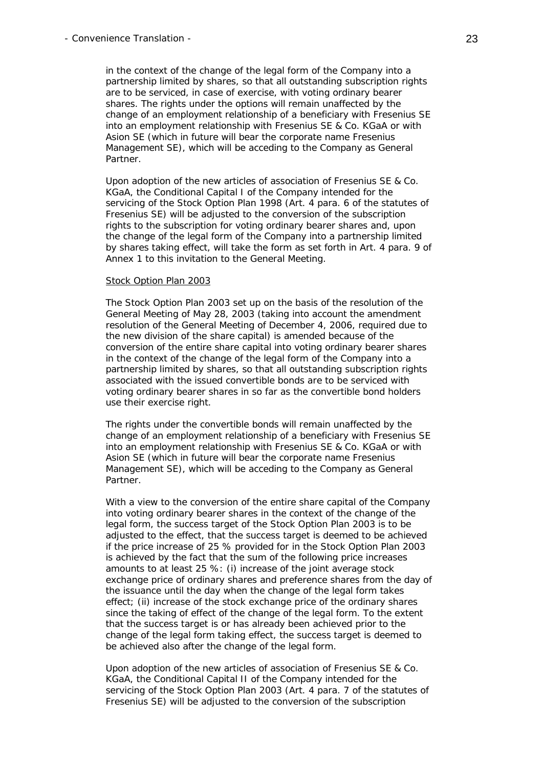in the context of the change of the legal form of the Company into a partnership limited by shares, so that all outstanding subscription rights are to be serviced, in case of exercise, with voting ordinary bearer shares. The rights under the options will remain unaffected by the change of an employment relationship of a beneficiary with Fresenius SE into an employment relationship with Fresenius SE & Co. KGaA or with Asion SE (which in future will bear the corporate name Fresenius Management SE), which will be acceding to the Company as General Partner.

Upon adoption of the new articles of association of Fresenius SE & Co. KGaA, the Conditional Capital I of the Company intended for the servicing of the Stock Option Plan 1998 (Art. 4 para. 6 of the statutes of Fresenius SE) will be adjusted to the conversion of the subscription rights to the subscription for voting ordinary bearer shares and, upon the change of the legal form of the Company into a partnership limited by shares taking effect, will take the form as set forth in Art. 4 para. 9 of Annex 1 to this invitation to the General Meeting.

Stock Option Plan 2003

The Stock Option Plan 2003 set up on the basis of the resolution of the General Meeting of May 28, 2003 (taking into account the amendment resolution of the General Meeting of December 4, 2006, required due to the new division of the share capital) is amended because of the conversion of the entire share capital into voting ordinary bearer shares in the context of the change of the legal form of the Company into a partnership limited by shares, so that all outstanding subscription rights associated with the issued convertible bonds are to be serviced with voting ordinary bearer shares in so far as the convertible bond holders use their exercise right.

The rights under the convertible bonds will remain unaffected by the change of an employment relationship of a beneficiary with Fresenius SE into an employment relationship with Fresenius SE & Co. KGaA or with Asion SE (which in future will bear the corporate name Fresenius Management SE), which will be acceding to the Company as General Partner.

With a view to the conversion of the entire share capital of the Company into voting ordinary bearer shares in the context of the change of the legal form, the success target of the Stock Option Plan 2003 is to be adjusted to the effect, that the success target is deemed to be achieved if the price increase of 25 % provided for in the Stock Option Plan 2003 is achieved by the fact that the sum of the following price increases amounts to at least 25 %: (i) increase of the joint average stock exchange price of ordinary shares and preference shares from the day of the issuance until the day when the change of the legal form takes effect; (ii) increase of the stock exchange price of the ordinary shares since the taking of effect of the change of the legal form. To the extent that the success target is or has already been achieved prior to the change of the legal form taking effect, the success target is deemed to be achieved also after the change of the legal form.

Upon adoption of the new articles of association of Fresenius SE & Co. KGaA, the Conditional Capital II of the Company intended for the servicing of the Stock Option Plan 2003 (Art. 4 para. 7 of the statutes of Fresenius SE) will be adjusted to the conversion of the subscription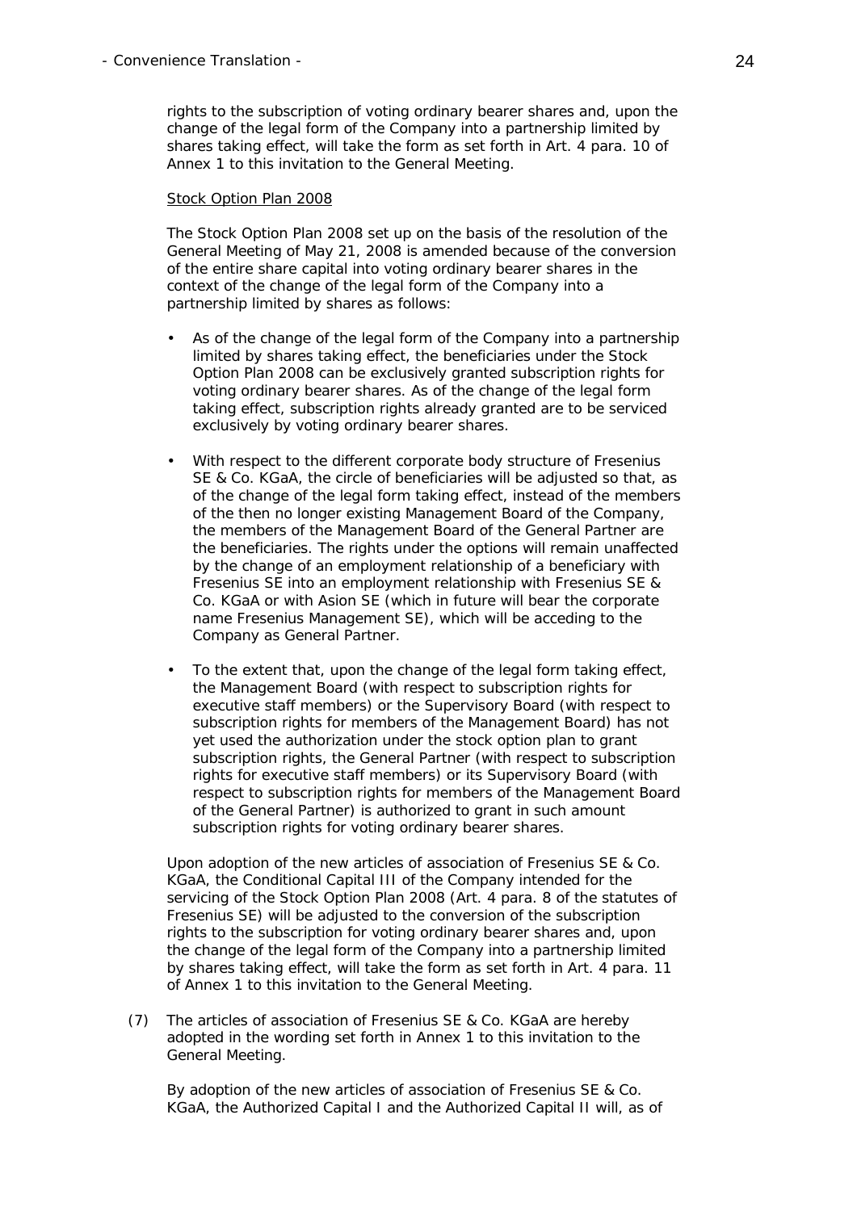rights to the subscription of voting ordinary bearer shares and, upon the change of the legal form of the Company into a partnership limited by shares taking effect, will take the form as set forth in Art. 4 para. 10 of Annex 1 to this invitation to the General Meeting.

Stock Option Plan 2008

The Stock Option Plan 2008 set up on the basis of the resolution of the General Meeting of May 21, 2008 is amended because of the conversion of the entire share capital into voting ordinary bearer shares in the context of the change of the legal form of the Company into a partnership limited by shares as follows:

- As of the change of the legal form of the Company into a partnership limited by shares taking effect, the beneficiaries under the Stock Option Plan 2008 can be exclusively granted subscription rights for voting ordinary bearer shares. As of the change of the legal form taking effect, subscription rights already granted are to be serviced exclusively by voting ordinary bearer shares.
- With respect to the different corporate body structure of Fresenius SE & Co. KGaA, the circle of beneficiaries will be adjusted so that, as of the change of the legal form taking effect, instead of the members of the then no longer existing Management Board of the Company, the members of the Management Board of the General Partner are the beneficiaries. The rights under the options will remain unaffected by the change of an employment relationship of a beneficiary with Fresenius SE into an employment relationship with Fresenius SE & Co. KGaA or with Asion SE (which in future will bear the corporate name Fresenius Management SE), which will be acceding to the Company as General Partner.
- To the extent that, upon the change of the legal form taking effect, the Management Board (with respect to subscription rights for executive staff members) or the Supervisory Board (with respect to subscription rights for members of the Management Board) has not yet used the authorization under the stock option plan to grant subscription rights, the General Partner (with respect to subscription rights for executive staff members) or its Supervisory Board (with respect to subscription rights for members of the Management Board of the General Partner) is authorized to grant in such amount subscription rights for voting ordinary bearer shares.

Upon adoption of the new articles of association of Fresenius SE & Co. KGaA, the Conditional Capital III of the Company intended for the servicing of the Stock Option Plan 2008 (Art. 4 para. 8 of the statutes of Fresenius SE) will be adjusted to the conversion of the subscription rights to the subscription for voting ordinary bearer shares and, upon the change of the legal form of the Company into a partnership limited by shares taking effect, will take the form as set forth in Art. 4 para. 11 of Annex 1 to this invitation to the General Meeting.

(7) The articles of association of Fresenius SE & Co. KGaA are hereby adopted in the wording set forth in Annex 1 to this invitation to the General Meeting.

By adoption of the new articles of association of Fresenius SE & Co. KGaA, the Authorized Capital I and the Authorized Capital II will, as of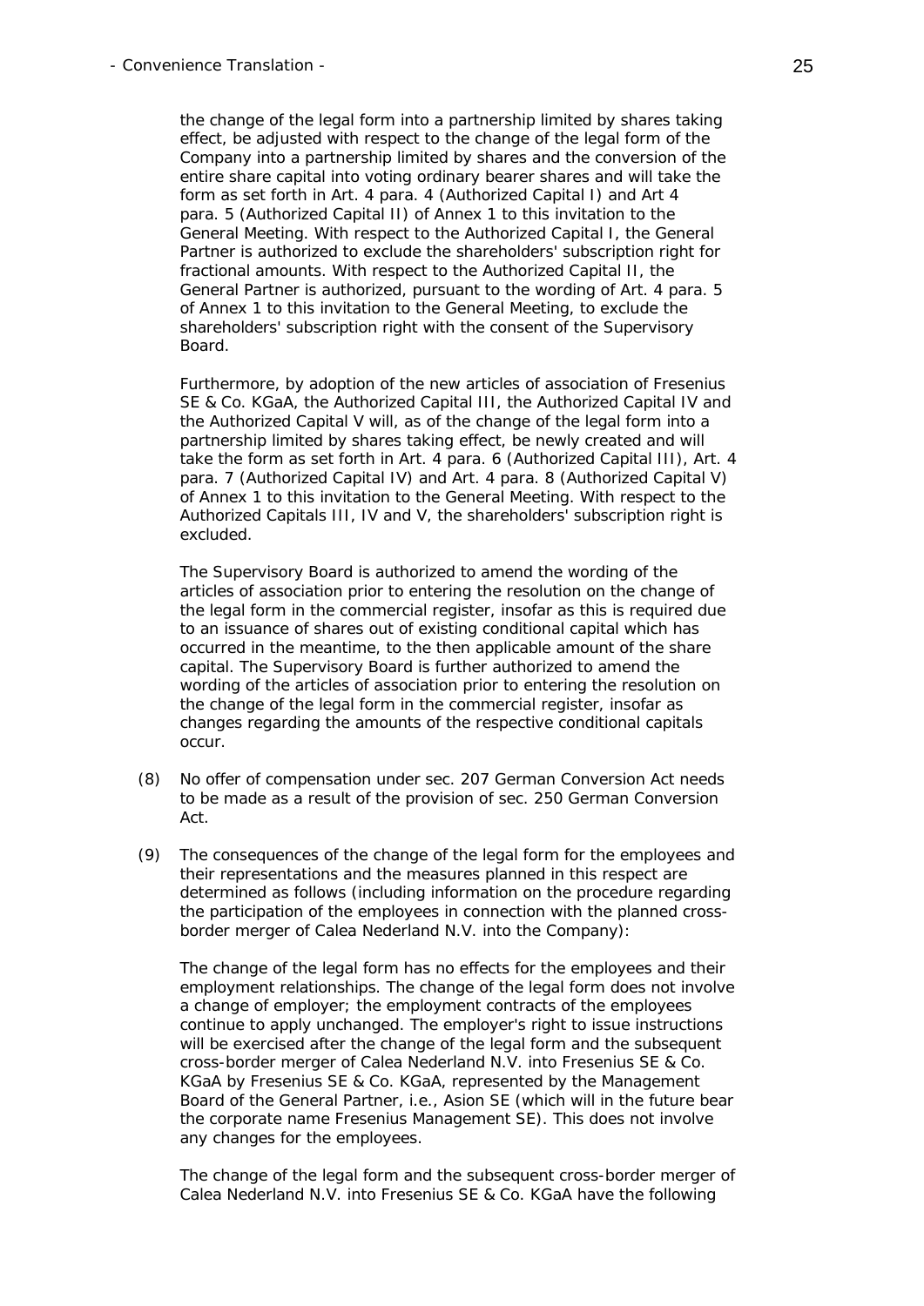the change of the legal form into a partnership limited by shares taking effect, be adjusted with respect to the change of the legal form of the Company into a partnership limited by shares and the conversion of the entire share capital into voting ordinary bearer shares and will take the form as set forth in Art. 4 para. 4 (Authorized Capital I) and Art 4 para. 5 (Authorized Capital II) of Annex 1 to this invitation to the General Meeting. With respect to the Authorized Capital I, the General Partner is authorized to exclude the shareholders' subscription right for fractional amounts. With respect to the Authorized Capital II, the General Partner is authorized, pursuant to the wording of Art. 4 para. 5 of Annex 1 to this invitation to the General Meeting, to exclude the shareholders' subscription right with the consent of the Supervisory Board.

Furthermore, by adoption of the new articles of association of Fresenius SE & Co. KGaA, the Authorized Capital III, the Authorized Capital IV and the Authorized Capital V will, as of the change of the legal form into a partnership limited by shares taking effect, be newly created and will take the form as set forth in Art. 4 para. 6 (Authorized Capital III), Art. 4 para. 7 (Authorized Capital IV) and Art. 4 para. 8 (Authorized Capital V) of Annex 1 to this invitation to the General Meeting. With respect to the Authorized Capitals III, IV and V, the shareholders' subscription right is excluded.

The Supervisory Board is authorized to amend the wording of the articles of association prior to entering the resolution on the change of the legal form in the commercial register, insofar as this is required due to an issuance of shares out of existing conditional capital which has occurred in the meantime, to the then applicable amount of the share capital. The Supervisory Board is further authorized to amend the wording of the articles of association prior to entering the resolution on the change of the legal form in the commercial register, insofar as changes regarding the amounts of the respective conditional capitals occur.

(8) No offer of compensation under sec. 207 German Conversion Act needs to be made as a result of the provision of sec. 250 German Conversion Act.

(9) The consequences of the change of the legal form for the employees and their representations and the measures planned in this respect are determined as follows (including information on the procedure regarding the participation of the employees in connection with the planned cross-border merger of Calea Nederland N.V. into the Company):

The change of the legal form has no effects for the employees and their employment relationships. The change of the legal form does not involve a change of employer; the employment contracts of the employees continue to apply unchanged. The employer's right to issue instructions will be exercised after the change of the legal form and the subsequent cross-border merger of Calea Nederland N.V. into Fresenius SE & Co. KGaA by Fresenius SE & Co. KGaA, represented by the Management Board of the General Partner, i.e., Asion SE (which will in the future bear the corporate name Fresenius Management SE). This does not involve any changes for the employees.

The change of the legal form and the subsequent cross-border merger of Calea Nederland N.V. into Fresenius SE & Co. KGaA have the following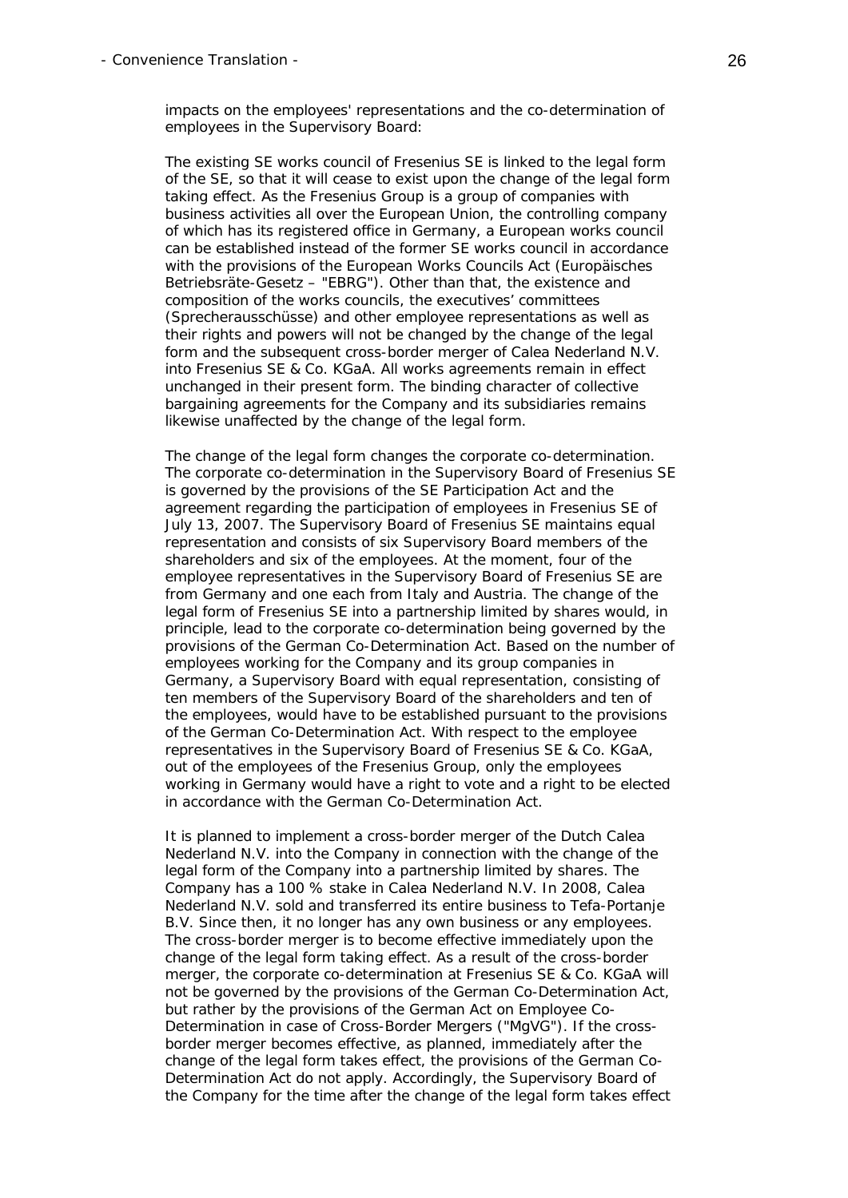impacts on the employees' representations and the co-determination of employees in the Supervisory Board:

The existing SE works council of Fresenius SE is linked to the legal form of the SE, so that it will cease to exist upon the change of the legal form taking effect. As the Fresenius Group is a group of companies with business activities all over the European Union, the controlling company of which has its registered office in Germany, a European works council can be established instead of the former SE works council in accordance with the provisions of the European Works Councils Act (Europäisches Betriebsräte-Gesetz – "EBRG"). Other than that, the existence and composition of the works councils, the executives' committees (Sprecherausschüsse) and other employee representations as well as their rights and powers will not be changed by the change of the legal form and the subsequent cross-border merger of Calea Nederland N.V. into Fresenius SE & Co. KGaA. All works agreements remain in effect unchanged in their present form. The binding character of collective bargaining agreements for the Company and its subsidiaries remains likewise unaffected by the change of the legal form.

The change of the legal form changes the corporate co-determination. The corporate co-determination in the Supervisory Board of Fresenius SE is governed by the provisions of the SE Participation Act and the agreement regarding the participation of employees in Fresenius SE of July 13, 2007. The Supervisory Board of Fresenius SE maintains equal representation and consists of six Supervisory Board members of the shareholders and six of the employees. At the moment, four of the employee representatives in the Supervisory Board of Fresenius SE are from Germany and one each from Italy and Austria. The change of the legal form of Fresenius SE into a partnership limited by shares would, in principle, lead to the corporate co-determination being governed by the provisions of the German Co-Determination Act. Based on the number of employees working for the Company and its group companies in Germany, a Supervisory Board with equal representation, consisting of ten members of the Supervisory Board of the shareholders and ten of the employees, would have to be established pursuant to the provisions of the German Co-Determination Act. With respect to the employee representatives in the Supervisory Board of Fresenius SE & Co. KGaA, out of the employees of the Fresenius Group, only the employees working in Germany would have a right to vote and a right to be elected in accordance with the German Co-Determination Act.

It is planned to implement a cross-border merger of the Dutch Calea Nederland N.V. into the Company in connection with the change of the legal form of the Company into a partnership limited by shares. The Company has a 100 % stake in Calea Nederland N.V. In 2008, Calea Nederland N.V. sold and transferred its entire business to Tefa-Portanje B.V. Since then, it no longer has any own business or any employees. The cross-border merger is to become effective immediately upon the change of the legal form taking effect. As a result of the cross-border merger, the corporate co-determination at Fresenius SE & Co. KGaA will not be governed by the provisions of the German Co-Determination Act, but rather by the provisions of the German Act on Employee Co-Determination in case of Cross-Border Mergers ("MgVG"). If the cross-border merger becomes effective, as planned, immediately after the change of the legal form takes effect, the provisions of the German Co-Determination Act do not apply. Accordingly, the Supervisory Board of the Company for the time after the change of the legal form takes effect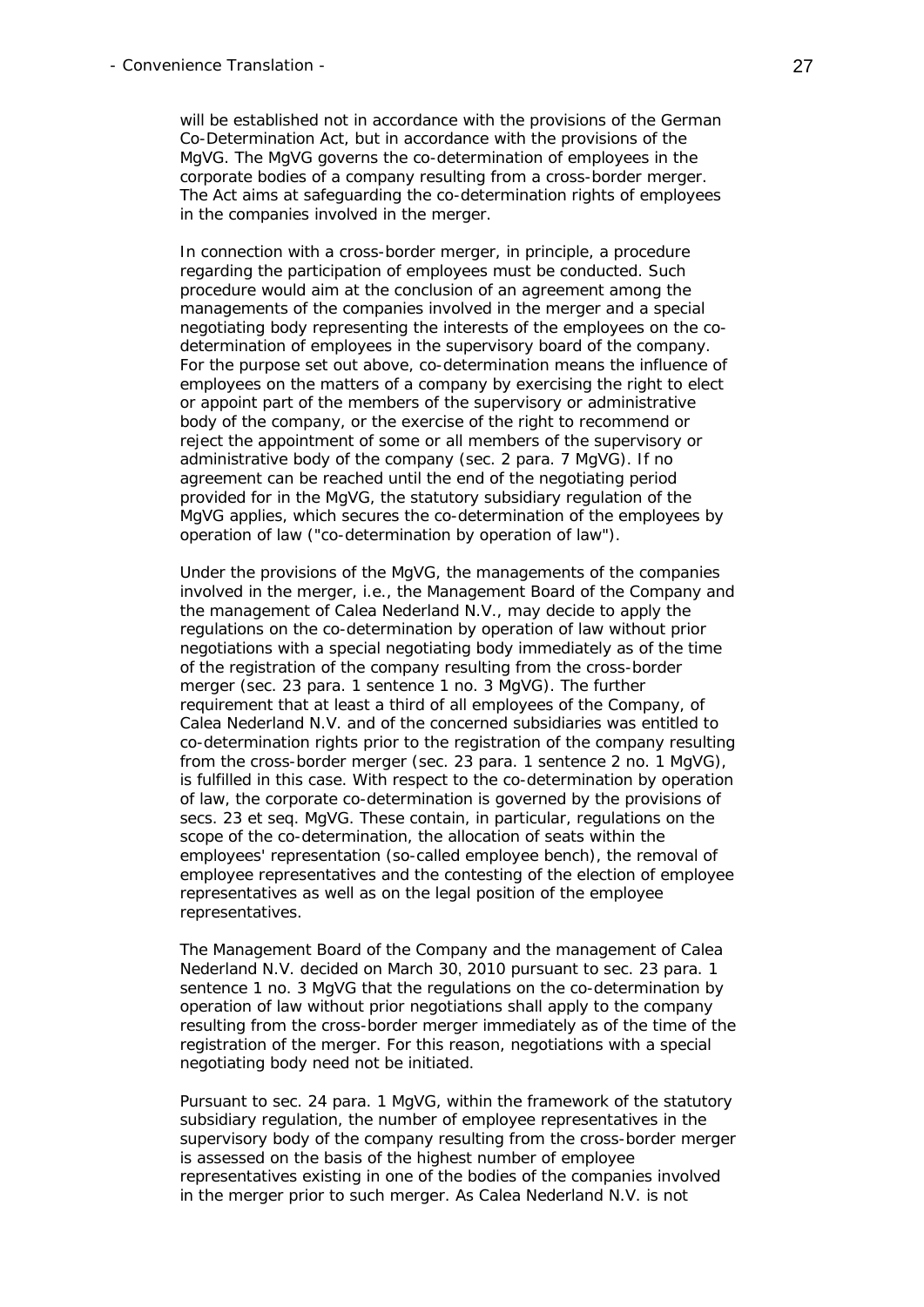will be established not in accordance with the provisions of the German Co-Determination Act, but in accordance with the provisions of the MgVG. The MgVG governs the co-determination of employees in the corporate bodies of a company resulting from a cross-border merger. The Act aims at safeguarding the co-determination rights of employees in the companies involved in the merger.

In connection with a cross-border merger, in principle, a procedure regarding the participation of employees must be conducted. Such procedure would aim at the conclusion of an agreement among the managements of the companies involved in the merger and a special negotiating body representing the interests of the employees on the co-determination of employees in the supervisory board of the company. For the purpose set out above, co-determination means the influence of employees on the matters of a company by exercising the right to elect or appoint part of the members of the supervisory or administrative body of the company, or the exercise of the right to recommend or reject the appointment of some or all members of the supervisory or administrative body of the company (sec. 2 para. 7 MgVG). If no agreement can be reached until the end of the negotiating period provided for in the MgVG, the statutory subsidiary regulation of the MgVG applies, which secures the co-determination of the employees by operation of law ("co-determination by operation of law").

Under the provisions of the MgVG, the managements of the companies involved in the merger, i.e., the Management Board of the Company and the management of Calea Nederland N.V., may decide to apply the regulations on the co-determination by operation of law without prior negotiations with a special negotiating body immediately as of the time of the registration of the company resulting from the cross-border merger (sec. 23 para. 1 sentence 1 no. 3 MgVG). The further requirement that at least a third of all employees of the Company, of Calea Nederland N.V. and of the concerned subsidiaries was entitled to co-determination rights prior to the registration of the company resulting from the cross-border merger (sec. 23 para. 1 sentence 2 no. 1 MgVG), is fulfilled in this case. With respect to the co-determination by operation of law, the corporate co-determination is governed by the provisions of secs. 23 et seq. MgVG. These contain, in particular, regulations on the scope of the co-determination, the allocation of seats within the employees' representation (so-called employee bench), the removal of employee representatives and the contesting of the election of employee representatives as well as on the legal position of the employee representatives.

The Management Board of the Company and the management of Calea Nederland N.V. decided on March 30, 2010 pursuant to sec. 23 para. 1 sentence 1 no. 3 MgVG that the regulations on the co-determination by operation of law without prior negotiations shall apply to the company resulting from the cross-border merger immediately as of the time of the registration of the merger. For this reason, negotiations with a special negotiating body need not be initiated.

Pursuant to sec. 24 para. 1 MgVG, within the framework of the statutory subsidiary regulation, the number of employee representatives in the supervisory body of the company resulting from the cross-border merger is assessed on the basis of the highest number of employee representatives existing in one of the bodies of the companies involved in the merger prior to such merger. As Calea Nederland N.V. is not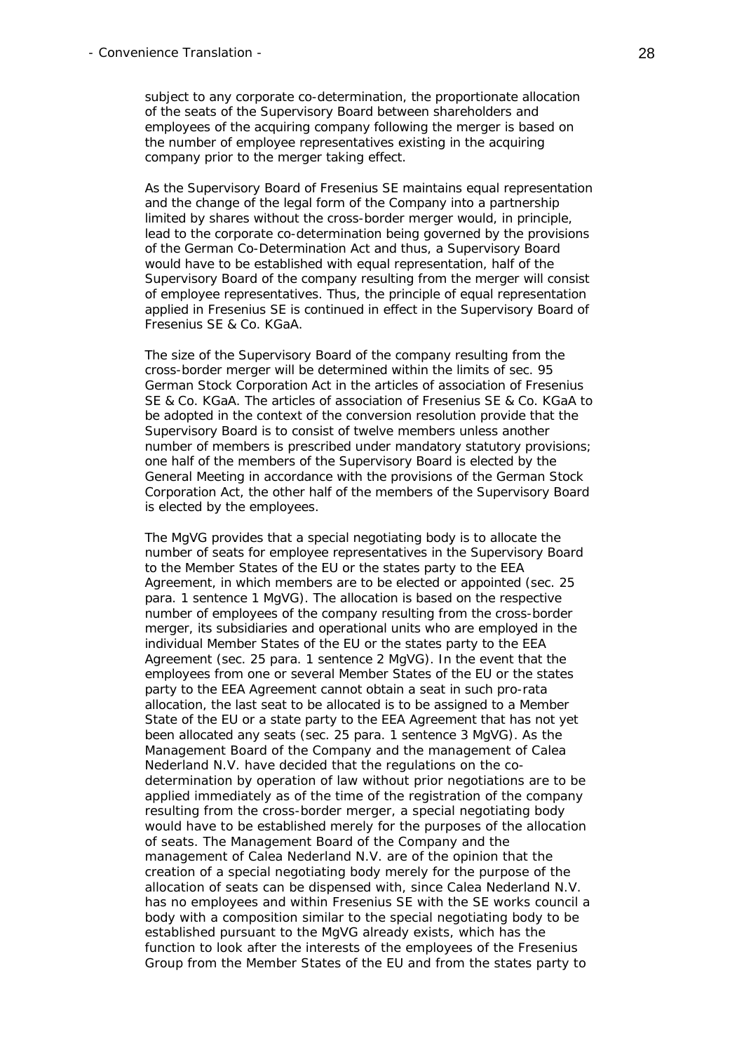subject to any corporate co-determination, the proportionate allocation of the seats of the Supervisory Board between shareholders and employees of the acquiring company following the merger is based on the number of employee representatives existing in the acquiring company prior to the merger taking effect.

As the Supervisory Board of Fresenius SE maintains equal representation and the change of the legal form of the Company into a partnership limited by shares without the cross-border merger would, in principle, lead to the corporate co-determination being governed by the provisions of the German Co-Determination Act and thus, a Supervisory Board would have to be established with equal representation, half of the Supervisory Board of the company resulting from the merger will consist of employee representatives. Thus, the principle of equal representation applied in Fresenius SE is continued in effect in the Supervisory Board of Fresenius SE & Co. KGaA.

The size of the Supervisory Board of the company resulting from the cross-border merger will be determined within the limits of sec. 95 German Stock Corporation Act in the articles of association of Fresenius SE & Co. KGaA. The articles of association of Fresenius SE & Co. KGaA to be adopted in the context of the conversion resolution provide that the Supervisory Board is to consist of twelve members unless another number of members is prescribed under mandatory statutory provisions; one half of the members of the Supervisory Board is elected by the General Meeting in accordance with the provisions of the German Stock Corporation Act, the other half of the members of the Supervisory Board is elected by the employees.

The MgVG provides that a special negotiating body is to allocate the number of seats for employee representatives in the Supervisory Board to the Member States of the EU or the states party to the EEA Agreement, in which members are to be elected or appointed (sec. 25 para. 1 sentence 1 MgVG). The allocation is based on the respective number of employees of the company resulting from the cross-border merger, its subsidiaries and operational units who are employed in the individual Member States of the EU or the states party to the EEA Agreement (sec. 25 para. 1 sentence 2 MgVG). In the event that the employees from one or several Member States of the EU or the states party to the EEA Agreement cannot obtain a seat in such pro-rata allocation, the last seat to be allocated is to be assigned to a Member State of the EU or a state party to the EEA Agreement that has not yet been allocated any seats (sec. 25 para. 1 sentence 3 MgVG). As the Management Board of the Company and the management of Calea Nederland N.V. have decided that the regulations on the co-determination by operation of law without prior negotiations are to be applied immediately as of the time of the registration of the company resulting from the cross-border merger, a special negotiating body would have to be established merely for the purposes of the allocation of seats. The Management Board of the Company and the management of Calea Nederland N.V. are of the opinion that the creation of a special negotiating body merely for the purpose of the allocation of seats can be dispensed with, since Calea Nederland N.V. has no employees and within Fresenius SE with the SE works council a body with a composition similar to the special negotiating body to be established pursuant to the MgVG already exists, which has the function to look after the interests of the employees of the Fresenius Group from the Member States of the EU and from the states party to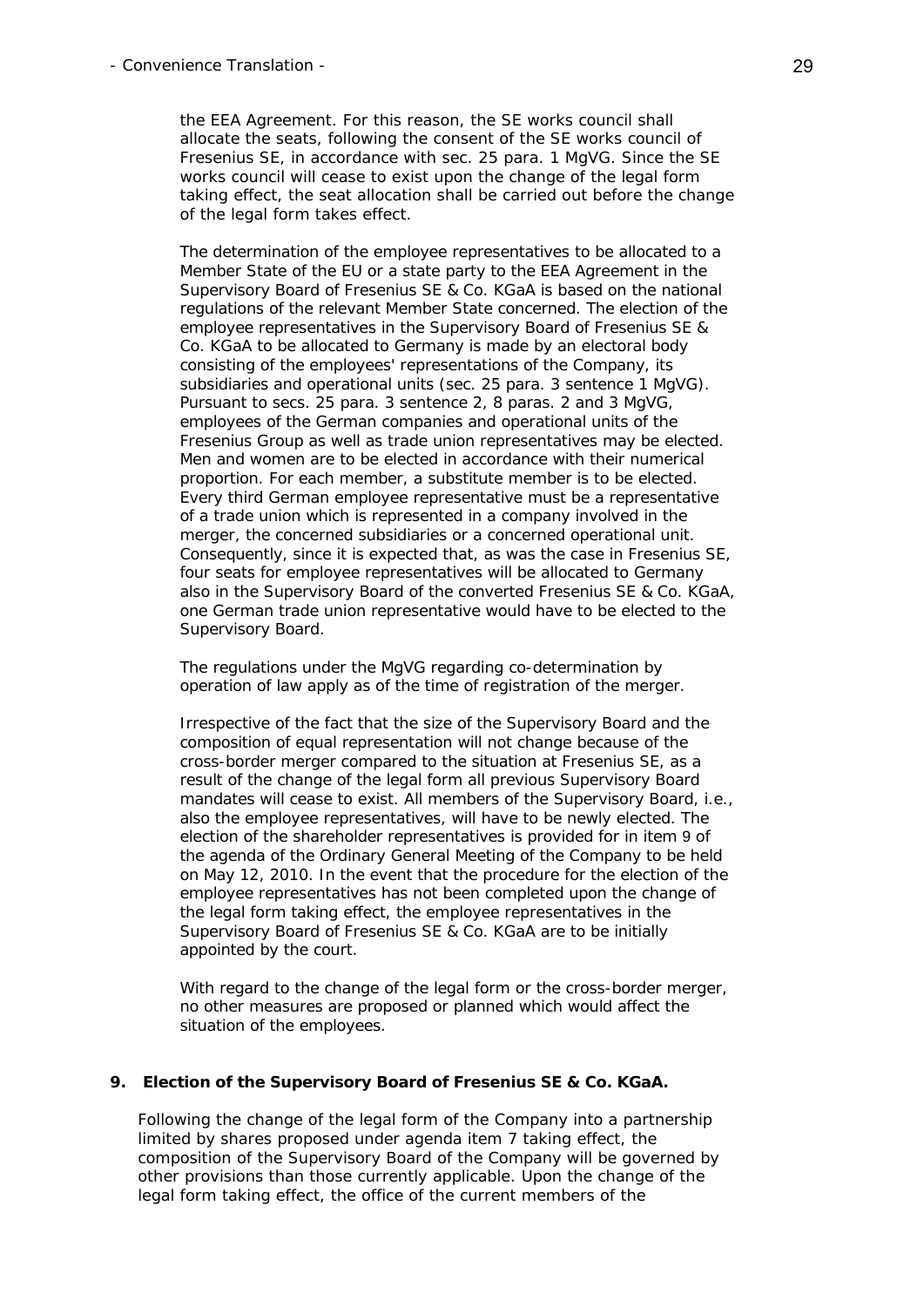the EEA Agreement. For this reason, the SE works council shall allocate the seats, following the consent of the SE works council of Fresenius SE, in accordance with sec. 25 para. 1 MgVG. Since the SE works council will cease to exist upon the change of the legal form taking effect, the seat allocation shall be carried out before the change of the legal form takes effect.

The determination of the employee representatives to be allocated to a Member State of the EU or a state party to the EEA Agreement in the Supervisory Board of Fresenius SE & Co. KGaA is based on the national regulations of the relevant Member State concerned. The election of the employee representatives in the Supervisory Board of Fresenius SE & Co. KGaA to be allocated to Germany is made by an electoral body consisting of the employees' representations of the Company, its subsidiaries and operational units (sec. 25 para. 3 sentence 1 MgVG). Pursuant to secs. 25 para. 3 sentence 2, 8 paras. 2 and 3 MgVG, employees of the German companies and operational units of the Fresenius Group as well as trade union representatives may be elected. Men and women are to be elected in accordance with their numerical proportion. For each member, a substitute member is to be elected. Every third German employee representative must be a representative of a trade union which is represented in a company involved in the merger, the concerned subsidiaries or a concerned operational unit. Consequently, since it is expected that, as was the case in Fresenius SE, four seats for employee representatives will be allocated to Germany also in the Supervisory Board of the converted Fresenius SE & Co. KGaA, one German trade union representative would have to be elected to the Supervisory Board.

The regulations under the MgVG regarding co-determination by operation of law apply as of the time of registration of the merger.

Irrespective of the fact that the size of the Supervisory Board and the composition of equal representation will not change because of the cross-border merger compared to the situation at Fresenius SE, as a result of the change of the legal form all previous Supervisory Board mandates will cease to exist. All members of the Supervisory Board, i.e., also the employee representatives, will have to be newly elected. The election of the shareholder representatives is provided for in item 9 of the agenda of the Ordinary General Meeting of the Company to be held on May 12, 2010. In the event that the procedure for the election of the employee representatives has not been completed upon the change of the legal form taking effect, the employee representatives in the Supervisory Board of Fresenius SE & Co. KGaA are to be initially appointed by the court.

With regard to the change of the legal form or the cross-border merger, no other measures are proposed or planned which would affect the situation of the employees.

**9. Election of the Supervisory Board of Fresenius SE & Co. KGaA.**

Following the change of the legal form of the Company into a partnership limited by shares proposed under agenda item 7 taking effect, the composition of the Supervisory Board of the Company will be governed by other provisions than those currently applicable. Upon the change of the legal form taking effect, the office of the current members of the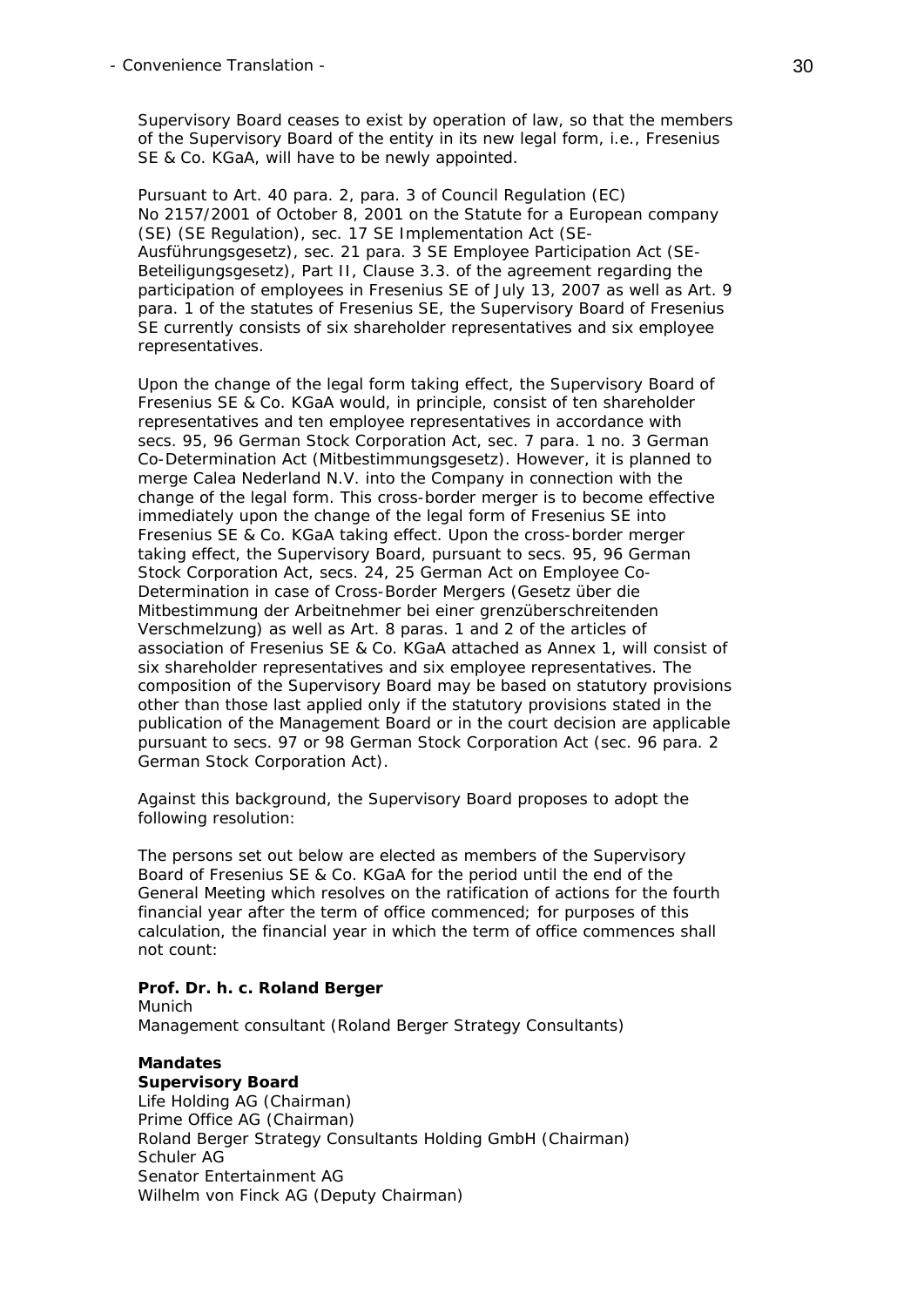Supervisory Board ceases to exist by operation of law, so that the members of the Supervisory Board of the entity in its new legal form, i.e., Fresenius SE & Co. KGaA, will have to be newly appointed.

Pursuant to Art. 40 para. 2, para. 3 of Council Regulation (EC) No 2157/2001 of October 8, 2001 on the Statute for a European company (SE) (SE Regulation), sec. 17 SE Implementation Act (SE-Ausführungsgesetz), sec. 21 para. 3 SE Employee Participation Act (SE-Beteiligungsgesetz), Part II, Clause 3.3. of the agreement regarding the participation of employees in Fresenius SE of July 13, 2007 as well as Art. 9 para. 1 of the statutes of Fresenius SE, the Supervisory Board of Fresenius SE currently consists of six shareholder representatives and six employee representatives.

Upon the change of the legal form taking effect, the Supervisory Board of Fresenius SE & Co. KGaA would, in principle, consist of ten shareholder representatives and ten employee representatives in accordance with secs. 95, 96 German Stock Corporation Act, sec. 7 para. 1 no. 3 German Co-Determination Act (Mitbestimmungsgesetz). However, it is planned to merge Calea Nederland N.V. into the Company in connection with the change of the legal form. This cross-border merger is to become effective immediately upon the change of the legal form of Fresenius SE into Fresenius SE & Co. KGaA taking effect. Upon the cross-border merger taking effect, the Supervisory Board, pursuant to secs. 95, 96 German Stock Corporation Act, secs. 24, 25 German Act on Employee Co-Determination in case of Cross-Border Mergers (Gesetz über die Mitbestimmung der Arbeitnehmer bei einer grenzüberschreitenden Verschmelzung) as well as Art. 8 paras. 1 and 2 of the articles of association of Fresenius SE & Co. KGaA attached as Annex 1, will consist of six shareholder representatives and six employee representatives. The composition of the Supervisory Board may be based on statutory provisions other than those last applied only if the statutory provisions stated in the publication of the Management Board or in the court decision are applicable pursuant to secs. 97 or 98 German Stock Corporation Act (sec. 96 para. 2 German Stock Corporation Act).

Against this background, the Supervisory Board proposes to adopt the following resolution:

The persons set out below are elected as members of the Supervisory Board of Fresenius SE & Co. KGaA for the period until the end of the General Meeting which resolves on the ratification of actions for the fourth financial year after the term of office commenced; for purposes of this calculation, the financial year in which the term of office commences shall not count:

**Prof. Dr. h. c. Roland Berger**
Munich
Management consultant (Roland Berger Strategy Consultants)

**Mandates**
**Supervisory Board**
Life Holding AG (Chairman)
Prime Office AG (Chairman)
Roland Berger Strategy Consultants Holding GmbH (Chairman)
Schuler AG
Senator Entertainment AG
Wilhelm von Finck AG (Deputy Chairman)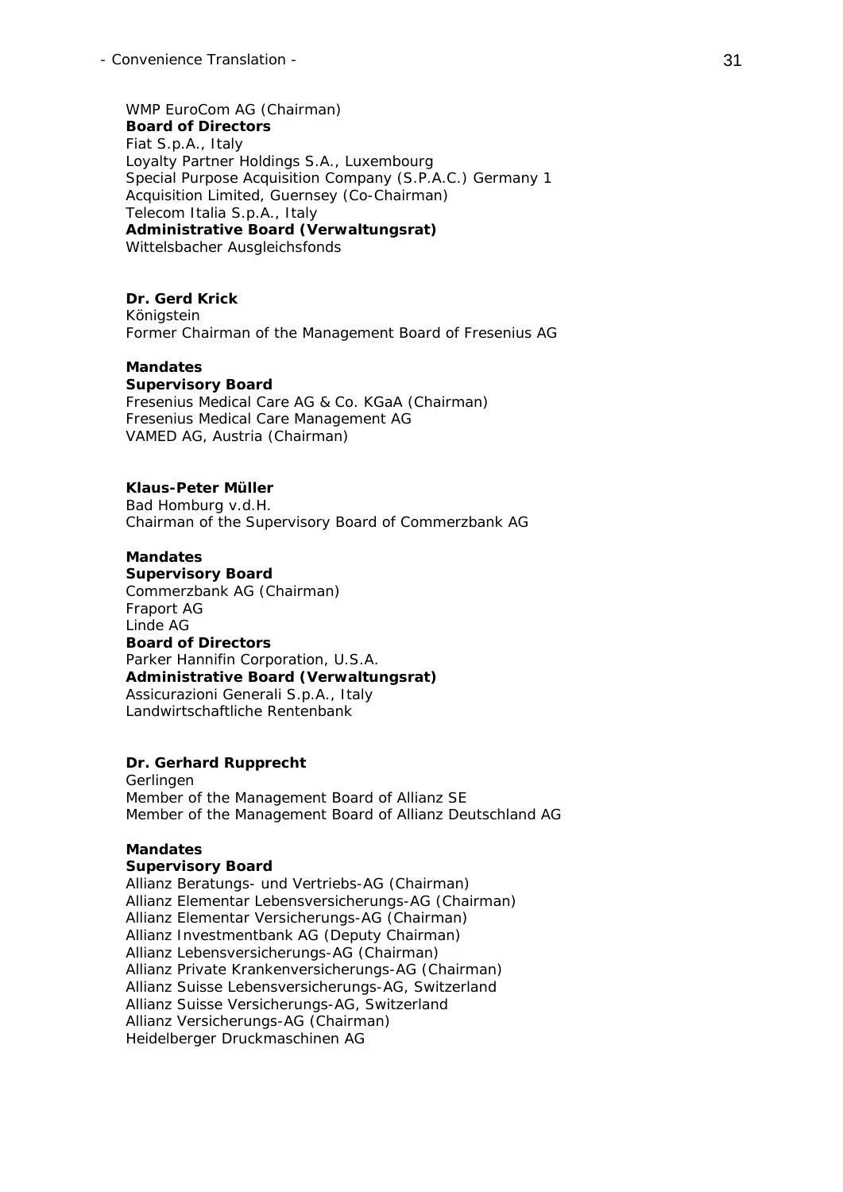WMP EuroCom AG (Chairman)
**Board of Directors**
Fiat S.p.A., Italy
Loyalty Partner Holdings S.A., Luxembourg
Special Purpose Acquisition Company (S.P.A.C.) Germany 1 Acquisition Limited, Guernsey (Co-Chairman)
Telecom Italia S.p.A., Italy
**Administrative Board (Verwaltungsrat)**
Wittelsbacher Ausgleichsfonds

**Dr. Gerd Krick**
Königstein
Former Chairman of the Management Board of Fresenius AG

**Mandates**
**Supervisory Board**
Fresenius Medical Care AG & Co. KGaA (Chairman)
Fresenius Medical Care Management AG
VAMED AG, Austria (Chairman)

**Klaus-Peter Müller**
Bad Homburg v.d.H.
Chairman of the Supervisory Board of Commerzbank AG

**Mandates**
**Supervisory Board**
Commerzbank AG (Chairman)
Fraport AG
Linde AG
**Board of Directors**
Parker Hannifin Corporation, U.S.A.
**Administrative Board (Verwaltungsrat)**
Assicurazioni Generali S.p.A., Italy
Landwirtschaftliche Rentenbank

**Dr. Gerhard Rupprecht**
Gerlingen
Member of the Management Board of Allianz SE
Member of the Management Board of Allianz Deutschland AG

**Mandates**
**Supervisory Board**
Allianz Beratungs- und Vertriebs-AG (Chairman)
Allianz Elementar Lebensversicherungs-AG (Chairman)
Allianz Elementar Versicherungs-AG (Chairman)
Allianz Investmentbank AG (Deputy Chairman)
Allianz Lebensversicherungs-AG (Chairman)
Allianz Private Krankenversicherungs-AG (Chairman)
Allianz Suisse Lebensversicherungs-AG, Switzerland
Allianz Suisse Versicherungs-AG, Switzerland
Allianz Versicherungs-AG (Chairman)
Heidelberger Druckmaschinen AG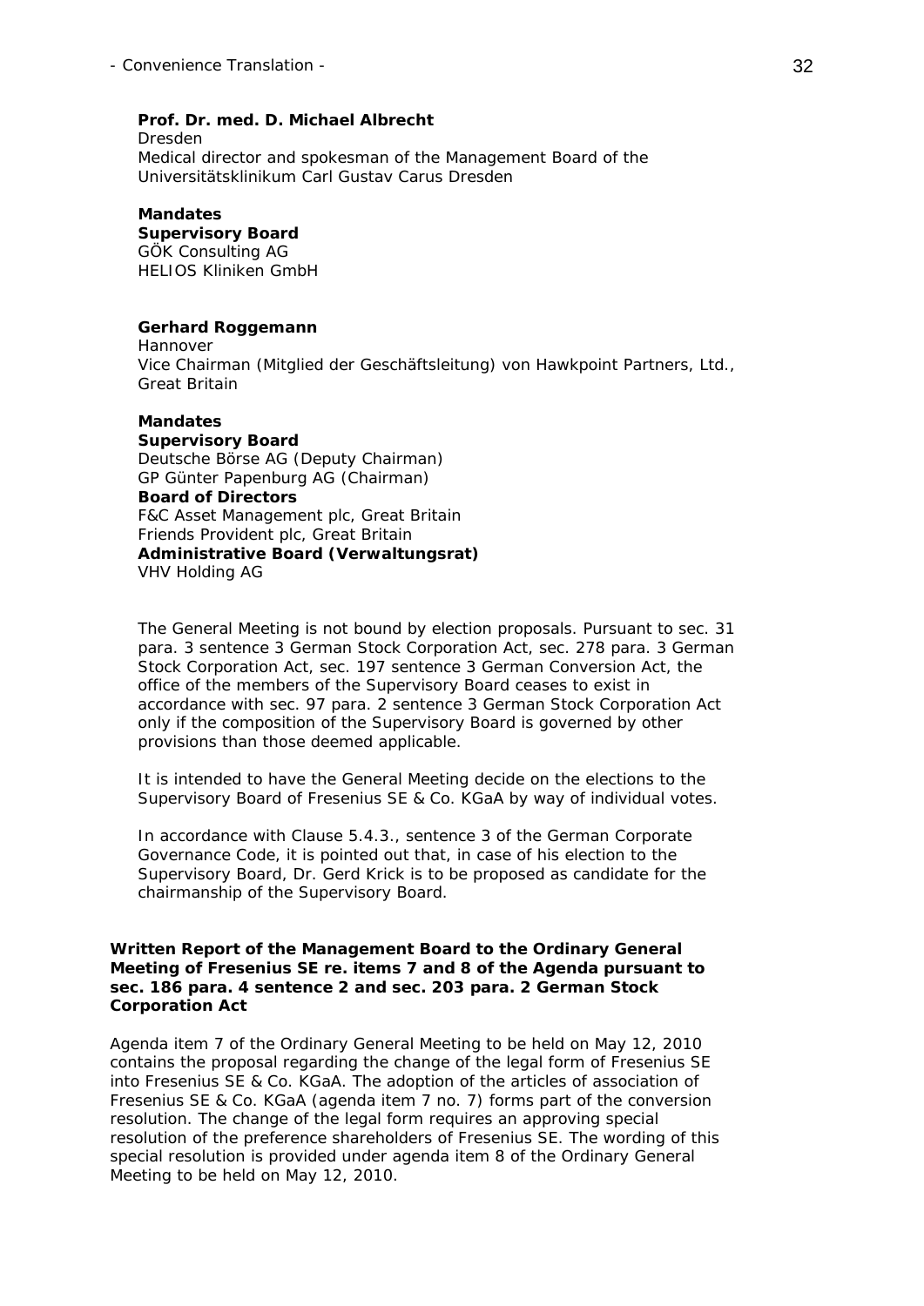**Prof. Dr. med. D. Michael Albrecht**
Dresden
Medical director and spokesman of the Management Board of the Universitätsklinikum Carl Gustav Carus Dresden

**Mandates**
**Supervisory Board**
GÖK Consulting AG
HELIOS Kliniken GmbH

**Gerhard Roggemann**
Hannover
Vice Chairman (Mitglied der Geschäftsleitung) von Hawkpoint Partners, Ltd., Great Britain

**Mandates**
**Supervisory Board**
Deutsche Börse AG (Deputy Chairman)
GP Günter Papenburg AG (Chairman)
**Board of Directors**
F&C Asset Management plc, Great Britain
Friends Provident plc, Great Britain
**Administrative Board (Verwaltungsrat)**
VHV Holding AG

The General Meeting is not bound by election proposals. Pursuant to sec. 31 para. 3 sentence 3 German Stock Corporation Act, sec. 278 para. 3 German Stock Corporation Act, sec. 197 sentence 3 German Conversion Act, the office of the members of the Supervisory Board ceases to exist in accordance with sec. 97 para. 2 sentence 3 German Stock Corporation Act only if the composition of the Supervisory Board is governed by other provisions than those deemed applicable.

It is intended to have the General Meeting decide on the elections to the Supervisory Board of Fresenius SE & Co. KGaA by way of individual votes.

In accordance with Clause 5.4.3., sentence 3 of the German Corporate Governance Code, it is pointed out that, in case of his election to the Supervisory Board, Dr. Gerd Krick is to be proposed as candidate for the chairmanship of the Supervisory Board.

**Written Report of the Management Board to the Ordinary General Meeting of Fresenius SE re. items 7 and 8 of the Agenda pursuant to sec. 186 para. 4 sentence 2 and sec. 203 para. 2 German Stock Corporation Act**

Agenda item 7 of the Ordinary General Meeting to be held on May 12, 2010 contains the proposal regarding the change of the legal form of Fresenius SE into Fresenius SE & Co. KGaA. The adoption of the articles of association of Fresenius SE & Co. KGaA (agenda item 7 no. 7) forms part of the conversion resolution. The change of the legal form requires an approving special resolution of the preference shareholders of Fresenius SE. The wording of this special resolution is provided under agenda item 8 of the Ordinary General Meeting to be held on May 12, 2010.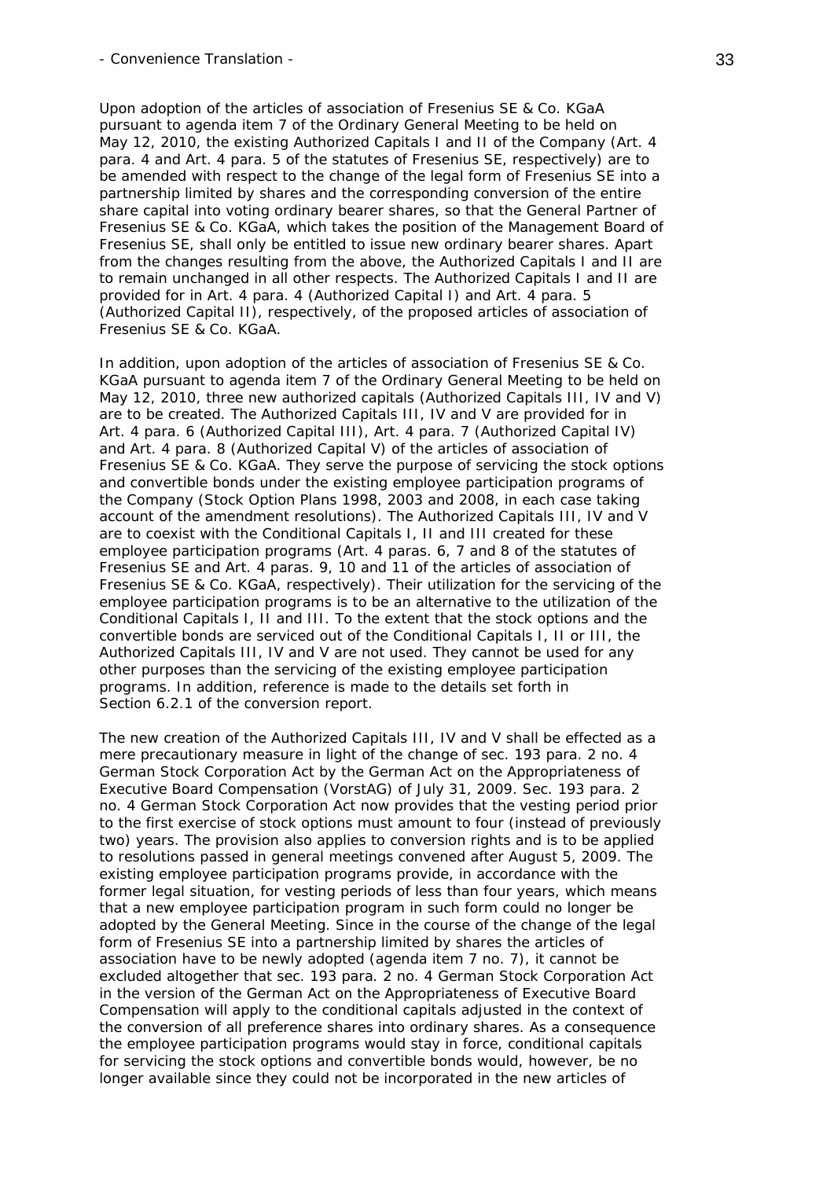Upon adoption of the articles of association of Fresenius SE & Co. KGaA pursuant to agenda item 7 of the Ordinary General Meeting to be held on May 12, 2010, the existing Authorized Capitals I and II of the Company (Art. 4 para. 4 and Art. 4 para. 5 of the statutes of Fresenius SE, respectively) are to be amended with respect to the change of the legal form of Fresenius SE into a partnership limited by shares and the corresponding conversion of the entire share capital into voting ordinary bearer shares, so that the General Partner of Fresenius SE & Co. KGaA, which takes the position of the Management Board of Fresenius SE, shall only be entitled to issue new ordinary bearer shares. Apart from the changes resulting from the above, the Authorized Capitals I and II are to remain unchanged in all other respects. The Authorized Capitals I and II are provided for in Art. 4 para. 4 (Authorized Capital I) and Art. 4 para. 5 (Authorized Capital II), respectively, of the proposed articles of association of Fresenius SE & Co. KGaA.

In addition, upon adoption of the articles of association of Fresenius SE & Co. KGaA pursuant to agenda item 7 of the Ordinary General Meeting to be held on May 12, 2010, three new authorized capitals (Authorized Capitals III, IV and V) are to be created. The Authorized Capitals III, IV and V are provided for in Art. 4 para. 6 (Authorized Capital III), Art. 4 para. 7 (Authorized Capital IV) and Art. 4 para. 8 (Authorized Capital V) of the articles of association of Fresenius SE & Co. KGaA. They serve the purpose of servicing the stock options and convertible bonds under the existing employee participation programs of the Company (Stock Option Plans 1998, 2003 and 2008, in each case taking account of the amendment resolutions). The Authorized Capitals III, IV and V are to coexist with the Conditional Capitals I, II and III created for these employee participation programs (Art. 4 paras. 6, 7 and 8 of the statutes of Fresenius SE and Art. 4 paras. 9, 10 and 11 of the articles of association of Fresenius SE & Co. KGaA, respectively). Their utilization for the servicing of the employee participation programs is to be an alternative to the utilization of the Conditional Capitals I, II and III. To the extent that the stock options and the convertible bonds are serviced out of the Conditional Capitals I, II or III, the Authorized Capitals III, IV and V are not used. They cannot be used for any other purposes than the servicing of the existing employee participation programs. In addition, reference is made to the details set forth in Section 6.2.1 of the conversion report.

The new creation of the Authorized Capitals III, IV and V shall be effected as a mere precautionary measure in light of the change of sec. 193 para. 2 no. 4 German Stock Corporation Act by the German Act on the Appropriateness of Executive Board Compensation (VorstAG) of July 31, 2009. Sec. 193 para. 2 no. 4 German Stock Corporation Act now provides that the vesting period prior to the first exercise of stock options must amount to four (instead of previously two) years. The provision also applies to conversion rights and is to be applied to resolutions passed in general meetings convened after August 5, 2009. The existing employee participation programs provide, in accordance with the former legal situation, for vesting periods of less than four years, which means that a new employee participation program in such form could no longer be adopted by the General Meeting. Since in the course of the change of the legal form of Fresenius SE into a partnership limited by shares the articles of association have to be newly adopted (agenda item 7 no. 7), it cannot be excluded altogether that sec. 193 para. 2 no. 4 German Stock Corporation Act in the version of the German Act on the Appropriateness of Executive Board Compensation will apply to the conditional capitals adjusted in the context of the conversion of all preference shares into ordinary shares. As a consequence the employee participation programs would stay in force, conditional capitals for servicing the stock options and convertible bonds would, however, be no longer available since they could not be incorporated in the new articles of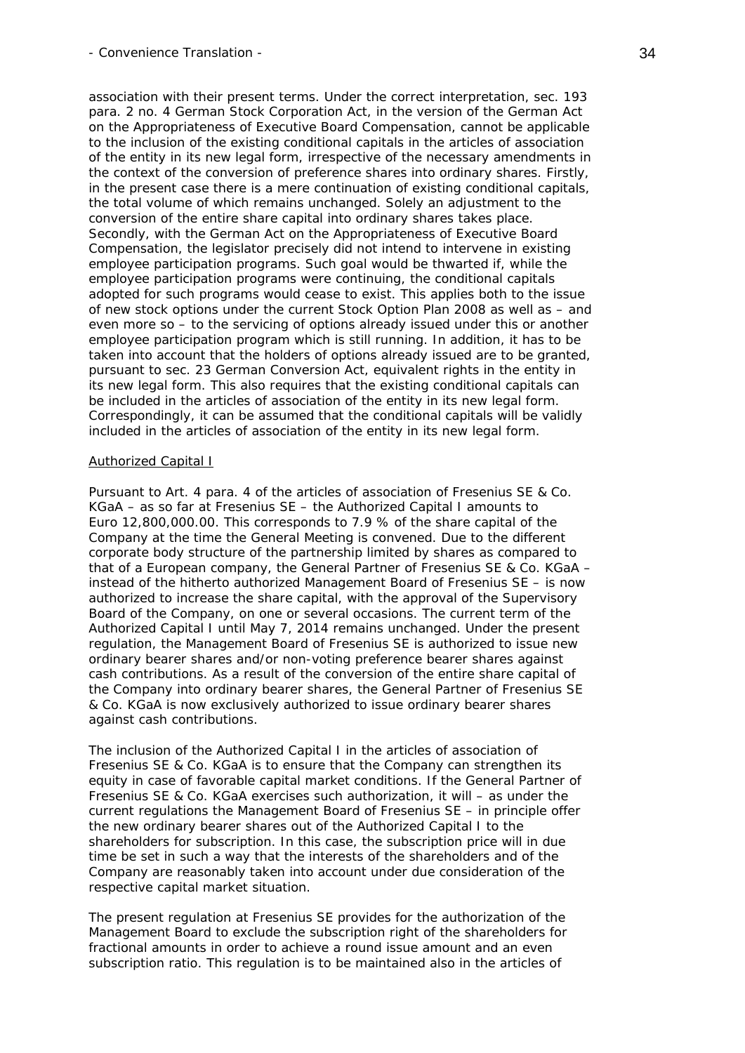association with their present terms. Under the correct interpretation, sec. 193 para. 2 no. 4 German Stock Corporation Act, in the version of the German Act on the Appropriateness of Executive Board Compensation, cannot be applicable to the inclusion of the existing conditional capitals in the articles of association of the entity in its new legal form, irrespective of the necessary amendments in the context of the conversion of preference shares into ordinary shares. Firstly, in the present case there is a mere continuation of existing conditional capitals, the total volume of which remains unchanged. Solely an adjustment to the conversion of the entire share capital into ordinary shares takes place. Secondly, with the German Act on the Appropriateness of Executive Board Compensation, the legislator precisely did not intend to intervene in existing employee participation programs. Such goal would be thwarted if, while the employee participation programs were continuing, the conditional capitals adopted for such programs would cease to exist. This applies both to the issue of new stock options under the current Stock Option Plan 2008 as well as – and even more so – to the servicing of options already issued under this or another employee participation program which is still running. In addition, it has to be taken into account that the holders of options already issued are to be granted, pursuant to sec. 23 German Conversion Act, equivalent rights in the entity in its new legal form. This also requires that the existing conditional capitals can be included in the articles of association of the entity in its new legal form. Correspondingly, it can be assumed that the conditional capitals will be validly included in the articles of association of the entity in its new legal form.

Authorized Capital I

Pursuant to Art. 4 para. 4 of the articles of association of Fresenius SE & Co. KGaA – as so far at Fresenius SE – the Authorized Capital I amounts to Euro 12,800,000.00. This corresponds to 7.9 % of the share capital of the Company at the time the General Meeting is convened. Due to the different corporate body structure of the partnership limited by shares as compared to that of a European company, the General Partner of Fresenius SE & Co. KGaA – instead of the hitherto authorized Management Board of Fresenius SE – is now authorized to increase the share capital, with the approval of the Supervisory Board of the Company, on one or several occasions. The current term of the Authorized Capital I until May 7, 2014 remains unchanged. Under the present regulation, the Management Board of Fresenius SE is authorized to issue new ordinary bearer shares and/or non-voting preference bearer shares against cash contributions. As a result of the conversion of the entire share capital of the Company into ordinary bearer shares, the General Partner of Fresenius SE & Co. KGaA is now exclusively authorized to issue ordinary bearer shares against cash contributions.

The inclusion of the Authorized Capital I in the articles of association of Fresenius SE & Co. KGaA is to ensure that the Company can strengthen its equity in case of favorable capital market conditions. If the General Partner of Fresenius SE & Co. KGaA exercises such authorization, it will – as under the current regulations the Management Board of Fresenius SE – in principle offer the new ordinary bearer shares out of the Authorized Capital I to the shareholders for subscription. In this case, the subscription price will in due time be set in such a way that the interests of the shareholders and of the Company are reasonably taken into account under due consideration of the respective capital market situation.

The present regulation at Fresenius SE provides for the authorization of the Management Board to exclude the subscription right of the shareholders for fractional amounts in order to achieve a round issue amount and an even subscription ratio. This regulation is to be maintained also in the articles of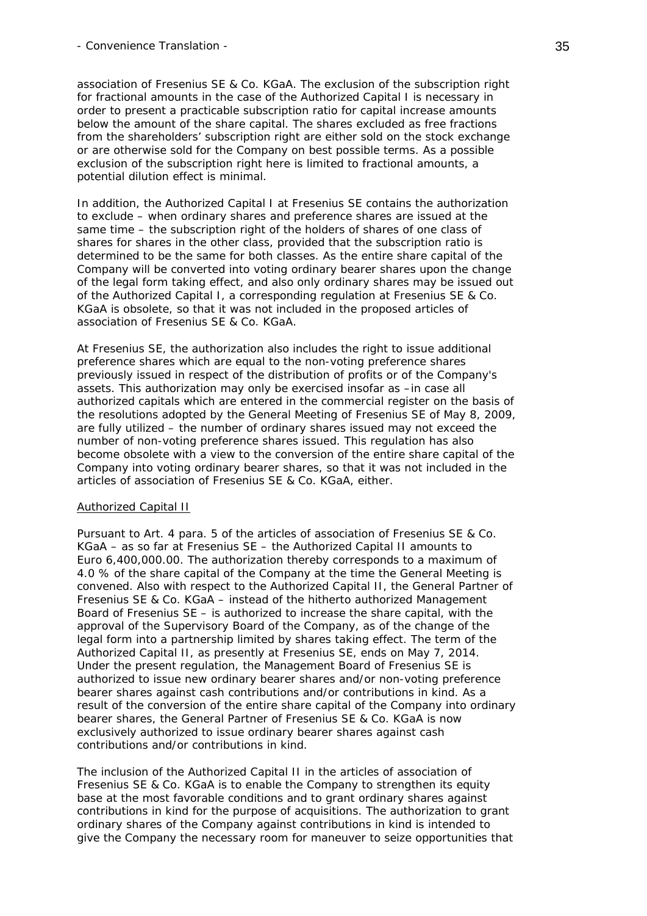association of Fresenius SE & Co. KGaA. The exclusion of the subscription right for fractional amounts in the case of the Authorized Capital I is necessary in order to present a practicable subscription ratio for capital increase amounts below the amount of the share capital. The shares excluded as free fractions from the shareholders' subscription right are either sold on the stock exchange or are otherwise sold for the Company on best possible terms. As a possible exclusion of the subscription right here is limited to fractional amounts, a potential dilution effect is minimal.

In addition, the Authorized Capital I at Fresenius SE contains the authorization to exclude – when ordinary shares and preference shares are issued at the same time – the subscription right of the holders of shares of one class of shares for shares in the other class, provided that the subscription ratio is determined to be the same for both classes. As the entire share capital of the Company will be converted into voting ordinary bearer shares upon the change of the legal form taking effect, and also only ordinary shares may be issued out of the Authorized Capital I, a corresponding regulation at Fresenius SE & Co. KGaA is obsolete, so that it was not included in the proposed articles of association of Fresenius SE & Co. KGaA.

At Fresenius SE, the authorization also includes the right to issue additional preference shares which are equal to the non-voting preference shares previously issued in respect of the distribution of profits or of the Company's assets. This authorization may only be exercised insofar as – in case all authorized capitals which are entered in the commercial register on the basis of the resolutions adopted by the General Meeting of Fresenius SE of May 8, 2009, are fully utilized – the number of ordinary shares issued may not exceed the number of non-voting preference shares issued. This regulation has also become obsolete with a view to the conversion of the entire share capital of the Company into voting ordinary bearer shares, so that it was not included in the articles of association of Fresenius SE & Co. KGaA, either.

<u>Authorized Capital II</u>

Pursuant to Art. 4 para. 5 of the articles of association of Fresenius SE & Co. KGaA – as so far at Fresenius SE – the Authorized Capital II amounts to Euro 6,400,000.00. The authorization thereby corresponds to a maximum of 4.0 % of the share capital of the Company at the time the General Meeting is convened. Also with respect to the Authorized Capital II, the General Partner of Fresenius SE & Co. KGaA – instead of the hitherto authorized Management Board of Fresenius SE – is authorized to increase the share capital, with the approval of the Supervisory Board of the Company, as of the change of the legal form into a partnership limited by shares taking effect. The term of the Authorized Capital II, as presently at Fresenius SE, ends on May 7, 2014. Under the present regulation, the Management Board of Fresenius SE is authorized to issue new ordinary bearer shares and/or non-voting preference bearer shares against cash contributions and/or contributions in kind. As a result of the conversion of the entire share capital of the Company into ordinary bearer shares, the General Partner of Fresenius SE & Co. KGaA is now exclusively authorized to issue ordinary bearer shares against cash contributions and/or contributions in kind.

The inclusion of the Authorized Capital II in the articles of association of Fresenius SE & Co. KGaA is to enable the Company to strengthen its equity base at the most favorable conditions and to grant ordinary shares against contributions in kind for the purpose of acquisitions. The authorization to grant ordinary shares of the Company against contributions in kind is intended to give the Company the necessary room for maneuver to seize opportunities that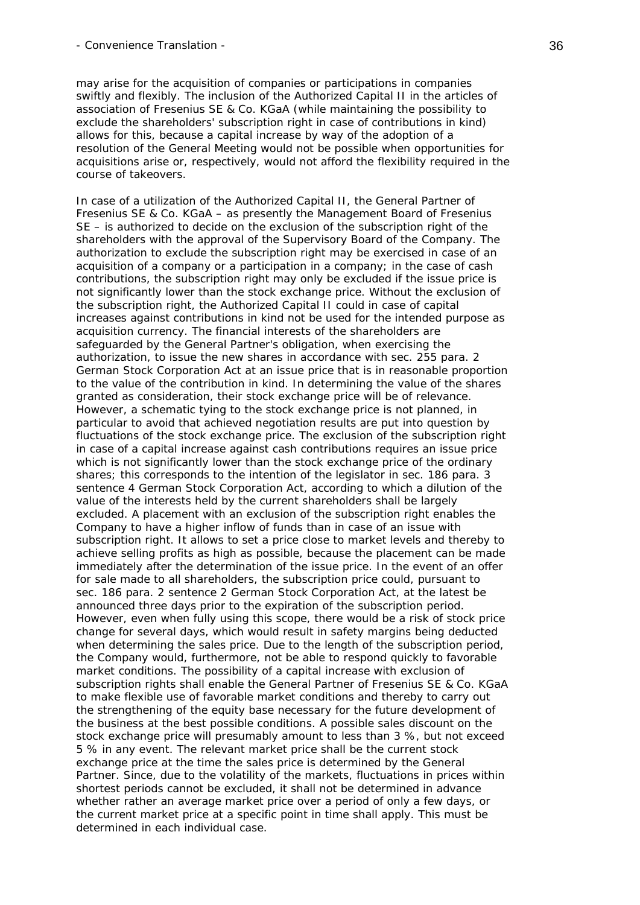may arise for the acquisition of companies or participations in companies swiftly and flexibly. The inclusion of the Authorized Capital II in the articles of association of Fresenius SE & Co. KGaA (while maintaining the possibility to exclude the shareholders' subscription right in case of contributions in kind) allows for this, because a capital increase by way of the adoption of a resolution of the General Meeting would not be possible when opportunities for acquisitions arise or, respectively, would not afford the flexibility required in the course of takeovers.

In case of a utilization of the Authorized Capital II, the General Partner of Fresenius SE & Co. KGaA – as presently the Management Board of Fresenius SE – is authorized to decide on the exclusion of the subscription right of the shareholders with the approval of the Supervisory Board of the Company. The authorization to exclude the subscription right may be exercised in case of an acquisition of a company or a participation in a company; in the case of cash contributions, the subscription right may only be excluded if the issue price is not significantly lower than the stock exchange price. Without the exclusion of the subscription right, the Authorized Capital II could in case of capital increases against contributions in kind not be used for the intended purpose as acquisition currency. The financial interests of the shareholders are safeguarded by the General Partner's obligation, when exercising the authorization, to issue the new shares in accordance with sec. 255 para. 2 German Stock Corporation Act at an issue price that is in reasonable proportion to the value of the contribution in kind. In determining the value of the shares granted as consideration, their stock exchange price will be of relevance. However, a schematic tying to the stock exchange price is not planned, in particular to avoid that achieved negotiation results are put into question by fluctuations of the stock exchange price. The exclusion of the subscription right in case of a capital increase against cash contributions requires an issue price which is not significantly lower than the stock exchange price of the ordinary shares; this corresponds to the intention of the legislator in sec. 186 para. 3 sentence 4 German Stock Corporation Act, according to which a dilution of the value of the interests held by the current shareholders shall be largely excluded. A placement with an exclusion of the subscription right enables the Company to have a higher inflow of funds than in case of an issue with subscription right. It allows to set a price close to market levels and thereby to achieve selling profits as high as possible, because the placement can be made immediately after the determination of the issue price. In the event of an offer for sale made to all shareholders, the subscription price could, pursuant to sec. 186 para. 2 sentence 2 German Stock Corporation Act, at the latest be announced three days prior to the expiration of the subscription period. However, even when fully using this scope, there would be a risk of stock price change for several days, which would result in safety margins being deducted when determining the sales price. Due to the length of the subscription period, the Company would, furthermore, not be able to respond quickly to favorable market conditions. The possibility of a capital increase with exclusion of subscription rights shall enable the General Partner of Fresenius SE & Co. KGaA to make flexible use of favorable market conditions and thereby to carry out the strengthening of the equity base necessary for the future development of the business at the best possible conditions. A possible sales discount on the stock exchange price will presumably amount to less than 3 %, but not exceed 5 % in any event. The relevant market price shall be the current stock exchange price at the time the sales price is determined by the General Partner. Since, due to the volatility of the markets, fluctuations in prices within shortest periods cannot be excluded, it shall not be determined in advance whether rather an average market price over a period of only a few days, or the current market price at a specific point in time shall apply. This must be determined in each individual case.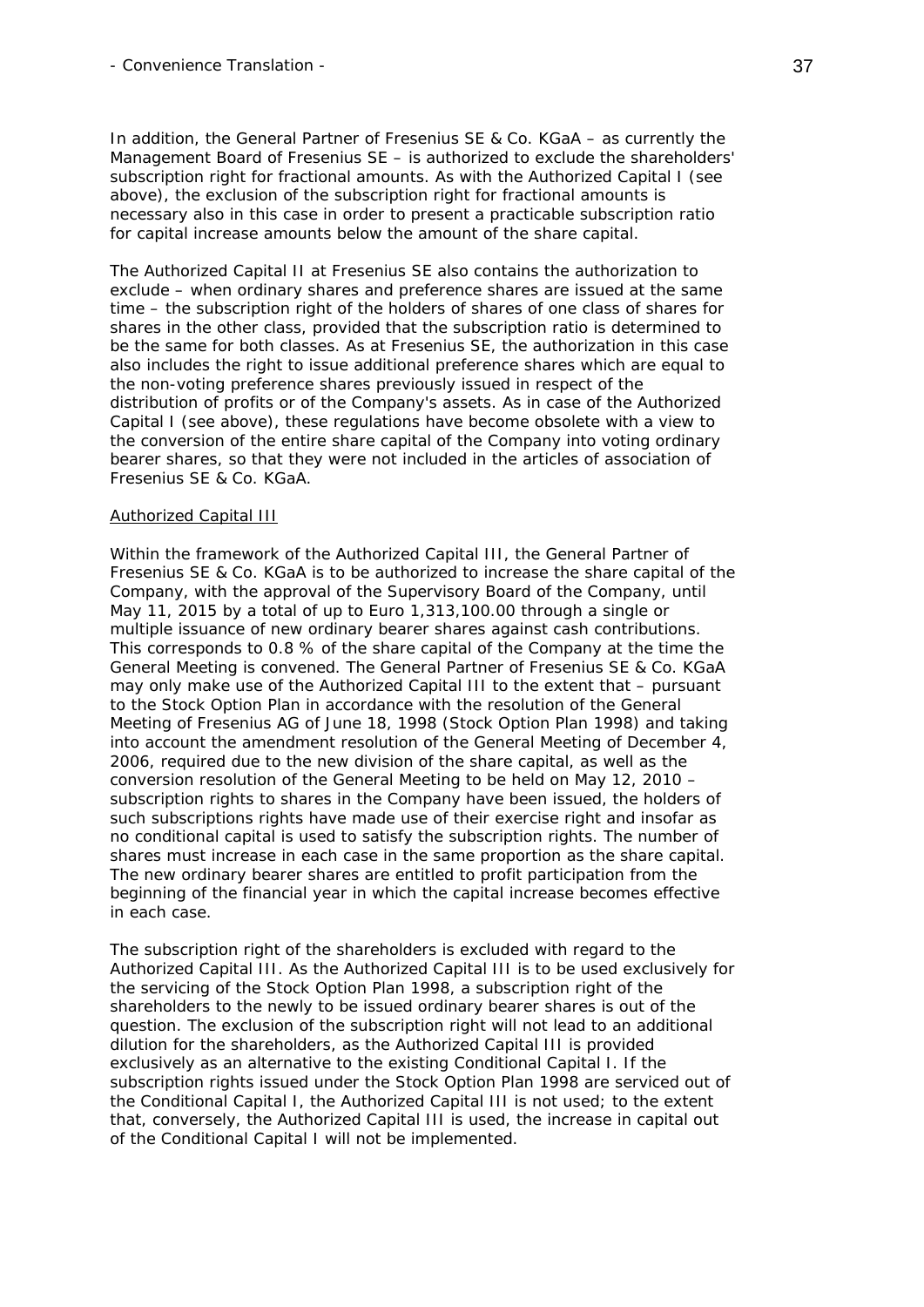In addition, the General Partner of Fresenius SE & Co. KGaA – as currently the Management Board of Fresenius SE – is authorized to exclude the shareholders' subscription right for fractional amounts. As with the Authorized Capital I (see above), the exclusion of the subscription right for fractional amounts is necessary also in this case in order to present a practicable subscription ratio for capital increase amounts below the amount of the share capital.

The Authorized Capital II at Fresenius SE also contains the authorization to exclude – when ordinary shares and preference shares are issued at the same time – the subscription right of the holders of shares of one class of shares for shares in the other class, provided that the subscription ratio is determined to be the same for both classes. As at Fresenius SE, the authorization in this case also includes the right to issue additional preference shares which are equal to the non-voting preference shares previously issued in respect of the distribution of profits or of the Company's assets. As in case of the Authorized Capital I (see above), these regulations have become obsolete with a view to the conversion of the entire share capital of the Company into voting ordinary bearer shares, so that they were not included in the articles of association of Fresenius SE & Co. KGaA.

Authorized Capital III

Within the framework of the Authorized Capital III, the General Partner of Fresenius SE & Co. KGaA is to be authorized to increase the share capital of the Company, with the approval of the Supervisory Board of the Company, until May 11, 2015 by a total of up to Euro 1,313,100.00 through a single or multiple issuance of new ordinary bearer shares against cash contributions. This corresponds to 0.8 % of the share capital of the Company at the time the General Meeting is convened. The General Partner of Fresenius SE & Co. KGaA may only make use of the Authorized Capital III to the extent that – pursuant to the Stock Option Plan in accordance with the resolution of the General Meeting of Fresenius AG of June 18, 1998 (Stock Option Plan 1998) and taking into account the amendment resolution of the General Meeting of December 4, 2006, required due to the new division of the share capital, as well as the conversion resolution of the General Meeting to be held on May 12, 2010 – subscription rights to shares in the Company have been issued, the holders of such subscriptions rights have made use of their exercise right and insofar as no conditional capital is used to satisfy the subscription rights. The number of shares must increase in each case in the same proportion as the share capital. The new ordinary bearer shares are entitled to profit participation from the beginning of the financial year in which the capital increase becomes effective in each case.

The subscription right of the shareholders is excluded with regard to the Authorized Capital III. As the Authorized Capital III is to be used exclusively for the servicing of the Stock Option Plan 1998, a subscription right of the shareholders to the newly to be issued ordinary bearer shares is out of the question. The exclusion of the subscription right will not lead to an additional dilution for the shareholders, as the Authorized Capital III is provided exclusively as an alternative to the existing Conditional Capital I. If the subscription rights issued under the Stock Option Plan 1998 are serviced out of the Conditional Capital I, the Authorized Capital III is not used; to the extent that, conversely, the Authorized Capital III is used, the increase in capital out of the Conditional Capital I will not be implemented.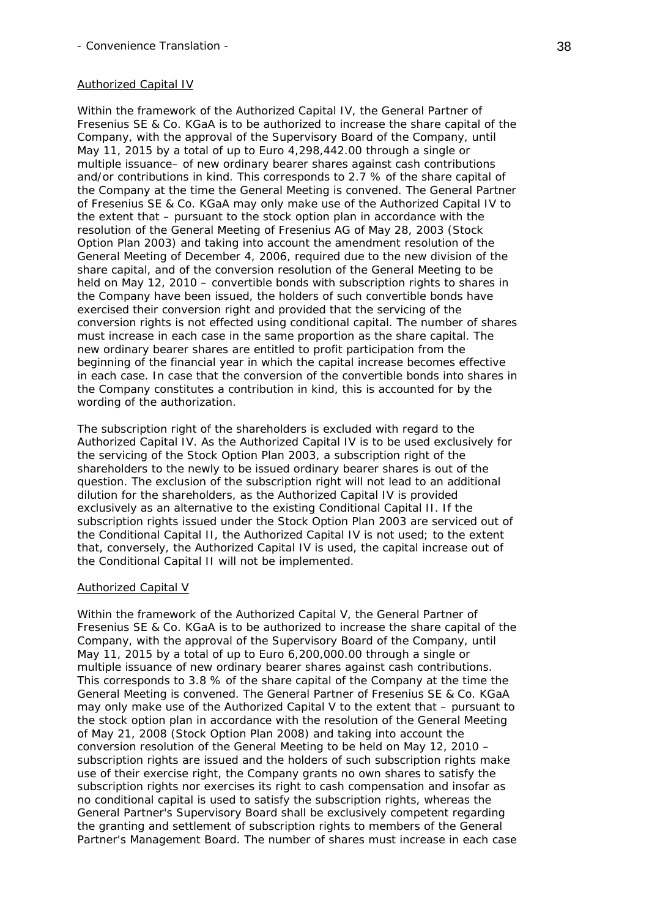<u>Authorized Capital IV</u>

Within the framework of the Authorized Capital IV, the General Partner of Fresenius SE & Co. KGaA is to be authorized to increase the share capital of the Company, with the approval of the Supervisory Board of the Company, until May 11, 2015 by a total of up to Euro 4,298,442.00 through a single or multiple issuance– of new ordinary bearer shares against cash contributions and/or contributions in kind. This corresponds to 2.7 % of the share capital of the Company at the time the General Meeting is convened. The General Partner of Fresenius SE & Co. KGaA may only make use of the Authorized Capital IV to the extent that – pursuant to the stock option plan in accordance with the resolution of the General Meeting of Fresenius AG of May 28, 2003 (Stock Option Plan 2003) and taking into account the amendment resolution of the General Meeting of December 4, 2006, required due to the new division of the share capital, and of the conversion resolution of the General Meeting to be held on May 12, 2010 – convertible bonds with subscription rights to shares in the Company have been issued, the holders of such convertible bonds have exercised their conversion right and provided that the servicing of the conversion rights is not effected using conditional capital. The number of shares must increase in each case in the same proportion as the share capital. The new ordinary bearer shares are entitled to profit participation from the beginning of the financial year in which the capital increase becomes effective in each case. In case that the conversion of the convertible bonds into shares in the Company constitutes a contribution in kind, this is accounted for by the wording of the authorization.

The subscription right of the shareholders is excluded with regard to the Authorized Capital IV. As the Authorized Capital IV is to be used exclusively for the servicing of the Stock Option Plan 2003, a subscription right of the shareholders to the newly to be issued ordinary bearer shares is out of the question. The exclusion of the subscription right will not lead to an additional dilution for the shareholders, as the Authorized Capital IV is provided exclusively as an alternative to the existing Conditional Capital II. If the subscription rights issued under the Stock Option Plan 2003 are serviced out of the Conditional Capital II, the Authorized Capital IV is not used; to the extent that, conversely, the Authorized Capital IV is used, the capital increase out of the Conditional Capital II will not be implemented.

<u>Authorized Capital V</u>

Within the framework of the Authorized Capital V, the General Partner of Fresenius SE & Co. KGaA is to be authorized to increase the share capital of the Company, with the approval of the Supervisory Board of the Company, until May 11, 2015 by a total of up to Euro 6,200,000.00 through a single or multiple issuance of new ordinary bearer shares against cash contributions. This corresponds to 3.8 % of the share capital of the Company at the time the General Meeting is convened. The General Partner of Fresenius SE & Co. KGaA may only make use of the Authorized Capital V to the extent that – pursuant to the stock option plan in accordance with the resolution of the General Meeting of May 21, 2008 (Stock Option Plan 2008) and taking into account the conversion resolution of the General Meeting to be held on May 12, 2010 – subscription rights are issued and the holders of such subscription rights make use of their exercise right, the Company grants no own shares to satisfy the subscription rights nor exercises its right to cash compensation and insofar as no conditional capital is used to satisfy the subscription rights, whereas the General Partner's Supervisory Board shall be exclusively competent regarding the granting and settlement of subscription rights to members of the General Partner's Management Board. The number of shares must increase in each case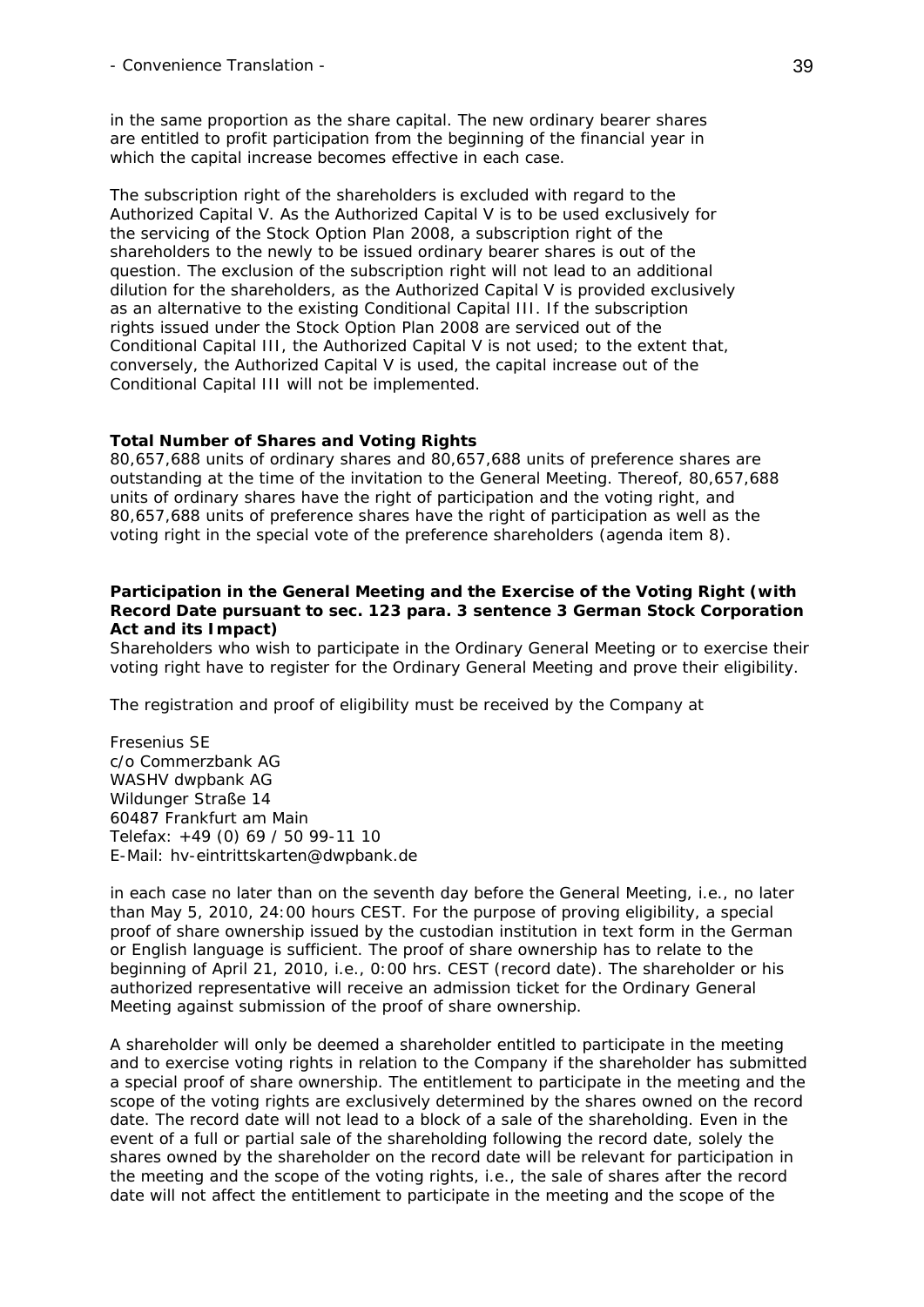in the same proportion as the share capital. The new ordinary bearer shares are entitled to profit participation from the beginning of the financial year in which the capital increase becomes effective in each case.

The subscription right of the shareholders is excluded with regard to the Authorized Capital V. As the Authorized Capital V is to be used exclusively for the servicing of the Stock Option Plan 2008, a subscription right of the shareholders to the newly to be issued ordinary bearer shares is out of the question. The exclusion of the subscription right will not lead to an additional dilution for the shareholders, as the Authorized Capital V is provided exclusively as an alternative to the existing Conditional Capital III. If the subscription rights issued under the Stock Option Plan 2008 are serviced out of the Conditional Capital III, the Authorized Capital V is not used; to the extent that, conversely, the Authorized Capital V is used, the capital increase out of the Conditional Capital III will not be implemented.

**Total Number of Shares and Voting Rights**

80,657,688 units of ordinary shares and 80,657,688 units of preference shares are outstanding at the time of the invitation to the General Meeting. Thereof, 80,657,688 units of ordinary shares have the right of participation and the voting right, and 80,657,688 units of preference shares have the right of participation as well as the voting right in the special vote of the preference shareholders (agenda item 8).

**Participation in the General Meeting and the Exercise of the Voting Right (with Record Date pursuant to sec. 123 para. 3 sentence 3 German Stock Corporation Act and its Impact)**

Shareholders who wish to participate in the Ordinary General Meeting or to exercise their voting right have to register for the Ordinary General Meeting and prove their eligibility.

The registration and proof of eligibility must be received by the Company at

Fresenius SE
c/o Commerzbank AG
WASHV dwpbank AG
Wildunger Straße 14
60487 Frankfurt am Main
Telefax: +49 (0) 69 / 50 99-11 10
E-Mail: hv-eintrittskarten@dwpbank.de

in each case no later than on the seventh day before the General Meeting, i.e., no later than May 5, 2010, 24:00 hours CEST. For the purpose of proving eligibility, a special proof of share ownership issued by the custodian institution in text form in the German or English language is sufficient. The proof of share ownership has to relate to the beginning of April 21, 2010, i.e., 0:00 hrs. CEST (record date). The shareholder or his authorized representative will receive an admission ticket for the Ordinary General Meeting against submission of the proof of share ownership.

A shareholder will only be deemed a shareholder entitled to participate in the meeting and to exercise voting rights in relation to the Company if the shareholder has submitted a special proof of share ownership. The entitlement to participate in the meeting and the scope of the voting rights are exclusively determined by the shares owned on the record date. The record date will not lead to a block of a sale of the shareholding. Even in the event of a full or partial sale of the shareholding following the record date, solely the shares owned by the shareholder on the record date will be relevant for participation in the meeting and the scope of the voting rights, i.e., the sale of shares after the record date will not affect the entitlement to participate in the meeting and the scope of the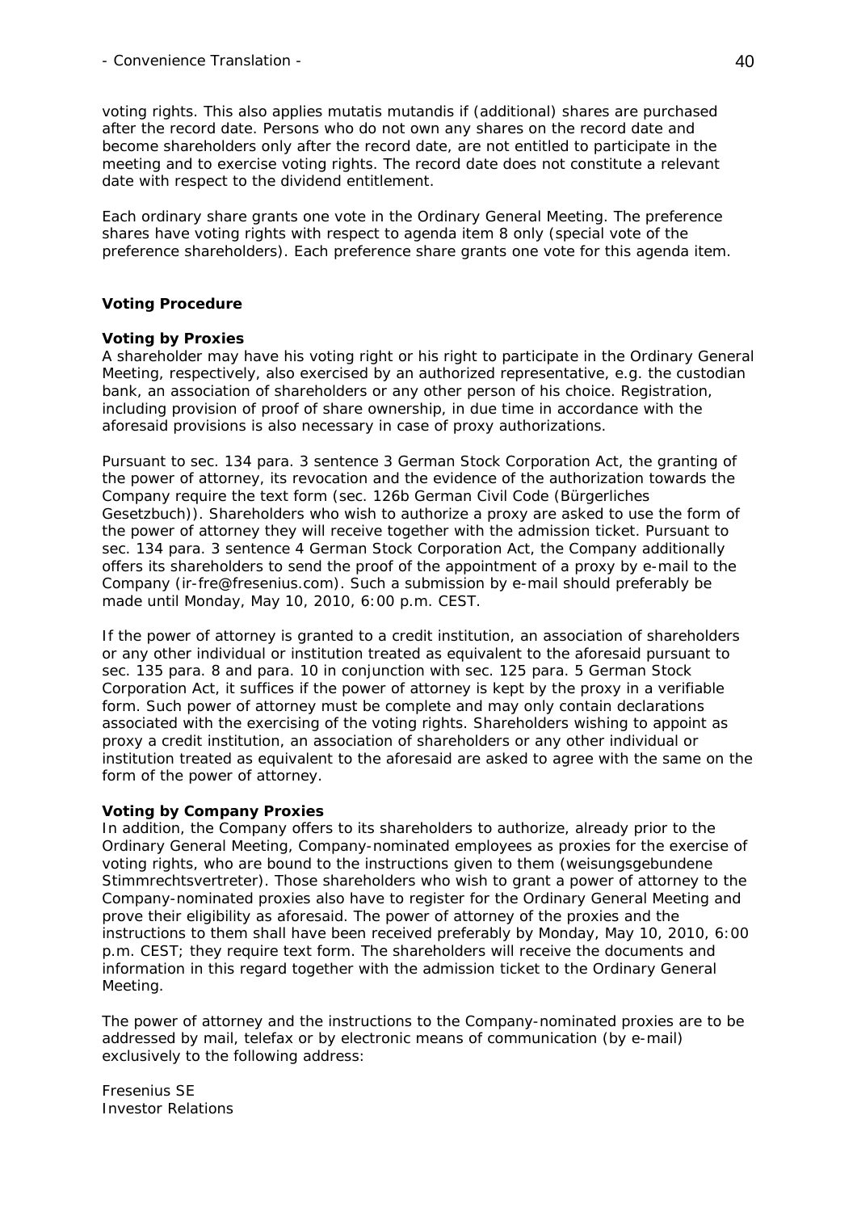voting rights. This also applies mutatis mutandis if (additional) shares are purchased after the record date. Persons who do not own any shares on the record date and become shareholders only after the record date, are not entitled to participate in the meeting and to exercise voting rights. The record date does not constitute a relevant date with respect to the dividend entitlement.

Each ordinary share grants one vote in the Ordinary General Meeting. The preference shares have voting rights with respect to agenda item 8 only (special vote of the preference shareholders). Each preference share grants one vote for this agenda item.

**Voting Procedure**

**Voting by Proxies**

A shareholder may have his voting right or his right to participate in the Ordinary General Meeting, respectively, also exercised by an authorized representative, e.g. the custodian bank, an association of shareholders or any other person of his choice. Registration, including provision of proof of share ownership, in due time in accordance with the aforesaid provisions is also necessary in case of proxy authorizations.

Pursuant to sec. 134 para. 3 sentence 3 German Stock Corporation Act, the granting of the power of attorney, its revocation and the evidence of the authorization towards the Company require the text form (sec. 126b German Civil Code (Bürgerliches Gesetzbuch)). Shareholders who wish to authorize a proxy are asked to use the form of the power of attorney they will receive together with the admission ticket. Pursuant to sec. 134 para. 3 sentence 4 German Stock Corporation Act, the Company additionally offers its shareholders to send the proof of the appointment of a proxy by e-mail to the Company (ir-fre@fresenius.com). Such a submission by e-mail should preferably be made until Monday, May 10, 2010, 6:00 p.m. CEST.

If the power of attorney is granted to a credit institution, an association of shareholders or any other individual or institution treated as equivalent to the aforesaid pursuant to sec. 135 para. 8 and para. 10 in conjunction with sec. 125 para. 5 German Stock Corporation Act, it suffices if the power of attorney is kept by the proxy in a verifiable form. Such power of attorney must be complete and may only contain declarations associated with the exercising of the voting rights. Shareholders wishing to appoint as proxy a credit institution, an association of shareholders or any other individual or institution treated as equivalent to the aforesaid are asked to agree with the same on the form of the power of attorney.

**Voting by Company Proxies**

In addition, the Company offers to its shareholders to authorize, already prior to the Ordinary General Meeting, Company-nominated employees as proxies for the exercise of voting rights, who are bound to the instructions given to them (weisungsgebundene Stimmrechtsvertreter). Those shareholders who wish to grant a power of attorney to the Company-nominated proxies also have to register for the Ordinary General Meeting and prove their eligibility as aforesaid. The power of attorney of the proxies and the instructions to them shall have been received preferably by Monday, May 10, 2010, 6:00 p.m. CEST; they require text form. The shareholders will receive the documents and information in this regard together with the admission ticket to the Ordinary General Meeting.

The power of attorney and the instructions to the Company-nominated proxies are to be addressed by mail, telefax or by electronic means of communication (by e-mail) exclusively to the following address:

Fresenius SE
Investor Relations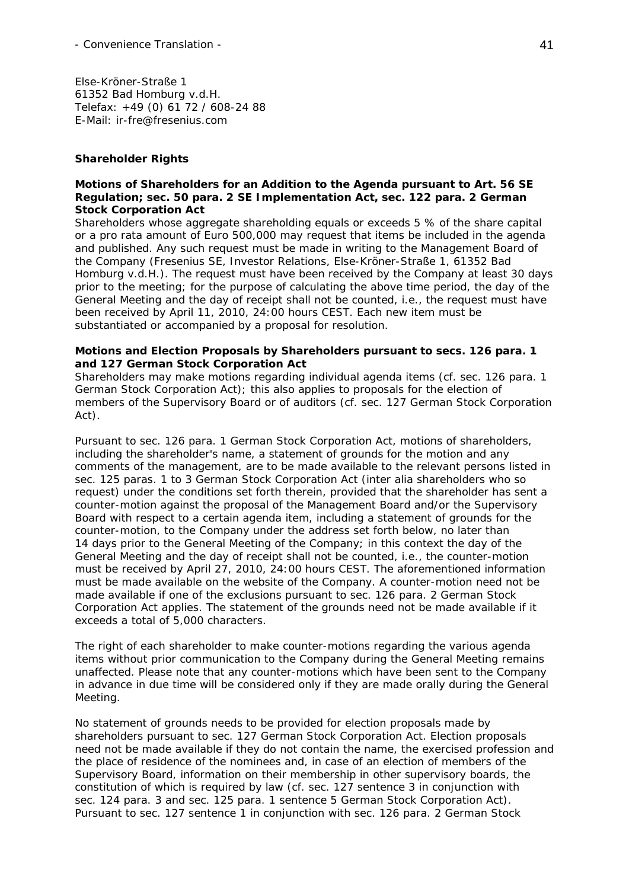Else-Kröner-Straße 1
61352 Bad Homburg v.d.H.
Telefax: +49 (0) 61 72 / 608-24 88
E-Mail: ir-fre@fresenius.com

## Shareholder Rights

**Motions of Shareholders for an Addition to the Agenda pursuant to Art. 56 SE Regulation; sec. 50 para. 2 SE Implementation Act, sec. 122 para. 2 German Stock Corporation Act**

Shareholders whose aggregate shareholding equals or exceeds 5 % of the share capital or a pro rata amount of Euro 500,000 may request that items be included in the agenda and published. Any such request must be made in writing to the Management Board of the Company (Fresenius SE, Investor Relations, Else-Kröner-Straße 1, 61352 Bad Homburg v.d.H.). The request must have been received by the Company at least 30 days prior to the meeting; for the purpose of calculating the above time period, the day of the General Meeting and the day of receipt shall not be counted, i.e., the request must have been received by April 11, 2010, 24:00 hours CEST. Each new item must be substantiated or accompanied by a proposal for resolution.

**Motions and Election Proposals by Shareholders pursuant to secs. 126 para. 1 and 127 German Stock Corporation Act**

Shareholders may make motions regarding individual agenda items (cf. sec. 126 para. 1 German Stock Corporation Act); this also applies to proposals for the election of members of the Supervisory Board or of auditors (cf. sec. 127 German Stock Corporation Act).

Pursuant to sec. 126 para. 1 German Stock Corporation Act, motions of shareholders, including the shareholder's name, a statement of grounds for the motion and any comments of the management, are to be made available to the relevant persons listed in sec. 125 paras. 1 to 3 German Stock Corporation Act (inter alia shareholders who so request) under the conditions set forth therein, provided that the shareholder has sent a counter-motion against the proposal of the Management Board and/or the Supervisory Board with respect to a certain agenda item, including a statement of grounds for the counter-motion, to the Company under the address set forth below, no later than 14 days prior to the General Meeting of the Company; in this context the day of the General Meeting and the day of receipt shall not be counted, i.e., the counter-motion must be received by April 27, 2010, 24:00 hours CEST. The aforementioned information must be made available on the website of the Company. A counter-motion need not be made available if one of the exclusions pursuant to sec. 126 para. 2 German Stock Corporation Act applies. The statement of the grounds need not be made available if it exceeds a total of 5,000 characters.

The right of each shareholder to make counter-motions regarding the various agenda items without prior communication to the Company during the General Meeting remains unaffected. Please note that any counter-motions which have been sent to the Company in advance in due time will be considered only if they are made orally during the General Meeting.

No statement of grounds needs to be provided for election proposals made by shareholders pursuant to sec. 127 German Stock Corporation Act. Election proposals need not be made available if they do not contain the name, the exercised profession and the place of residence of the nominees and, in case of an election of members of the Supervisory Board, information on their membership in other supervisory boards, the constitution of which is required by law (cf. sec. 127 sentence 3 in conjunction with sec. 124 para. 3 and sec. 125 para. 1 sentence 5 German Stock Corporation Act). Pursuant to sec. 127 sentence 1 in conjunction with sec. 126 para. 2 German Stock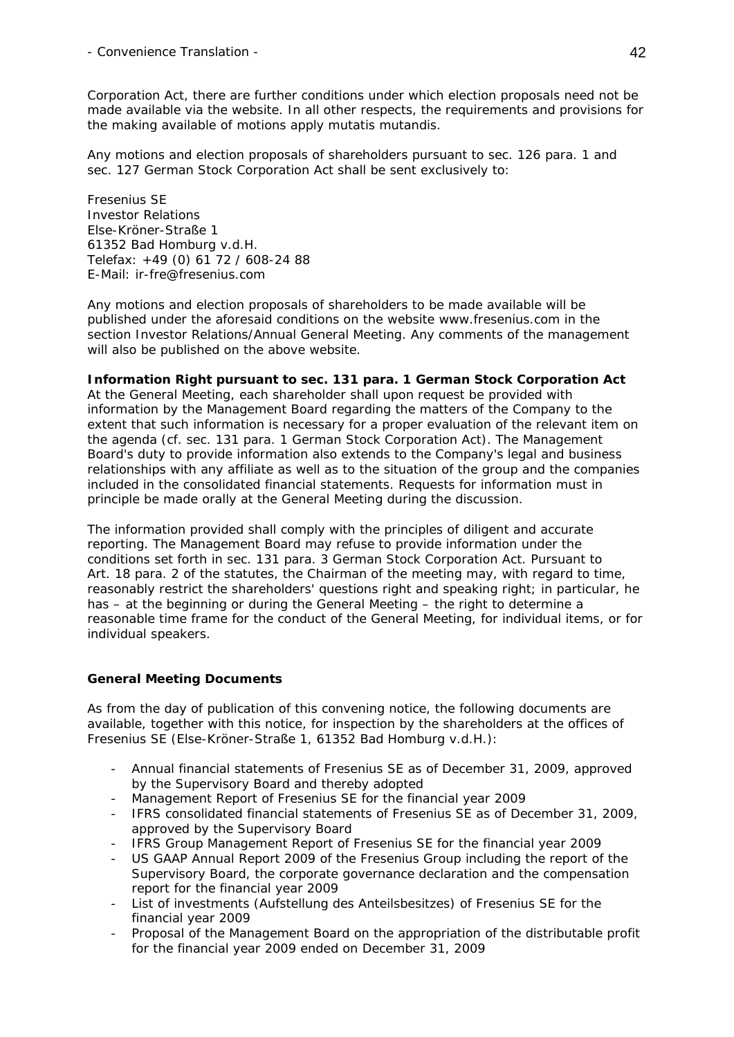Corporation Act, there are further conditions under which election proposals need not be made available via the website. In all other respects, the requirements and provisions for the making available of motions apply mutatis mutandis.

Any motions and election proposals of shareholders pursuant to sec. 126 para. 1 and sec. 127 German Stock Corporation Act shall be sent exclusively to:

Fresenius SE
Investor Relations
Else-Kröner-Straße 1
61352 Bad Homburg v.d.H.
Telefax: +49 (0) 61 72 / 608-24 88
E-Mail: ir-fre@fresenius.com

Any motions and election proposals of shareholders to be made available will be published under the aforesaid conditions on the website www.fresenius.com in the section Investor Relations/Annual General Meeting. Any comments of the management will also be published on the above website.

**Information Right pursuant to sec. 131 para. 1 German Stock Corporation Act**

At the General Meeting, each shareholder shall upon request be provided with information by the Management Board regarding the matters of the Company to the extent that such information is necessary for a proper evaluation of the relevant item on the agenda (cf. sec. 131 para. 1 German Stock Corporation Act). The Management Board's duty to provide information also extends to the Company's legal and business relationships with any affiliate as well as to the situation of the group and the companies included in the consolidated financial statements. Requests for information must in principle be made orally at the General Meeting during the discussion.

The information provided shall comply with the principles of diligent and accurate reporting. The Management Board may refuse to provide information under the conditions set forth in sec. 131 para. 3 German Stock Corporation Act. Pursuant to Art. 18 para. 2 of the statutes, the Chairman of the meeting may, with regard to time, reasonably restrict the shareholders' questions right and speaking right; in particular, he has – at the beginning or during the General Meeting – the right to determine a reasonable time frame for the conduct of the General Meeting, for individual items, or for individual speakers.

**General Meeting Documents**

As from the day of publication of this convening notice, the following documents are available, together with this notice, for inspection by the shareholders at the offices of Fresenius SE (Else-Kröner-Straße 1, 61352 Bad Homburg v.d.H.):

- Annual financial statements of Fresenius SE as of December 31, 2009, approved by the Supervisory Board and thereby adopted
- Management Report of Fresenius SE for the financial year 2009
- IFRS consolidated financial statements of Fresenius SE as of December 31, 2009, approved by the Supervisory Board
- IFRS Group Management Report of Fresenius SE for the financial year 2009
- US GAAP Annual Report 2009 of the Fresenius Group including the report of the Supervisory Board, the corporate governance declaration and the compensation report for the financial year 2009
- List of investments (Aufstellung des Anteilsbesitzes) of Fresenius SE for the financial year 2009
- Proposal of the Management Board on the appropriation of the distributable profit for the financial year 2009 ended on December 31, 2009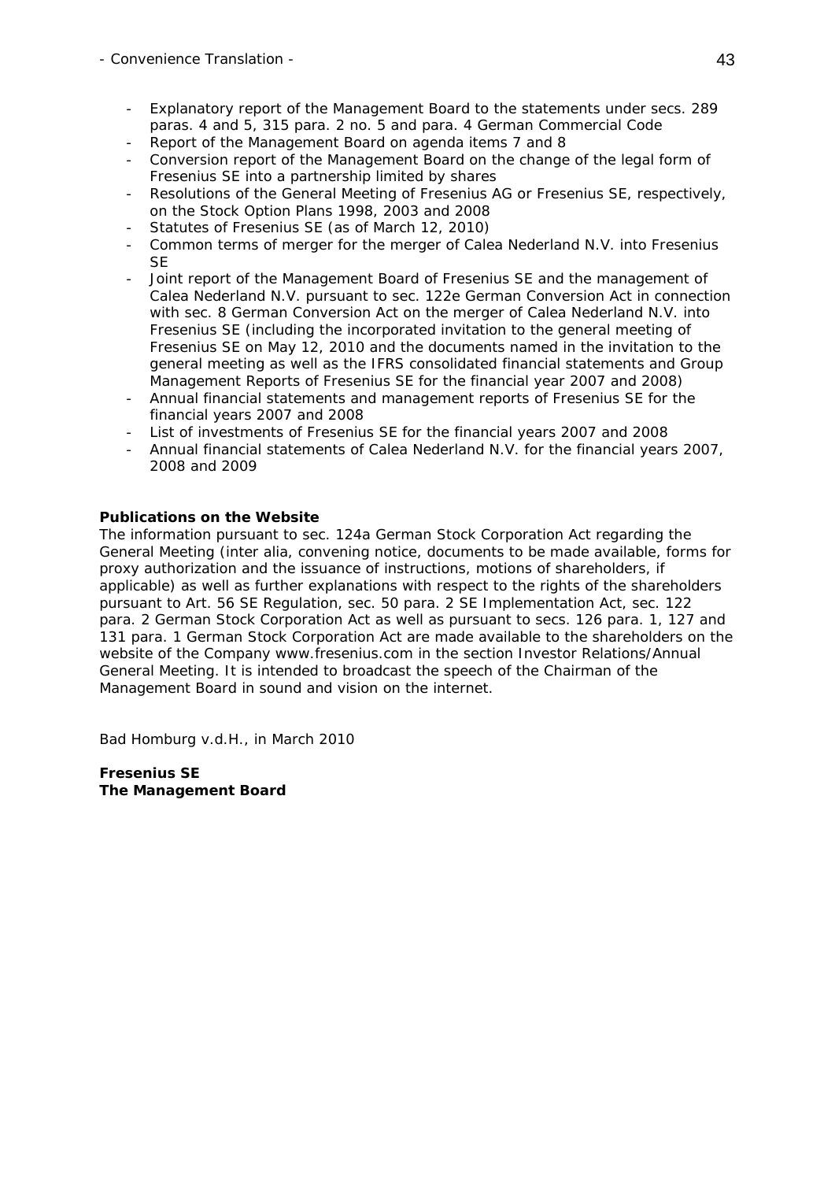- Explanatory report of the Management Board to the statements under secs. 289 paras. 4 and 5, 315 para. 2 no. 5 and para. 4 German Commercial Code
- Report of the Management Board on agenda items 7 and 8
- Conversion report of the Management Board on the change of the legal form of Fresenius SE into a partnership limited by shares
- Resolutions of the General Meeting of Fresenius AG or Fresenius SE, respectively, on the Stock Option Plans 1998, 2003 and 2008
- Statutes of Fresenius SE (as of March 12, 2010)
- Common terms of merger for the merger of Calea Nederland N.V. into Fresenius SE
- Joint report of the Management Board of Fresenius SE and the management of Calea Nederland N.V. pursuant to sec. 122e German Conversion Act in connection with sec. 8 German Conversion Act on the merger of Calea Nederland N.V. into Fresenius SE (including the incorporated invitation to the general meeting of Fresenius SE on May 12, 2010 and the documents named in the invitation to the general meeting as well as the IFRS consolidated financial statements and Group Management Reports of Fresenius SE for the financial year 2007 and 2008)
- Annual financial statements and management reports of Fresenius SE for the financial years 2007 and 2008
- List of investments of Fresenius SE for the financial years 2007 and 2008
- Annual financial statements of Calea Nederland N.V. for the financial years 2007, 2008 and 2009

**Publications on the Website**

The information pursuant to sec. 124a German Stock Corporation Act regarding the General Meeting (inter alia, convening notice, documents to be made available, forms for proxy authorization and the issuance of instructions, motions of shareholders, if applicable) as well as further explanations with respect to the rights of the shareholders pursuant to Art. 56 SE Regulation, sec. 50 para. 2 SE Implementation Act, sec. 122 para. 2 German Stock Corporation Act as well as pursuant to secs. 126 para. 1, 127 and 131 para. 1 German Stock Corporation Act are made available to the shareholders on the website of the Company www.fresenius.com in the section Investor Relations/Annual General Meeting. It is intended to broadcast the speech of the Chairman of the Management Board in sound and vision on the internet.

Bad Homburg v.d.H., in March 2010

**Fresenius SE**
**The Management Board**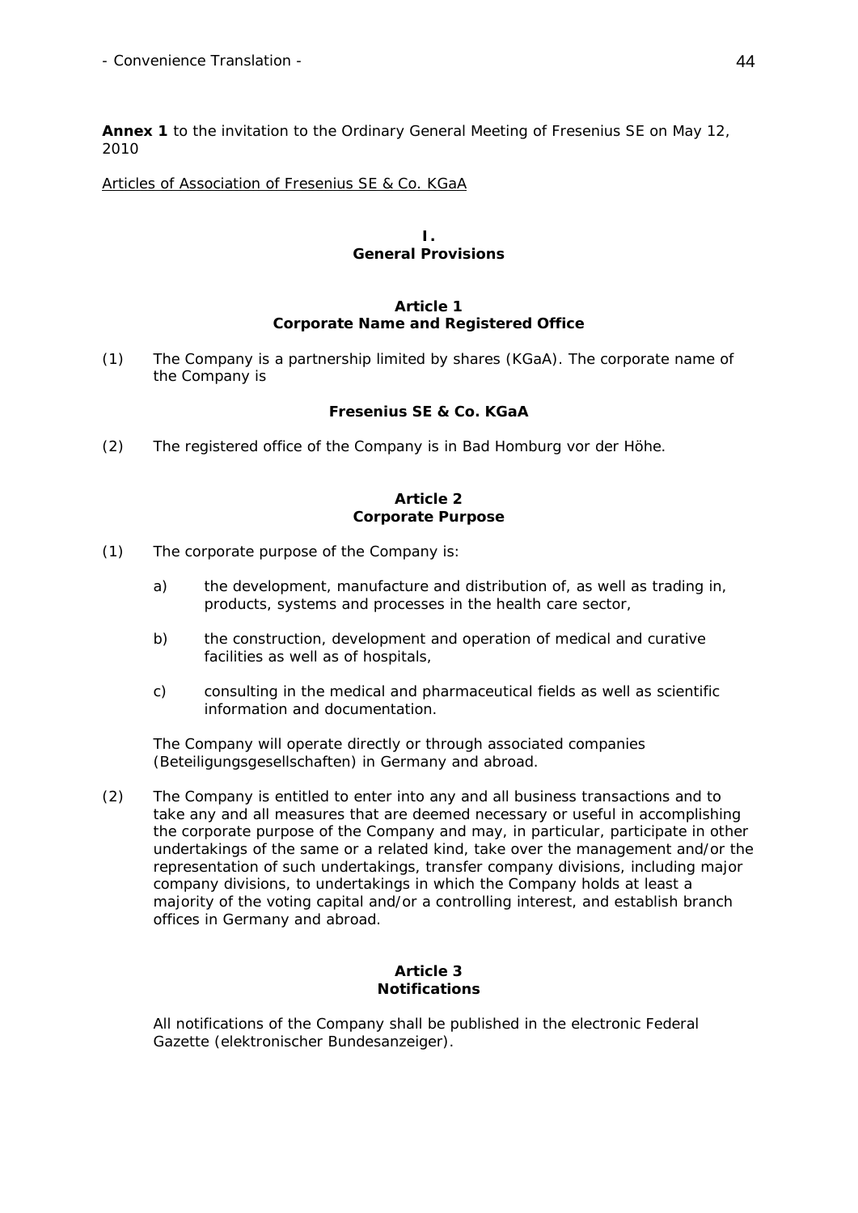**Annex 1** to the invitation to the Ordinary General Meeting of Fresenius SE on May 12, 2010

Articles of Association of Fresenius SE & Co. KGaA

## I.
## General Provisions

### Article 1
### Corporate Name and Registered Office

(1) The Company is a partnership limited by shares (KGaA). The corporate name of the Company is

**Fresenius SE & Co. KGaA**

(2) The registered office of the Company is in Bad Homburg vor der Höhe.

### Article 2
### Corporate Purpose

(1) The corporate purpose of the Company is:

a) the development, manufacture and distribution of, as well as trading in, products, systems and processes in the health care sector,

b) the construction, development and operation of medical and curative facilities as well as of hospitals,

c) consulting in the medical and pharmaceutical fields as well as scientific information and documentation.

The Company will operate directly or through associated companies (Beteiligungsgesellschaften) in Germany and abroad.

(2) The Company is entitled to enter into any and all business transactions and to take any and all measures that are deemed necessary or useful in accomplishing the corporate purpose of the Company and may, in particular, participate in other undertakings of the same or a related kind, take over the management and/or the representation of such undertakings, transfer company divisions, including major company divisions, to undertakings in which the Company holds at least a majority of the voting capital and/or a controlling interest, and establish branch offices in Germany and abroad.

### Article 3
### Notifications

All notifications of the Company shall be published in the electronic Federal Gazette (elektronischer Bundesanzeiger).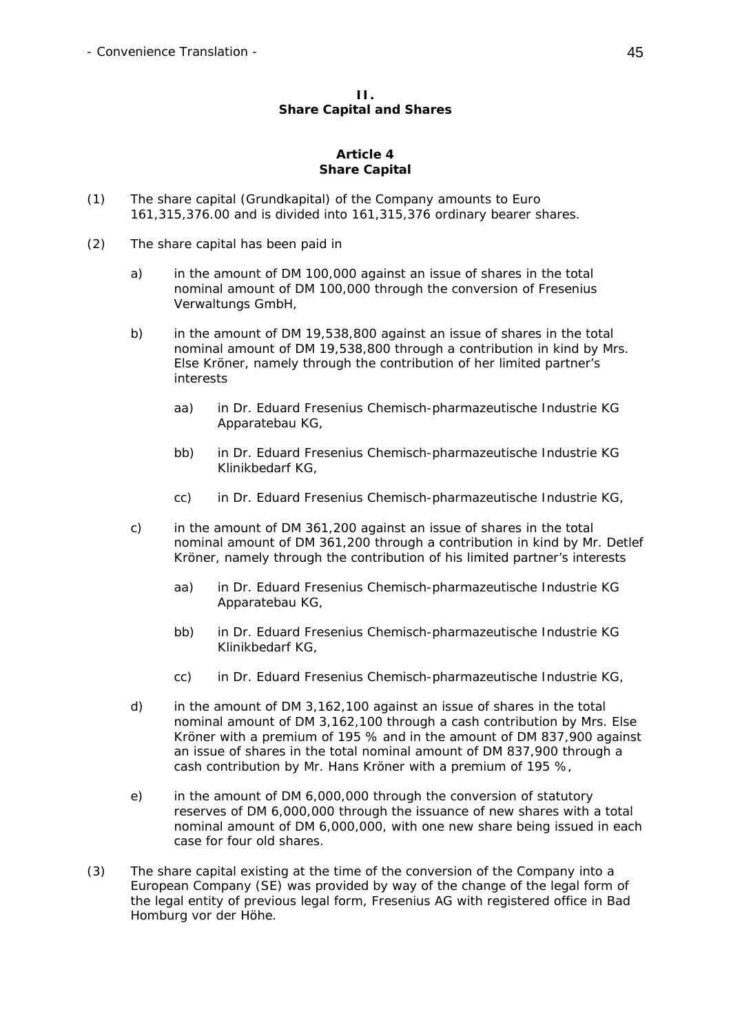## II.
## Share Capital and Shares

### Article 4
### Share Capital

(1) The share capital (Grundkapital) of the Company amounts to Euro 161,315,376.00 and is divided into 161,315,376 ordinary bearer shares.

(2) The share capital has been paid in

a) in the amount of DM 100,000 against an issue of shares in the total nominal amount of DM 100,000 through the conversion of Fresenius Verwaltungs GmbH,

b) in the amount of DM 19,538,800 against an issue of shares in the total nominal amount of DM 19,538,800 through a contribution in kind by Mrs. Else Kröner, namely through the contribution of her limited partner's interests

aa) in Dr. Eduard Fresenius Chemisch-pharmazeutische Industrie KG Apparatebau KG,

bb) in Dr. Eduard Fresenius Chemisch-pharmazeutische Industrie KG Klinikbedarf KG,

cc) in Dr. Eduard Fresenius Chemisch-pharmazeutische Industrie KG,

c) in the amount of DM 361,200 against an issue of shares in the total nominal amount of DM 361,200 through a contribution in kind by Mr. Detlef Kröner, namely through the contribution of his limited partner's interests

aa) in Dr. Eduard Fresenius Chemisch-pharmazeutische Industrie KG Apparatebau KG,

bb) in Dr. Eduard Fresenius Chemisch-pharmazeutische Industrie KG Klinikbedarf KG,

cc) in Dr. Eduard Fresenius Chemisch-pharmazeutische Industrie KG,

d) in the amount of DM 3,162,100 against an issue of shares in the total nominal amount of DM 3,162,100 through a cash contribution by Mrs. Else Kröner with a premium of 195 % and in the amount of DM 837,900 against an issue of shares in the total nominal amount of DM 837,900 through a cash contribution by Mr. Hans Kröner with a premium of 195 %,

e) in the amount of DM 6,000,000 through the conversion of statutory reserves of DM 6,000,000 through the issuance of new shares with a total nominal amount of DM 6,000,000, with one new share being issued in each case for four old shares.

(3) The share capital existing at the time of the conversion of the Company into a European Company (SE) was provided by way of the change of the legal form of the legal entity of previous legal form, Fresenius AG with registered office in Bad Homburg vor der Höhe.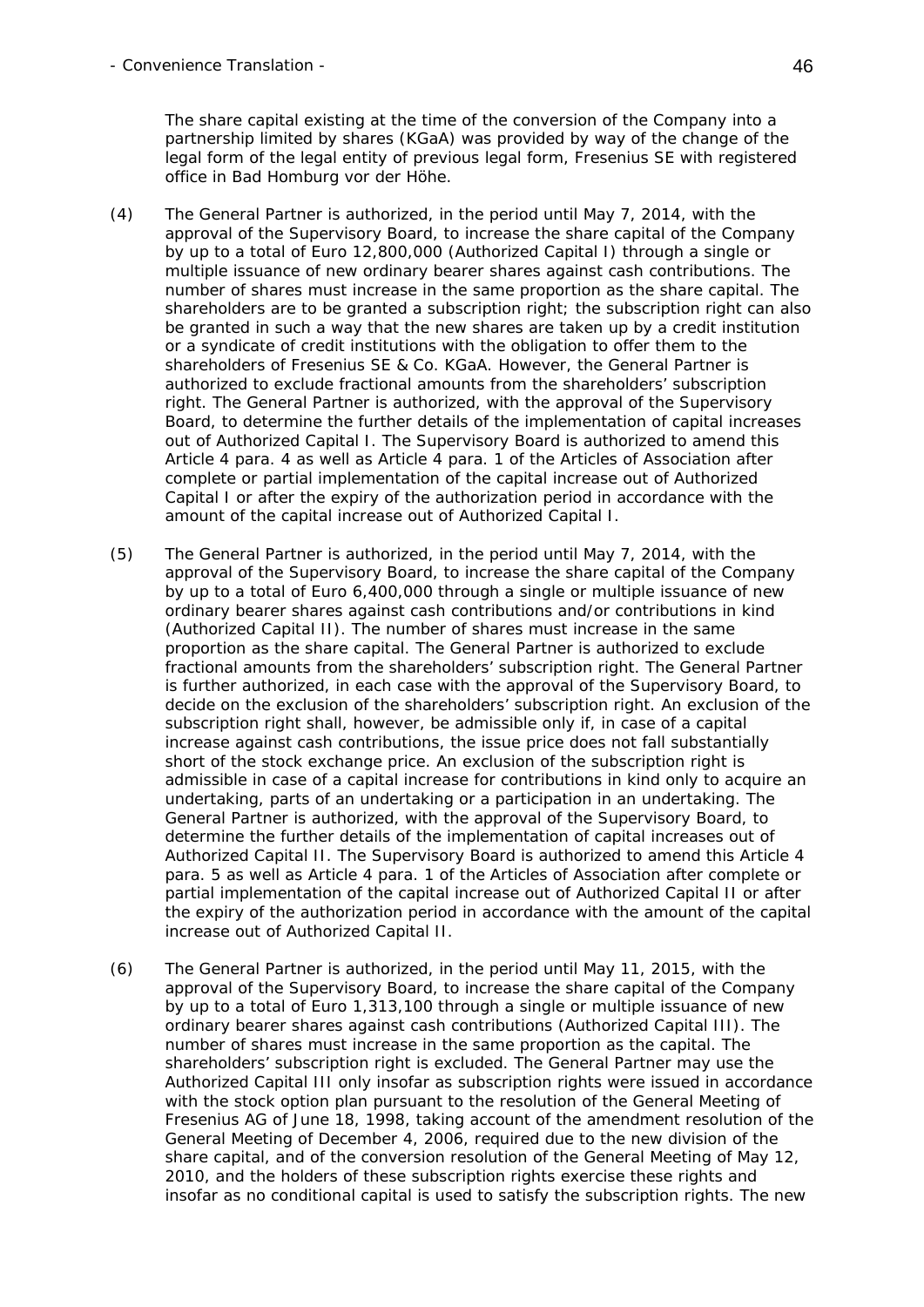The share capital existing at the time of the conversion of the Company into a partnership limited by shares (KGaA) was provided by way of the change of the legal form of the legal entity of previous legal form, Fresenius SE with registered office in Bad Homburg vor der Höhe.

(4) The General Partner is authorized, in the period until May 7, 2014, with the approval of the Supervisory Board, to increase the share capital of the Company by up to a total of Euro 12,800,000 (Authorized Capital I) through a single or multiple issuance of new ordinary bearer shares against cash contributions. The number of shares must increase in the same proportion as the share capital. The shareholders are to be granted a subscription right; the subscription right can also be granted in such a way that the new shares are taken up by a credit institution or a syndicate of credit institutions with the obligation to offer them to the shareholders of Fresenius SE & Co. KGaA. However, the General Partner is authorized to exclude fractional amounts from the shareholders' subscription right. The General Partner is authorized, with the approval of the Supervisory Board, to determine the further details of the implementation of capital increases out of Authorized Capital I. The Supervisory Board is authorized to amend this Article 4 para. 4 as well as Article 4 para. 1 of the Articles of Association after complete or partial implementation of the capital increase out of Authorized Capital I or after the expiry of the authorization period in accordance with the amount of the capital increase out of Authorized Capital I.

(5) The General Partner is authorized, in the period until May 7, 2014, with the approval of the Supervisory Board, to increase the share capital of the Company by up to a total of Euro 6,400,000 through a single or multiple issuance of new ordinary bearer shares against cash contributions and/or contributions in kind (Authorized Capital II). The number of shares must increase in the same proportion as the share capital. The General Partner is authorized to exclude fractional amounts from the shareholders' subscription right. The General Partner is further authorized, in each case with the approval of the Supervisory Board, to decide on the exclusion of the shareholders' subscription right. An exclusion of the subscription right shall, however, be admissible only if, in case of a capital increase against cash contributions, the issue price does not fall substantially short of the stock exchange price. An exclusion of the subscription right is admissible in case of a capital increase for contributions in kind only to acquire an undertaking, parts of an undertaking or a participation in an undertaking. The General Partner is authorized, with the approval of the Supervisory Board, to determine the further details of the implementation of capital increases out of Authorized Capital II. The Supervisory Board is authorized to amend this Article 4 para. 5 as well as Article 4 para. 1 of the Articles of Association after complete or partial implementation of the capital increase out of Authorized Capital II or after the expiry of the authorization period in accordance with the amount of the capital increase out of Authorized Capital II.

(6) The General Partner is authorized, in the period until May 11, 2015, with the approval of the Supervisory Board, to increase the share capital of the Company by up to a total of Euro 1,313,100 through a single or multiple issuance of new ordinary bearer shares against cash contributions (Authorized Capital III). The number of shares must increase in the same proportion as the capital. The shareholders' subscription right is excluded. The General Partner may use the Authorized Capital III only insofar as subscription rights were issued in accordance with the stock option plan pursuant to the resolution of the General Meeting of Fresenius AG of June 18, 1998, taking account of the amendment resolution of the General Meeting of December 4, 2006, required due to the new division of the share capital, and of the conversion resolution of the General Meeting of May 12, 2010, and the holders of these subscription rights exercise these rights and insofar as no conditional capital is used to satisfy the subscription rights. The new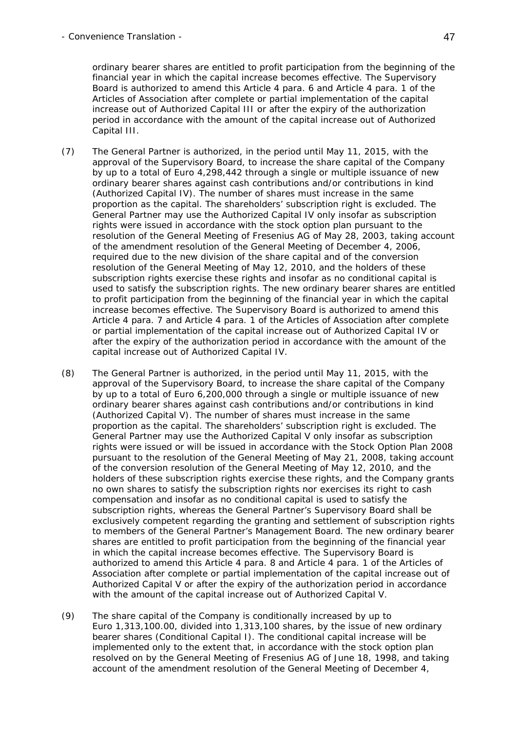ordinary bearer shares are entitled to profit participation from the beginning of the financial year in which the capital increase becomes effective. The Supervisory Board is authorized to amend this Article 4 para. 6 and Article 4 para. 1 of the Articles of Association after complete or partial implementation of the capital increase out of Authorized Capital III or after the expiry of the authorization period in accordance with the amount of the capital increase out of Authorized Capital III.

(7) The General Partner is authorized, in the period until May 11, 2015, with the approval of the Supervisory Board, to increase the share capital of the Company by up to a total of Euro 4,298,442 through a single or multiple issuance of new ordinary bearer shares against cash contributions and/or contributions in kind (Authorized Capital IV). The number of shares must increase in the same proportion as the capital. The shareholders' subscription right is excluded. The General Partner may use the Authorized Capital IV only insofar as subscription rights were issued in accordance with the stock option plan pursuant to the resolution of the General Meeting of Fresenius AG of May 28, 2003, taking account of the amendment resolution of the General Meeting of December 4, 2006, required due to the new division of the share capital and of the conversion resolution of the General Meeting of May 12, 2010, and the holders of these subscription rights exercise these rights and insofar as no conditional capital is used to satisfy the subscription rights. The new ordinary bearer shares are entitled to profit participation from the beginning of the financial year in which the capital increase becomes effective. The Supervisory Board is authorized to amend this Article 4 para. 7 and Article 4 para. 1 of the Articles of Association after complete or partial implementation of the capital increase out of Authorized Capital IV or after the expiry of the authorization period in accordance with the amount of the capital increase out of Authorized Capital IV.

(8) The General Partner is authorized, in the period until May 11, 2015, with the approval of the Supervisory Board, to increase the share capital of the Company by up to a total of Euro 6,200,000 through a single or multiple issuance of new ordinary bearer shares against cash contributions and/or contributions in kind (Authorized Capital V). The number of shares must increase in the same proportion as the capital. The shareholders' subscription right is excluded. The General Partner may use the Authorized Capital V only insofar as subscription rights were issued or will be issued in accordance with the Stock Option Plan 2008 pursuant to the resolution of the General Meeting of May 21, 2008, taking account of the conversion resolution of the General Meeting of May 12, 2010, and the holders of these subscription rights exercise these rights, and the Company grants no own shares to satisfy the subscription rights nor exercises its right to cash compensation and insofar as no conditional capital is used to satisfy the subscription rights, whereas the General Partner's Supervisory Board shall be exclusively competent regarding the granting and settlement of subscription rights to members of the General Partner's Management Board. The new ordinary bearer shares are entitled to profit participation from the beginning of the financial year in which the capital increase becomes effective. The Supervisory Board is authorized to amend this Article 4 para. 8 and Article 4 para. 1 of the Articles of Association after complete or partial implementation of the capital increase out of Authorized Capital V or after the expiry of the authorization period in accordance with the amount of the capital increase out of Authorized Capital V.

(9) The share capital of the Company is conditionally increased by up to Euro 1,313,100.00, divided into 1,313,100 shares, by the issue of new ordinary bearer shares (Conditional Capital I). The conditional capital increase will be implemented only to the extent that, in accordance with the stock option plan resolved on by the General Meeting of Fresenius AG of June 18, 1998, and taking account of the amendment resolution of the General Meeting of December 4,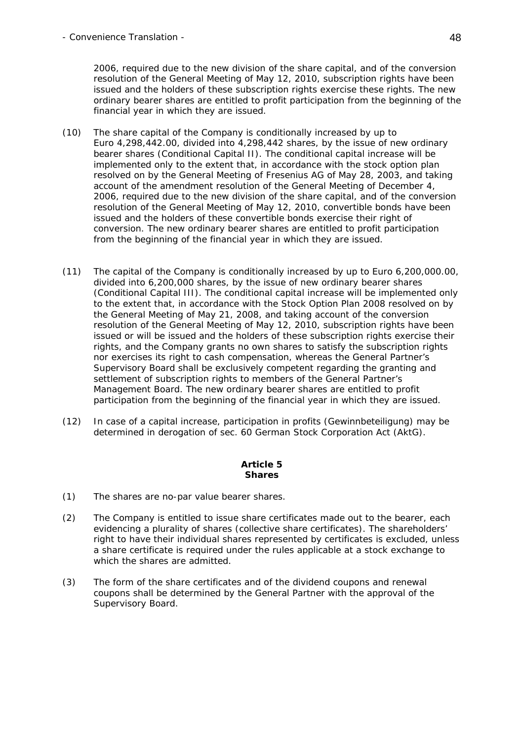2006, required due to the new division of the share capital, and of the conversion resolution of the General Meeting of May 12, 2010, subscription rights have been issued and the holders of these subscription rights exercise these rights. The new ordinary bearer shares are entitled to profit participation from the beginning of the financial year in which they are issued.

(10) The share capital of the Company is conditionally increased by up to Euro 4,298,442.00, divided into 4,298,442 shares, by the issue of new ordinary bearer shares (Conditional Capital II). The conditional capital increase will be implemented only to the extent that, in accordance with the stock option plan resolved on by the General Meeting of Fresenius AG of May 28, 2003, and taking account of the amendment resolution of the General Meeting of December 4, 2006, required due to the new division of the share capital, and of the conversion resolution of the General Meeting of May 12, 2010, convertible bonds have been issued and the holders of these convertible bonds exercise their right of conversion. The new ordinary bearer shares are entitled to profit participation from the beginning of the financial year in which they are issued.

(11) The capital of the Company is conditionally increased by up to Euro 6,200,000.00, divided into 6,200,000 shares, by the issue of new ordinary bearer shares (Conditional Capital III). The conditional capital increase will be implemented only to the extent that, in accordance with the Stock Option Plan 2008 resolved on by the General Meeting of May 21, 2008, and taking account of the conversion resolution of the General Meeting of May 12, 2010, subscription rights have been issued or will be issued and the holders of these subscription rights exercise their rights, and the Company grants no own shares to satisfy the subscription rights nor exercises its right to cash compensation, whereas the General Partner's Supervisory Board shall be exclusively competent regarding the granting and settlement of subscription rights to members of the General Partner's Management Board. The new ordinary bearer shares are entitled to profit participation from the beginning of the financial year in which they are issued.

(12) In case of a capital increase, participation in profits (Gewinnbeteiligung) may be determined in derogation of sec. 60 German Stock Corporation Act (AktG).

## Article 5
## Shares

(1) The shares are no-par value bearer shares.

(2) The Company is entitled to issue share certificates made out to the bearer, each evidencing a plurality of shares (collective share certificates). The shareholders' right to have their individual shares represented by certificates is excluded, unless a share certificate is required under the rules applicable at a stock exchange to which the shares are admitted.

(3) The form of the share certificates and of the dividend coupons and renewal coupons shall be determined by the General Partner with the approval of the Supervisory Board.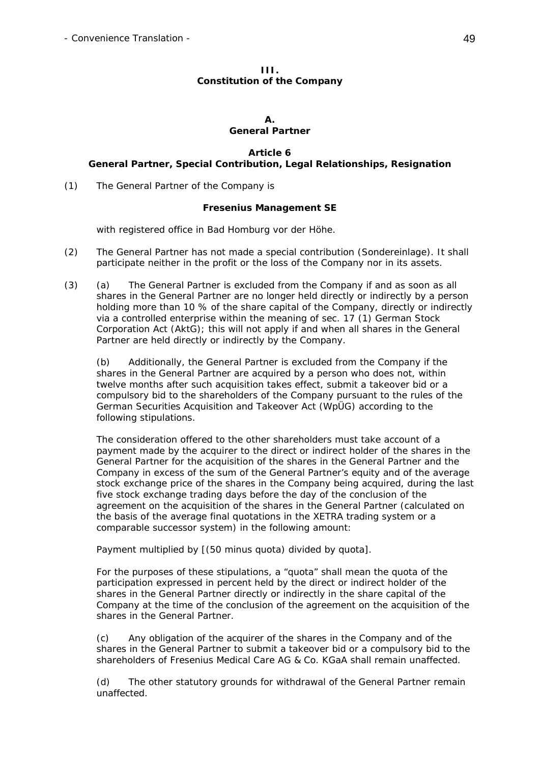## III.
## Constitution of the Company

### A.
### General Partner

#### Article 6
#### General Partner, Special Contribution, Legal Relationships, Resignation

(1) The General Partner of the Company is

**Fresenius Management SE**

with registered office in Bad Homburg vor der Höhe.

(2) The General Partner has not made a special contribution (*Sondereinlage*). It shall participate neither in the profit or the loss of the Company nor in its assets.

(3) (a) The General Partner is excluded from the Company if and as soon as all shares in the General Partner are no longer held directly or indirectly by a person holding more than 10 % of the share capital of the Company, directly or indirectly via a controlled enterprise within the meaning of sec. 17 (1) German Stock Corporation Act (AktG); this will not apply if and when all shares in the General Partner are held directly or indirectly by the Company.

(b) Additionally, the General Partner is excluded from the Company if the shares in the General Partner are acquired by a person who does not, within twelve months after such acquisition takes effect, submit a takeover bid or a compulsory bid to the shareholders of the Company pursuant to the rules of the German Securities Acquisition and Takeover Act (WpÜG) according to the following stipulations.

The consideration offered to the other shareholders must take account of a payment made by the acquirer to the direct or indirect holder of the shares in the General Partner for the acquisition of the shares in the General Partner and the Company in excess of the sum of the General Partner's equity and of the average stock exchange price of the shares in the Company being acquired, during the last five stock exchange trading days before the day of the conclusion of the agreement on the acquisition of the shares in the General Partner (calculated on the basis of the average final quotations in the XETRA trading system or a comparable successor system) in the following amount:

Payment multiplied by [(50 minus quota) divided by quota].

For the purposes of these stipulations, a "quota" shall mean the quota of the participation expressed in percent held by the direct or indirect holder of the shares in the General Partner directly or indirectly in the share capital of the Company at the time of the conclusion of the agreement on the acquisition of the shares in the General Partner.

(c) Any obligation of the acquirer of the shares in the Company and of the shares in the General Partner to submit a takeover bid or a compulsory bid to the shareholders of Fresenius Medical Care AG & Co. KGaA shall remain unaffected.

(d) The other statutory grounds for withdrawal of the General Partner remain unaffected.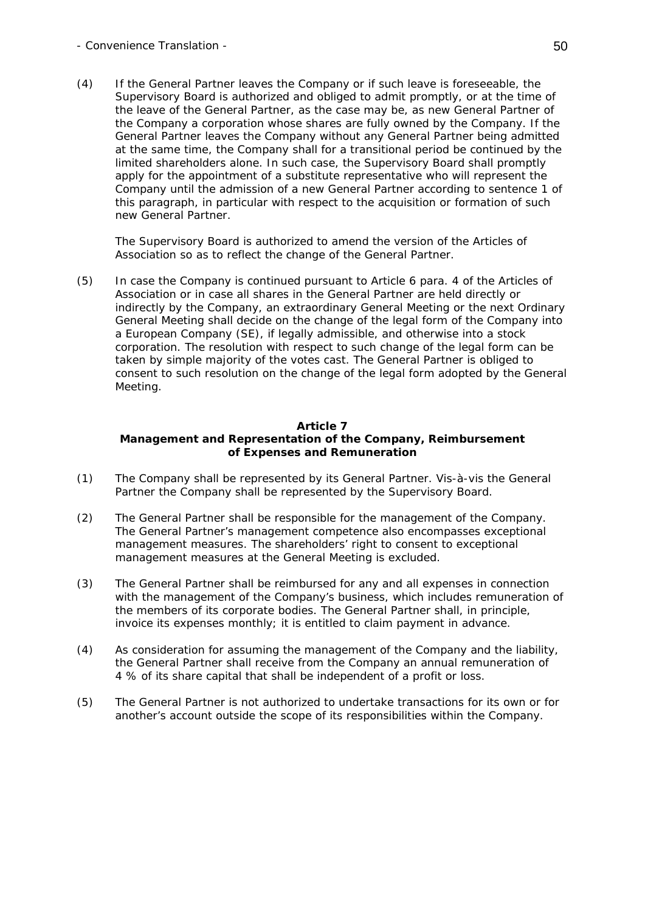(4) If the General Partner leaves the Company or if such leave is foreseeable, the Supervisory Board is authorized and obliged to admit promptly, or at the time of the leave of the General Partner, as the case may be, as new General Partner of the Company a corporation whose shares are fully owned by the Company. If the General Partner leaves the Company without any General Partner being admitted at the same time, the Company shall for a transitional period be continued by the limited shareholders alone. In such case, the Supervisory Board shall promptly apply for the appointment of a substitute representative who will represent the Company until the admission of a new General Partner according to sentence 1 of this paragraph, in particular with respect to the acquisition or formation of such new General Partner.

The Supervisory Board is authorized to amend the version of the Articles of Association so as to reflect the change of the General Partner.

(5) In case the Company is continued pursuant to Article 6 para. 4 of the Articles of Association or in case all shares in the General Partner are held directly or indirectly by the Company, an extraordinary General Meeting or the next Ordinary General Meeting shall decide on the change of the legal form of the Company into a European Company (SE), if legally admissible, and otherwise into a stock corporation. The resolution with respect to such change of the legal form can be taken by simple majority of the votes cast. The General Partner is obliged to consent to such resolution on the change of the legal form adopted by the General Meeting.

## Article 7
## Management and Representation of the Company, Reimbursement of Expenses and Remuneration

(1) The Company shall be represented by its General Partner. Vis-à-vis the General Partner the Company shall be represented by the Supervisory Board.

(2) The General Partner shall be responsible for the management of the Company. The General Partner's management competence also encompasses exceptional management measures. The shareholders' right to consent to exceptional management measures at the General Meeting is excluded.

(3) The General Partner shall be reimbursed for any and all expenses in connection with the management of the Company's business, which includes remuneration of the members of its corporate bodies. The General Partner shall, in principle, invoice its expenses monthly; it is entitled to claim payment in advance.

(4) As consideration for assuming the management of the Company and the liability, the General Partner shall receive from the Company an annual remuneration of 4 % of its share capital that shall be independent of a profit or loss.

(5) The General Partner is not authorized to undertake transactions for its own or for another's account outside the scope of its responsibilities within the Company.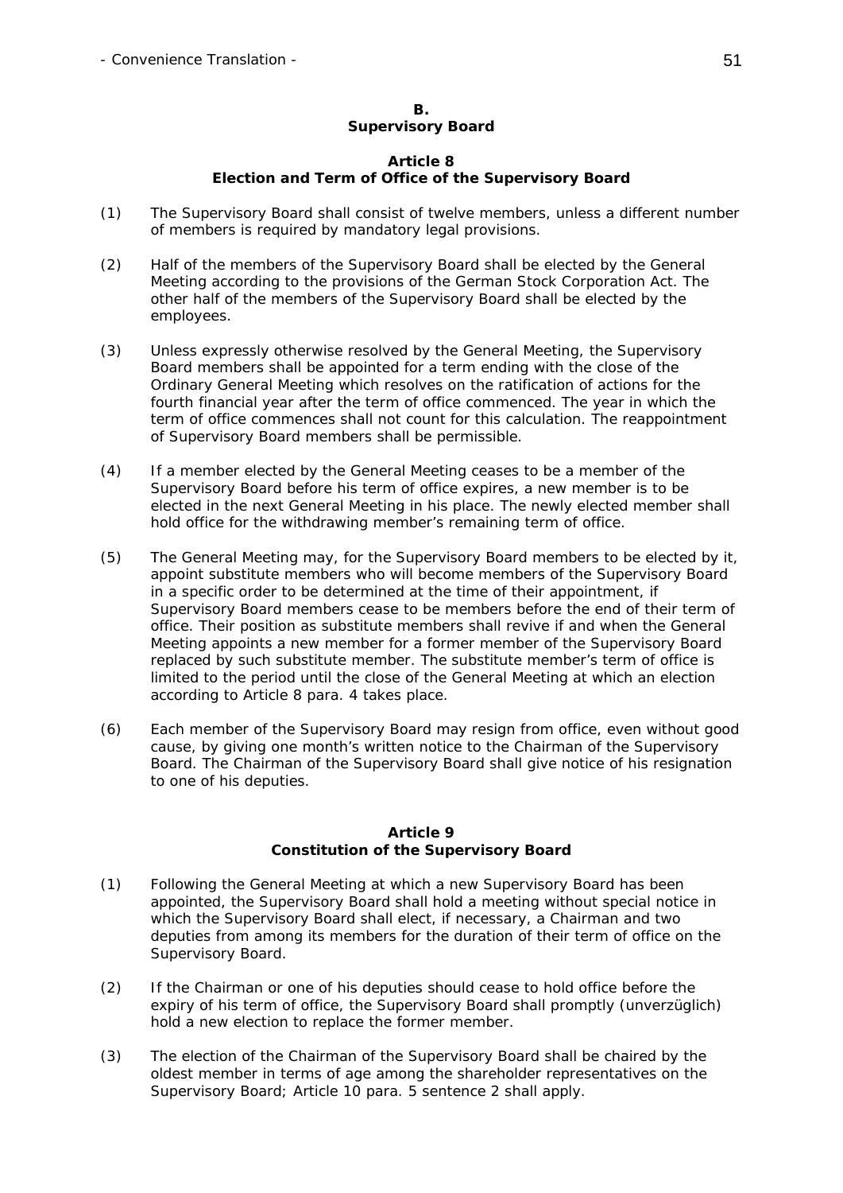## B.
## Supervisory Board

### Article 8
### Election and Term of Office of the Supervisory Board

(1) The Supervisory Board shall consist of twelve members, unless a different number of members is required by mandatory legal provisions.

(2) Half of the members of the Supervisory Board shall be elected by the General Meeting according to the provisions of the German Stock Corporation Act. The other half of the members of the Supervisory Board shall be elected by the employees.

(3) Unless expressly otherwise resolved by the General Meeting, the Supervisory Board members shall be appointed for a term ending with the close of the Ordinary General Meeting which resolves on the ratification of actions for the fourth financial year after the term of office commenced. The year in which the term of office commences shall not count for this calculation. The reappointment of Supervisory Board members shall be permissible.

(4) If a member elected by the General Meeting ceases to be a member of the Supervisory Board before his term of office expires, a new member is to be elected in the next General Meeting in his place. The newly elected member shall hold office for the withdrawing member's remaining term of office.

(5) The General Meeting may, for the Supervisory Board members to be elected by it, appoint substitute members who will become members of the Supervisory Board in a specific order to be determined at the time of their appointment, if Supervisory Board members cease to be members before the end of their term of office. Their position as substitute members shall revive if and when the General Meeting appoints a new member for a former member of the Supervisory Board replaced by such substitute member. The substitute member's term of office is limited to the period until the close of the General Meeting at which an election according to Article 8 para. 4 takes place.

(6) Each member of the Supervisory Board may resign from office, even without good cause, by giving one month's written notice to the Chairman of the Supervisory Board. The Chairman of the Supervisory Board shall give notice of his resignation to one of his deputies.

### Article 9
### Constitution of the Supervisory Board

(1) Following the General Meeting at which a new Supervisory Board has been appointed, the Supervisory Board shall hold a meeting without special notice in which the Supervisory Board shall elect, if necessary, a Chairman and two deputies from among its members for the duration of their term of office on the Supervisory Board.

(2) If the Chairman or one of his deputies should cease to hold office before the expiry of his term of office, the Supervisory Board shall promptly (unverzüglich) hold a new election to replace the former member.

(3) The election of the Chairman of the Supervisory Board shall be chaired by the oldest member in terms of age among the shareholder representatives on the Supervisory Board; Article 10 para. 5 sentence 2 shall apply.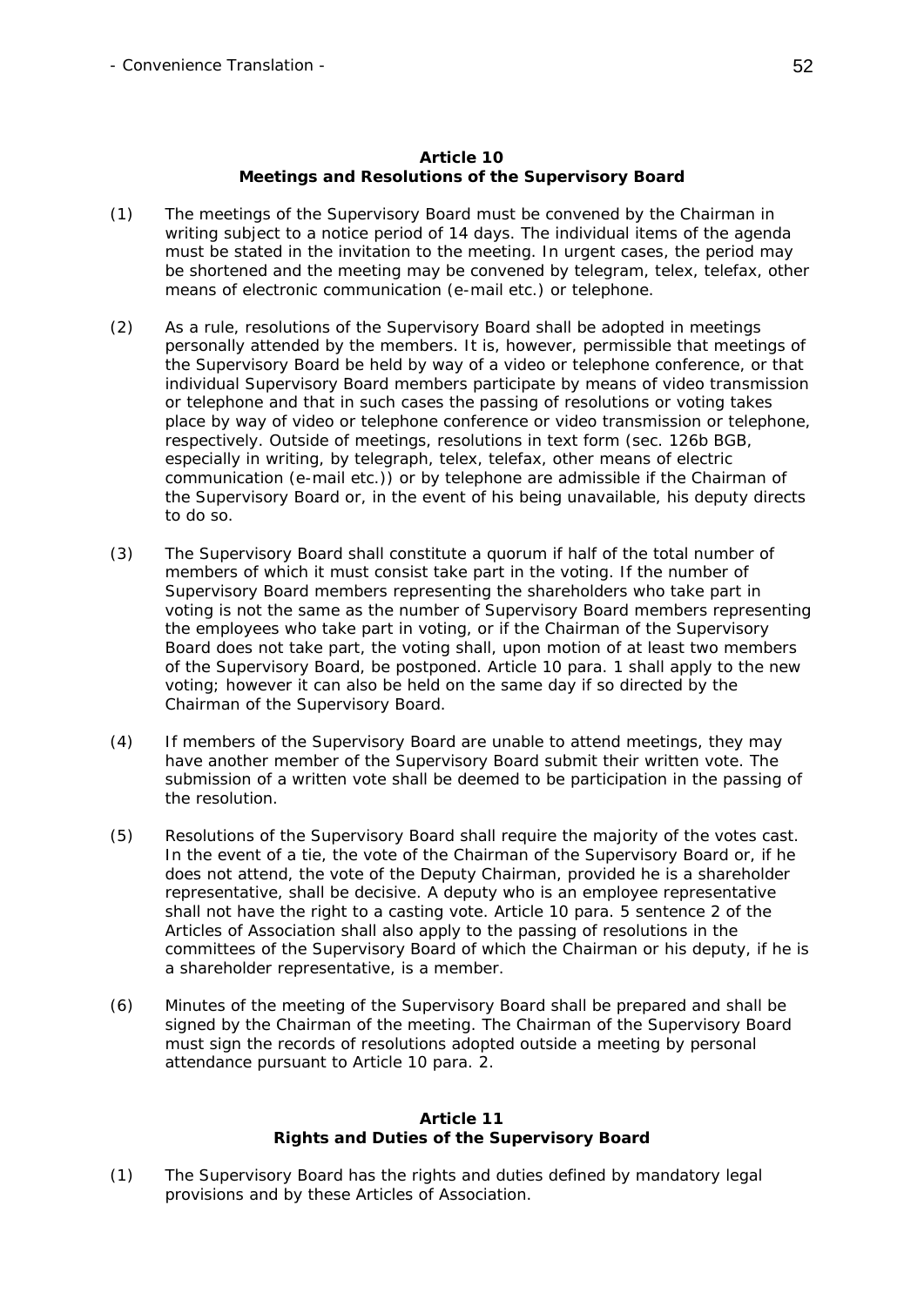## Article 10
## Meetings and Resolutions of the Supervisory Board

(1) The meetings of the Supervisory Board must be convened by the Chairman in writing subject to a notice period of 14 days. The individual items of the agenda must be stated in the invitation to the meeting. In urgent cases, the period may be shortened and the meeting may be convened by telegram, telex, telefax, other means of electronic communication (e-mail etc.) or telephone.

(2) As a rule, resolutions of the Supervisory Board shall be adopted in meetings personally attended by the members. It is, however, permissible that meetings of the Supervisory Board be held by way of a video or telephone conference, or that individual Supervisory Board members participate by means of video transmission or telephone and that in such cases the passing of resolutions or voting takes place by way of video or telephone conference or video transmission or telephone, respectively. Outside of meetings, resolutions in text form (sec. 126b BGB, especially in writing, by telegraph, telex, telefax, other means of electric communication (e-mail etc.)) or by telephone are admissible if the Chairman of the Supervisory Board or, in the event of his being unavailable, his deputy directs to do so.

(3) The Supervisory Board shall constitute a quorum if half of the total number of members of which it must consist take part in the voting. If the number of Supervisory Board members representing the shareholders who take part in voting is not the same as the number of Supervisory Board members representing the employees who take part in voting, or if the Chairman of the Supervisory Board does not take part, the voting shall, upon motion of at least two members of the Supervisory Board, be postponed. Article 10 para. 1 shall apply to the new voting; however it can also be held on the same day if so directed by the Chairman of the Supervisory Board.

(4) If members of the Supervisory Board are unable to attend meetings, they may have another member of the Supervisory Board submit their written vote. The submission of a written vote shall be deemed to be participation in the passing of the resolution.

(5) Resolutions of the Supervisory Board shall require the majority of the votes cast. In the event of a tie, the vote of the Chairman of the Supervisory Board or, if he does not attend, the vote of the Deputy Chairman, provided he is a shareholder representative, shall be decisive. A deputy who is an employee representative shall not have the right to a casting vote. Article 10 para. 5 sentence 2 of the Articles of Association shall also apply to the passing of resolutions in the committees of the Supervisory Board of which the Chairman or his deputy, if he is a shareholder representative, is a member.

(6) Minutes of the meeting of the Supervisory Board shall be prepared and shall be signed by the Chairman of the meeting. The Chairman of the Supervisory Board must sign the records of resolutions adopted outside a meeting by personal attendance pursuant to Article 10 para. 2.

## Article 11
## Rights and Duties of the Supervisory Board

(1) The Supervisory Board has the rights and duties defined by mandatory legal provisions and by these Articles of Association.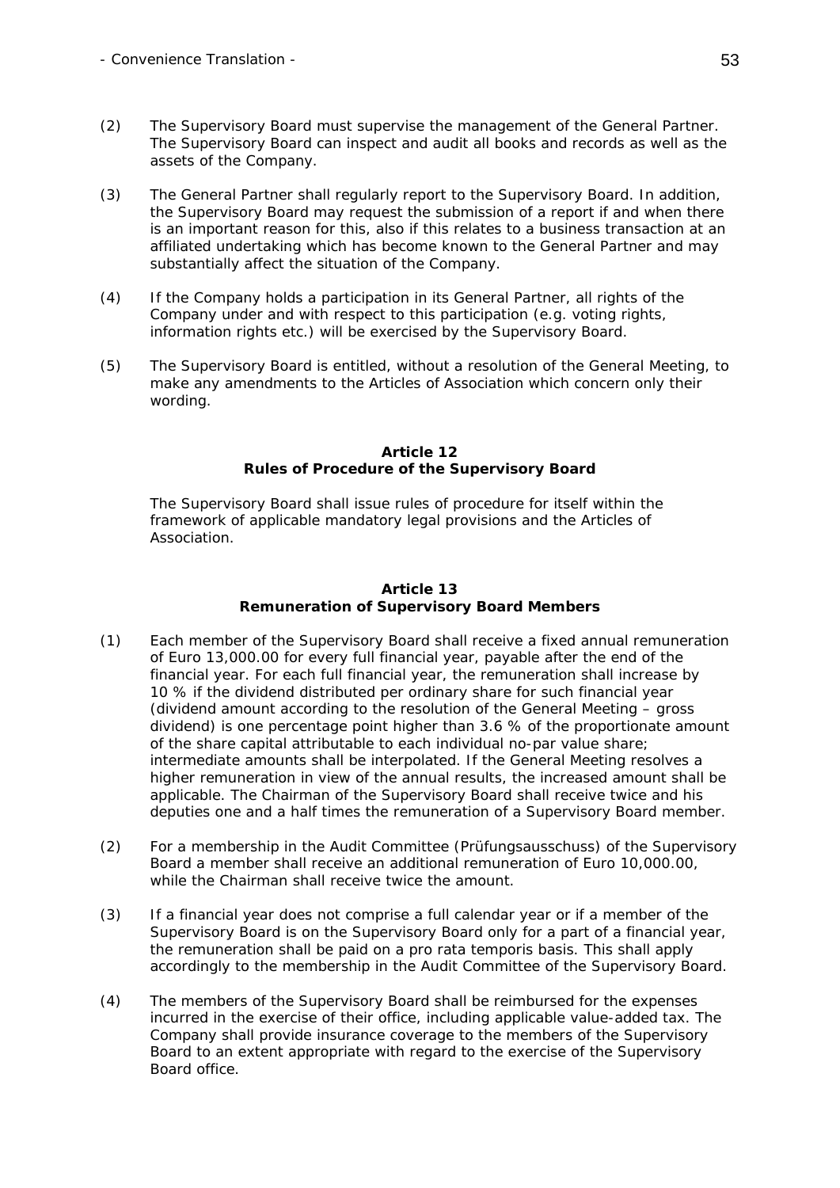(2) The Supervisory Board must supervise the management of the General Partner. The Supervisory Board can inspect and audit all books and records as well as the assets of the Company.

(3) The General Partner shall regularly report to the Supervisory Board. In addition, the Supervisory Board may request the submission of a report if and when there is an important reason for this, also if this relates to a business transaction at an affiliated undertaking which has become known to the General Partner and may substantially affect the situation of the Company.

(4) If the Company holds a participation in its General Partner, all rights of the Company under and with respect to this participation (e.g. voting rights, information rights etc.) will be exercised by the Supervisory Board.

(5) The Supervisory Board is entitled, without a resolution of the General Meeting, to make any amendments to the Articles of Association which concern only their wording.

## Article 12
## Rules of Procedure of the Supervisory Board

The Supervisory Board shall issue rules of procedure for itself within the framework of applicable mandatory legal provisions and the Articles of Association.

## Article 13
## Remuneration of Supervisory Board Members

(1) Each member of the Supervisory Board shall receive a fixed annual remuneration of Euro 13,000.00 for every full financial year, payable after the end of the financial year. For each full financial year, the remuneration shall increase by 10 % if the dividend distributed per ordinary share for such financial year (dividend amount according to the resolution of the General Meeting – gross dividend) is one percentage point higher than 3.6 % of the proportionate amount of the share capital attributable to each individual no-par value share; intermediate amounts shall be interpolated. If the General Meeting resolves a higher remuneration in view of the annual results, the increased amount shall be applicable. The Chairman of the Supervisory Board shall receive twice and his deputies one and a half times the remuneration of a Supervisory Board member.

(2) For a membership in the Audit Committee (Prüfungsausschuss) of the Supervisory Board a member shall receive an additional remuneration of Euro 10,000.00, while the Chairman shall receive twice the amount.

(3) If a financial year does not comprise a full calendar year or if a member of the Supervisory Board is on the Supervisory Board only for a part of a financial year, the remuneration shall be paid on a pro rata temporis basis. This shall apply accordingly to the membership in the Audit Committee of the Supervisory Board.

(4) The members of the Supervisory Board shall be reimbursed for the expenses incurred in the exercise of their office, including applicable value-added tax. The Company shall provide insurance coverage to the members of the Supervisory Board to an extent appropriate with regard to the exercise of the Supervisory Board office.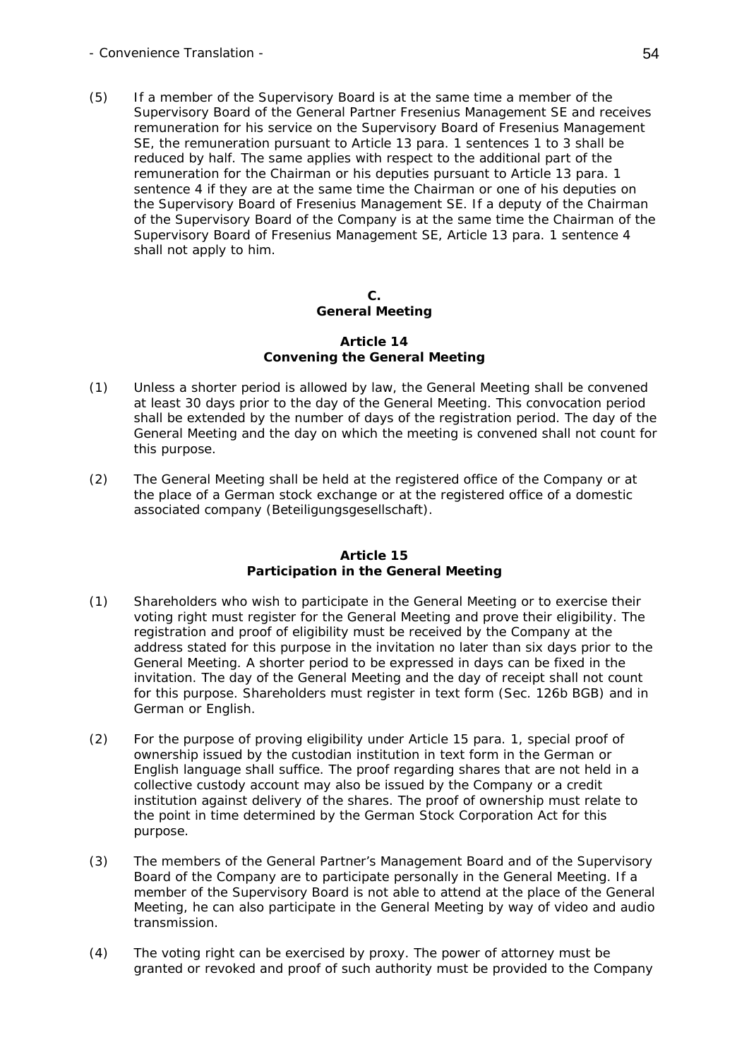(5) If a member of the Supervisory Board is at the same time a member of the Supervisory Board of the General Partner Fresenius Management SE and receives remuneration for his service on the Supervisory Board of Fresenius Management SE, the remuneration pursuant to Article 13 para. 1 sentences 1 to 3 shall be reduced by half. The same applies with respect to the additional part of the remuneration for the Chairman or his deputies pursuant to Article 13 para. 1 sentence 4 if they are at the same time the Chairman or one of his deputies on the Supervisory Board of Fresenius Management SE. If a deputy of the Chairman of the Supervisory Board of the Company is at the same time the Chairman of the Supervisory Board of Fresenius Management SE, Article 13 para. 1 sentence 4 shall not apply to him.

## C. General Meeting

### Article 14 Convening the General Meeting

(1) Unless a shorter period is allowed by law, the General Meeting shall be convened at least 30 days prior to the day of the General Meeting. This convocation period shall be extended by the number of days of the registration period. The day of the General Meeting and the day on which the meeting is convened shall not count for this purpose.

(2) The General Meeting shall be held at the registered office of the Company or at the place of a German stock exchange or at the registered office of a domestic associated company (Beteiligungsgesellschaft).

### Article 15 Participation in the General Meeting

(1) Shareholders who wish to participate in the General Meeting or to exercise their voting right must register for the General Meeting and prove their eligibility. The registration and proof of eligibility must be received by the Company at the address stated for this purpose in the invitation no later than six days prior to the General Meeting. A shorter period to be expressed in days can be fixed in the invitation. The day of the General Meeting and the day of receipt shall not count for this purpose. Shareholders must register in text form (Sec. 126b BGB) and in German or English.

(2) For the purpose of proving eligibility under Article 15 para. 1, special proof of ownership issued by the custodian institution in text form in the German or English language shall suffice. The proof regarding shares that are not held in a collective custody account may also be issued by the Company or a credit institution against delivery of the shares. The proof of ownership must relate to the point in time determined by the German Stock Corporation Act for this purpose.

(3) The members of the General Partner's Management Board and of the Supervisory Board of the Company are to participate personally in the General Meeting. If a member of the Supervisory Board is not able to attend at the place of the General Meeting, he can also participate in the General Meeting by way of video and audio transmission.

(4) The voting right can be exercised by proxy. The power of attorney must be granted or revoked and proof of such authority must be provided to the Company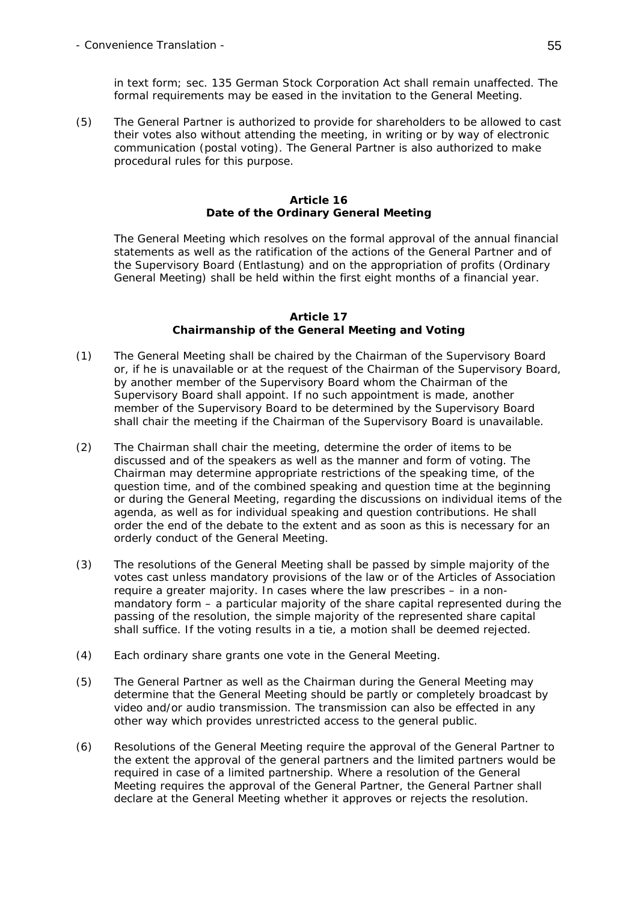in text form; sec. 135 German Stock Corporation Act shall remain unaffected. The formal requirements may be eased in the invitation to the General Meeting.

(5) The General Partner is authorized to provide for shareholders to be allowed to cast their votes also without attending the meeting, in writing or by way of electronic communication (postal voting). The General Partner is also authorized to make procedural rules for this purpose.

### Article 16
### Date of the Ordinary General Meeting

The General Meeting which resolves on the formal approval of the annual financial statements as well as the ratification of the actions of the General Partner and of the Supervisory Board (Entlastung) and on the appropriation of profits (Ordinary General Meeting) shall be held within the first eight months of a financial year.

### Article 17
### Chairmanship of the General Meeting and Voting

(1) The General Meeting shall be chaired by the Chairman of the Supervisory Board or, if he is unavailable or at the request of the Chairman of the Supervisory Board, by another member of the Supervisory Board whom the Chairman of the Supervisory Board shall appoint. If no such appointment is made, another member of the Supervisory Board to be determined by the Supervisory Board shall chair the meeting if the Chairman of the Supervisory Board is unavailable.

(2) The Chairman shall chair the meeting, determine the order of items to be discussed and of the speakers as well as the manner and form of voting. The Chairman may determine appropriate restrictions of the speaking time, of the question time, and of the combined speaking and question time at the beginning or during the General Meeting, regarding the discussions on individual items of the agenda, as well as for individual speaking and question contributions. He shall order the end of the debate to the extent and as soon as this is necessary for an orderly conduct of the General Meeting.

(3) The resolutions of the General Meeting shall be passed by simple majority of the votes cast unless mandatory provisions of the law or of the Articles of Association require a greater majority. In cases where the law prescribes – in a non-mandatory form – a particular majority of the share capital represented during the passing of the resolution, the simple majority of the represented share capital shall suffice. If the voting results in a tie, a motion shall be deemed rejected.

(4) Each ordinary share grants one vote in the General Meeting.

(5) The General Partner as well as the Chairman during the General Meeting may determine that the General Meeting should be partly or completely broadcast by video and/or audio transmission. The transmission can also be effected in any other way which provides unrestricted access to the general public.

(6) Resolutions of the General Meeting require the approval of the General Partner to the extent the approval of the general partners and the limited partners would be required in case of a limited partnership. Where a resolution of the General Meeting requires the approval of the General Partner, the General Partner shall declare at the General Meeting whether it approves or rejects the resolution.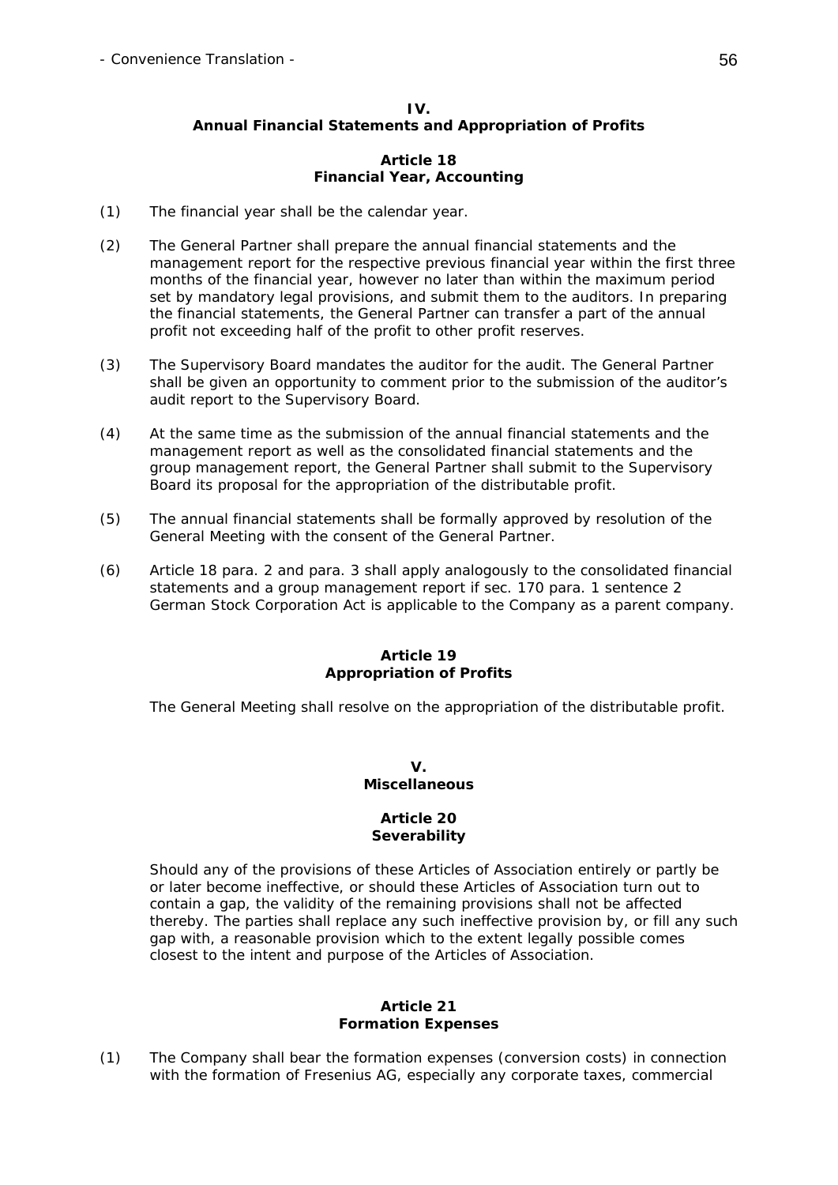## IV.
## Annual Financial Statements and Appropriation of Profits

### Article 18
### Financial Year, Accounting

(1) The financial year shall be the calendar year.

(2) The General Partner shall prepare the annual financial statements and the management report for the respective previous financial year within the first three months of the financial year, however no later than within the maximum period set by mandatory legal provisions, and submit them to the auditors. In preparing the financial statements, the General Partner can transfer a part of the annual profit not exceeding half of the profit to other profit reserves.

(3) The Supervisory Board mandates the auditor for the audit. The General Partner shall be given an opportunity to comment prior to the submission of the auditor's audit report to the Supervisory Board.

(4) At the same time as the submission of the annual financial statements and the management report as well as the consolidated financial statements and the group management report, the General Partner shall submit to the Supervisory Board its proposal for the appropriation of the distributable profit.

(5) The annual financial statements shall be formally approved by resolution of the General Meeting with the consent of the General Partner.

(6) Article 18 para. 2 and para. 3 shall apply analogously to the consolidated financial statements and a group management report if sec. 170 para. 1 sentence 2 German Stock Corporation Act is applicable to the Company as a parent company.

### Article 19
### Appropriation of Profits

The General Meeting shall resolve on the appropriation of the distributable profit.

## V.
## Miscellaneous

### Article 20
### Severability

Should any of the provisions of these Articles of Association entirely or partly be or later become ineffective, or should these Articles of Association turn out to contain a gap, the validity of the remaining provisions shall not be affected thereby. The parties shall replace any such ineffective provision by, or fill any such gap with, a reasonable provision which to the extent legally possible comes closest to the intent and purpose of the Articles of Association.

### Article 21
### Formation Expenses

(1) The Company shall bear the formation expenses (conversion costs) in connection with the formation of Fresenius AG, especially any corporate taxes, commercial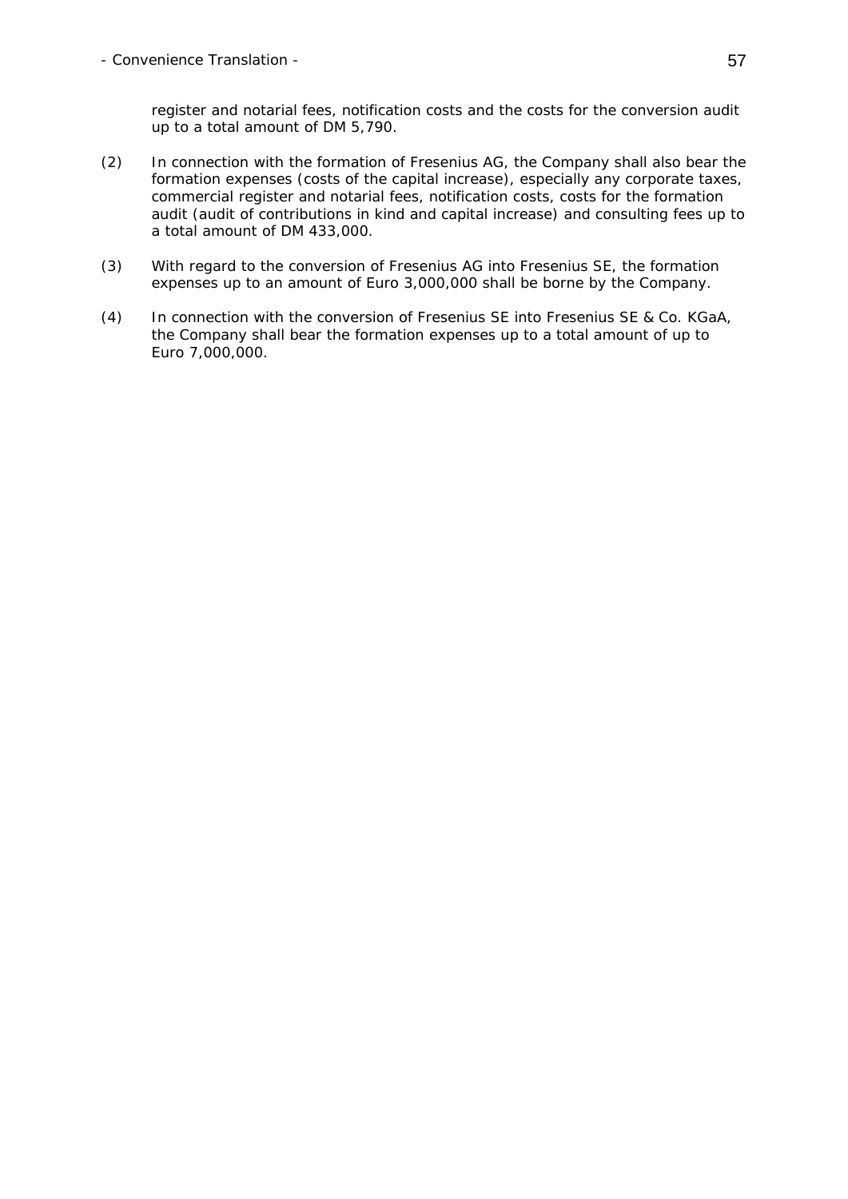register and notarial fees, notification costs and the costs for the conversion audit up to a total amount of DM 5,790.

(2) In connection with the formation of Fresenius AG, the Company shall also bear the formation expenses (costs of the capital increase), especially any corporate taxes, commercial register and notarial fees, notification costs, costs for the formation audit (audit of contributions in kind and capital increase) and consulting fees up to a total amount of DM 433,000.

(3) With regard to the conversion of Fresenius AG into Fresenius SE, the formation expenses up to an amount of Euro 3,000,000 shall be borne by the Company.

(4) In connection with the conversion of Fresenius SE into Fresenius SE & Co. KGaA, the Company shall bear the formation expenses up to a total amount of up to Euro 7,000,000.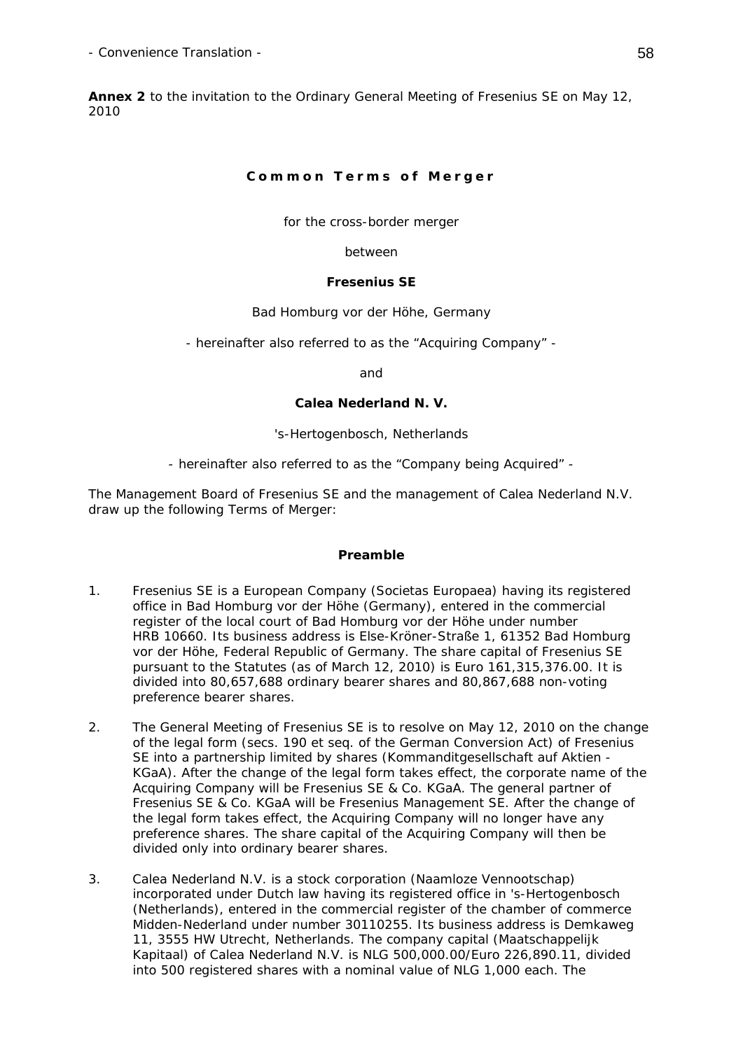- Convenience Translation -

**Annex 2** to the invitation to the Ordinary General Meeting of Fresenius SE on May 12, 2010

# Common Terms of Merger

for the cross-border merger

between

**Fresenius SE**

Bad Homburg vor der Höhe, Germany

- hereinafter also referred to as the "Acquiring Company" -

and

**Calea Nederland N. V.**

's-Hertogenbosch, Netherlands

- hereinafter also referred to as the "Company being Acquired" -

The Management Board of Fresenius SE and the management of Calea Nederland N.V. draw up the following Terms of Merger:

## Preamble

1. Fresenius SE is a European Company (Societas Europaea) having its registered office in Bad Homburg vor der Höhe (Germany), entered in the commercial register of the local court of Bad Homburg vor der Höhe under number HRB 10660. Its business address is Else-Kröner-Straße 1, 61352 Bad Homburg vor der Höhe, Federal Republic of Germany. The share capital of Fresenius SE pursuant to the Statutes (as of March 12, 2010) is Euro 161,315,376.00. It is divided into 80,657,688 ordinary bearer shares and 80,867,688 non-voting preference bearer shares.

2. The General Meeting of Fresenius SE is to resolve on May 12, 2010 on the change of the legal form (secs. 190 et seq. of the German Conversion Act) of Fresenius SE into a partnership limited by shares (Kommanditgesellschaft auf Aktien - KGaA). After the change of the legal form takes effect, the corporate name of the Acquiring Company will be Fresenius SE & Co. KGaA. The general partner of Fresenius SE & Co. KGaA will be Fresenius Management SE. After the change of the legal form takes effect, the Acquiring Company will no longer have any preference shares. The share capital of the Acquiring Company will then be divided only into ordinary bearer shares.

3. Calea Nederland N.V. is a stock corporation (Naamloze Vennootschap) incorporated under Dutch law having its registered office in 's-Hertogenbosch (Netherlands), entered in the commercial register of the chamber of commerce Midden-Nederland under number 30110255. Its business address is Demkaweg 11, 3555 HW Utrecht, Netherlands. The company capital (Maatschappelijk Kapitaal) of Calea Nederland N.V. is NLG 500,000.00/Euro 226,890.11, divided into 500 registered shares with a nominal value of NLG 1,000 each. The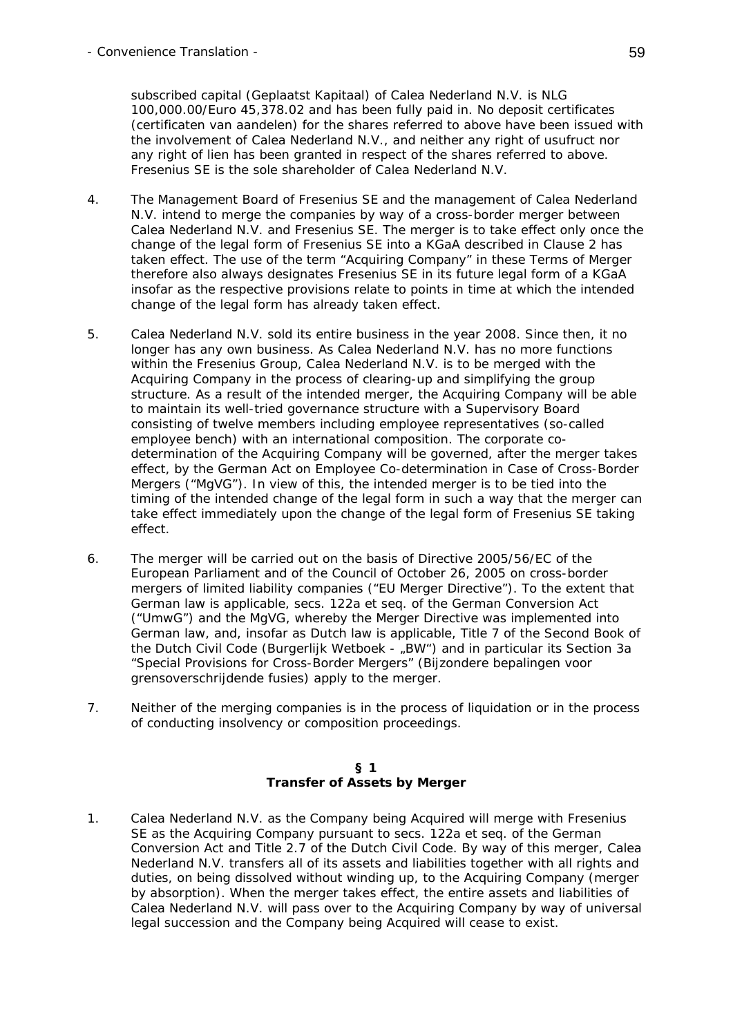subscribed capital (*Geplaatst Kapitaal*) of Calea Nederland N.V. is NLG 100,000.00/Euro 45,378.02 and has been fully paid in. No deposit certificates (*certificaten van aandelen*) for the shares referred to above have been issued with the involvement of Calea Nederland N.V., and neither any right of usufruct nor any right of lien has been granted in respect of the shares referred to above. Fresenius SE is the sole shareholder of Calea Nederland N.V.

4. The Management Board of Fresenius SE and the management of Calea Nederland N.V. intend to merge the companies by way of a cross-border merger between Calea Nederland N.V. and Fresenius SE. The merger is to take effect only once the change of the legal form of Fresenius SE into a KGaA described in Clause 2 has taken effect. The use of the term "Acquiring Company" in these Terms of Merger therefore also always designates Fresenius SE in its future legal form of a KGaA insofar as the respective provisions relate to points in time at which the intended change of the legal form has already taken effect.

5. Calea Nederland N.V. sold its entire business in the year 2008. Since then, it no longer has any own business. As Calea Nederland N.V. has no more functions within the Fresenius Group, Calea Nederland N.V. is to be merged with the Acquiring Company in the process of clearing-up and simplifying the group structure. As a result of the intended merger, the Acquiring Company will be able to maintain its well-tried governance structure with a Supervisory Board consisting of twelve members including employee representatives (so-called employee bench) with an international composition. The corporate co-determination of the Acquiring Company will be governed, after the merger takes effect, by the German Act on Employee Co-determination in Case of Cross-Border Mergers ("MgVG"). In view of this, the intended merger is to be tied into the timing of the intended change of the legal form in such a way that the merger can take effect immediately upon the change of the legal form of Fresenius SE taking effect.

6. The merger will be carried out on the basis of Directive 2005/56/EC of the European Parliament and of the Council of October 26, 2005 on cross-border mergers of limited liability companies ("EU Merger Directive"). To the extent that German law is applicable, secs. 122a et seq. of the German Conversion Act ("UmwG") and the MgVG, whereby the Merger Directive was implemented into German law, and, insofar as Dutch law is applicable, Title 7 of the Second Book of the Dutch Civil Code (*Burgerlijk Wetboek* - „BW") and in particular its Section 3a "Special Provisions for Cross-Border Mergers" (*Bijzondere bepalingen voor grensoverschrijdende fusies*) apply to the merger.

7. Neither of the merging companies is in the process of liquidation or in the process of conducting insolvency or composition proceedings.

## § 1
## Transfer of Assets by Merger

1. Calea Nederland N.V. as the Company being Acquired will merge with Fresenius SE as the Acquiring Company pursuant to secs. 122a et seq. of the German Conversion Act and Title 2.7 of the Dutch Civil Code. By way of this merger, Calea Nederland N.V. transfers all of its assets and liabilities together with all rights and duties, on being dissolved without winding up, to the Acquiring Company (merger by absorption). When the merger takes effect, the entire assets and liabilities of Calea Nederland N.V. will pass over to the Acquiring Company by way of universal legal succession and the Company being Acquired will cease to exist.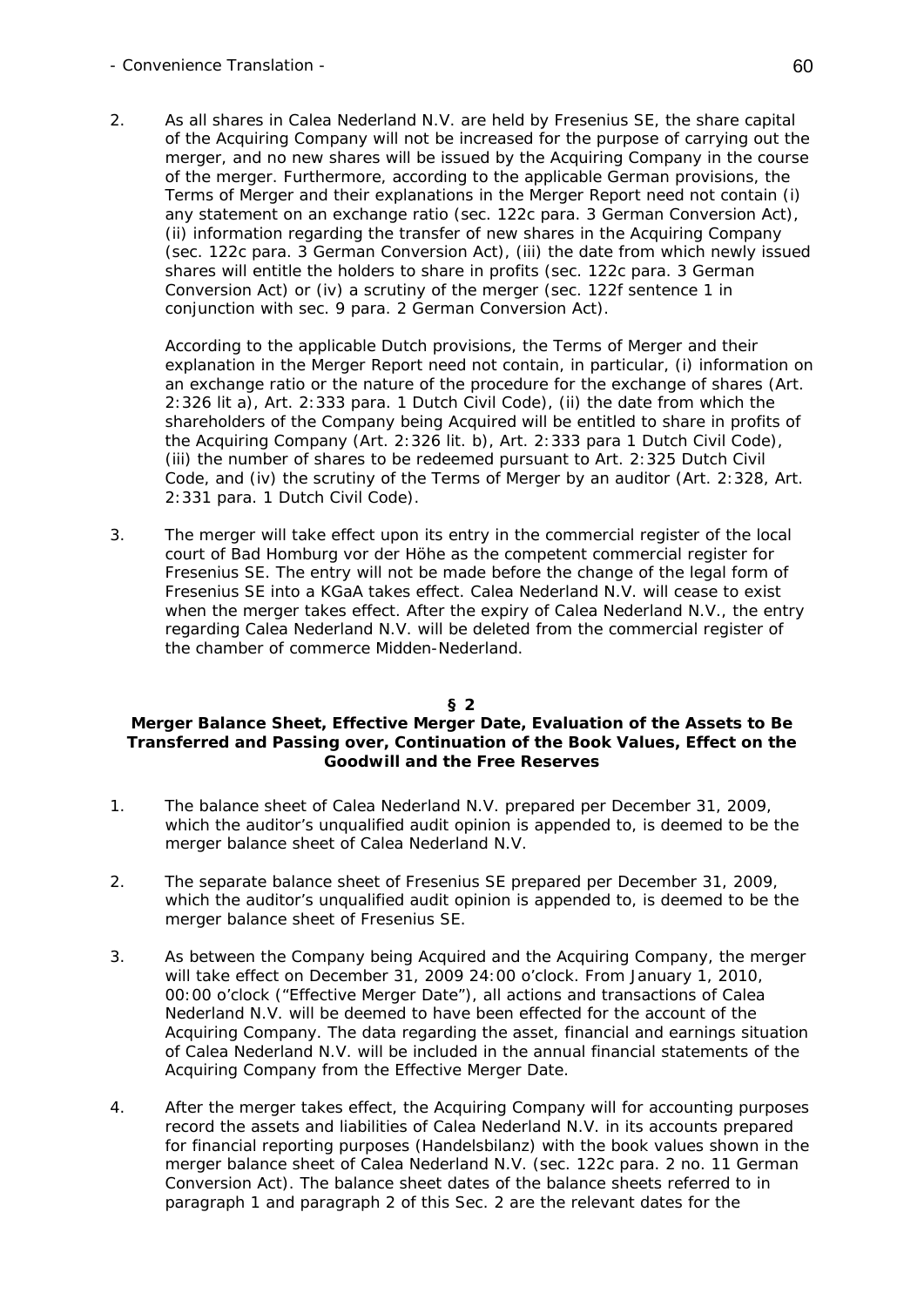2. As all shares in Calea Nederland N.V. are held by Fresenius SE, the share capital of the Acquiring Company will not be increased for the purpose of carrying out the merger, and no new shares will be issued by the Acquiring Company in the course of the merger. Furthermore, according to the applicable German provisions, the Terms of Merger and their explanations in the Merger Report need not contain (i) any statement on an exchange ratio (sec. 122c para. 3 German Conversion Act), (ii) information regarding the transfer of new shares in the Acquiring Company (sec. 122c para. 3 German Conversion Act), (iii) the date from which newly issued shares will entitle the holders to share in profits (sec. 122c para. 3 German Conversion Act) or (iv) a scrutiny of the merger (sec. 122f sentence 1 in conjunction with sec. 9 para. 2 German Conversion Act).

   According to the applicable Dutch provisions, the Terms of Merger and their explanation in the Merger Report need not contain, in particular, (i) information on an exchange ratio or the nature of the procedure for the exchange of shares (Art. 2:326 lit a), Art. 2:333 para. 1 Dutch Civil Code), (ii) the date from which the shareholders of the Company being Acquired will be entitled to share in profits of the Acquiring Company (Art. 2:326 lit. b), Art. 2:333 para 1 Dutch Civil Code), (iii) the number of shares to be redeemed pursuant to Art. 2:325 Dutch Civil Code, and (iv) the scrutiny of the Terms of Merger by an auditor (Art. 2:328, Art. 2:331 para. 1 Dutch Civil Code).

3. The merger will take effect upon its entry in the commercial register of the local court of Bad Homburg vor der Höhe as the competent commercial register for Fresenius SE. The entry will not be made before the change of the legal form of Fresenius SE into a KGaA takes effect. Calea Nederland N.V. will cease to exist when the merger takes effect. After the expiry of Calea Nederland N.V., the entry regarding Calea Nederland N.V. will be deleted from the commercial register of the chamber of commerce Midden-Nederland.

## § 2

## Merger Balance Sheet, Effective Merger Date, Evaluation of the Assets to Be Transferred and Passing over, Continuation of the Book Values, Effect on the Goodwill and the Free Reserves

1. The balance sheet of Calea Nederland N.V. prepared per December 31, 2009, which the auditor's unqualified audit opinion is appended to, is deemed to be the merger balance sheet of Calea Nederland N.V.

2. The separate balance sheet of Fresenius SE prepared per December 31, 2009, which the auditor's unqualified audit opinion is appended to, is deemed to be the merger balance sheet of Fresenius SE.

3. As between the Company being Acquired and the Acquiring Company, the merger will take effect on December 31, 2009 24:00 o'clock. From January 1, 2010, 00:00 o'clock ("Effective Merger Date"), all actions and transactions of Calea Nederland N.V. will be deemed to have been effected for the account of the Acquiring Company. The data regarding the asset, financial and earnings situation of Calea Nederland N.V. will be included in the annual financial statements of the Acquiring Company from the Effective Merger Date.

4. After the merger takes effect, the Acquiring Company will for accounting purposes record the assets and liabilities of Calea Nederland N.V. in its accounts prepared for financial reporting purposes (Handelsbilanz) with the book values shown in the merger balance sheet of Calea Nederland N.V. (sec. 122c para. 2 no. 11 German Conversion Act). The balance sheet dates of the balance sheets referred to in paragraph 1 and paragraph 2 of this Sec. 2 are the relevant dates for the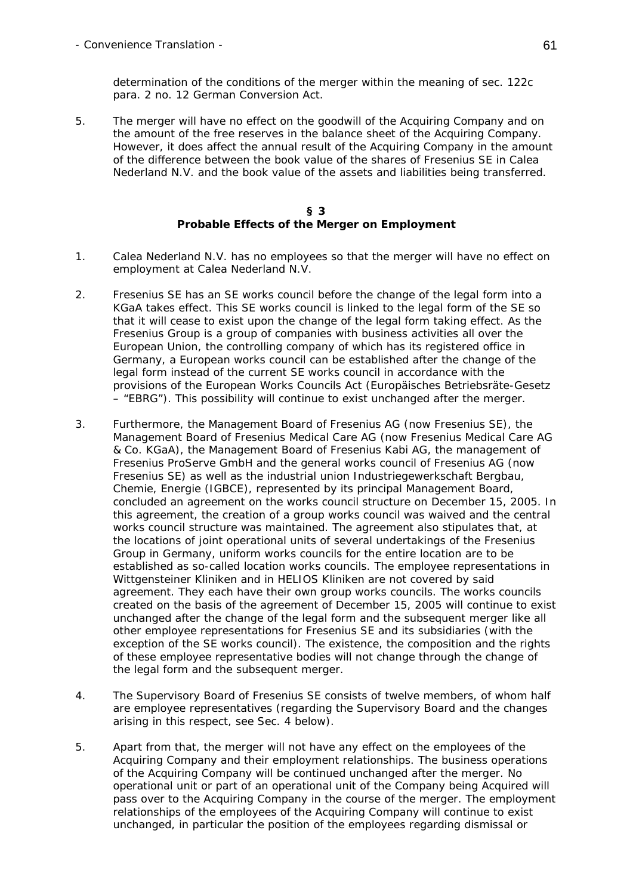determination of the conditions of the merger within the meaning of sec. 122c para. 2 no. 12 German Conversion Act.

5. The merger will have no effect on the goodwill of the Acquiring Company and on the amount of the free reserves in the balance sheet of the Acquiring Company. However, it does affect the annual result of the Acquiring Company in the amount of the difference between the book value of the shares of Fresenius SE in Calea Nederland N.V. and the book value of the assets and liabilities being transferred.

## § 3
## Probable Effects of the Merger on Employment

1. Calea Nederland N.V. has no employees so that the merger will have no effect on employment at Calea Nederland N.V.

2. Fresenius SE has an SE works council before the change of the legal form into a KGaA takes effect. This SE works council is linked to the legal form of the SE so that it will cease to exist upon the change of the legal form taking effect. As the Fresenius Group is a group of companies with business activities all over the European Union, the controlling company of which has its registered office in Germany, a European works council can be established after the change of the legal form instead of the current SE works council in accordance with the provisions of the European Works Councils Act (*Europäisches Betriebsräte-Gesetz* – "EBRG"). This possibility will continue to exist unchanged after the merger.

3. Furthermore, the Management Board of Fresenius AG (now Fresenius SE), the Management Board of Fresenius Medical Care AG (now Fresenius Medical Care AG & Co. KGaA), the Management Board of Fresenius Kabi AG, the management of Fresenius ProServe GmbH and the general works council of Fresenius AG (now Fresenius SE) as well as the industrial union Industriegewerkschaft Bergbau, Chemie, Energie (IGBCE), represented by its principal Management Board, concluded an agreement on the works council structure on December 15, 2005. In this agreement, the creation of a group works council was waived and the central works council structure was maintained. The agreement also stipulates that, at the locations of joint operational units of several undertakings of the Fresenius Group in Germany, uniform works councils for the entire location are to be established as so-called location works councils. The employee representations in Wittgensteiner Kliniken and in HELIOS Kliniken are not covered by said agreement. They each have their own group works councils. The works councils created on the basis of the agreement of December 15, 2005 will continue to exist unchanged after the change of the legal form and the subsequent merger like all other employee representations for Fresenius SE and its subsidiaries (with the exception of the SE works council). The existence, the composition and the rights of these employee representative bodies will not change through the change of the legal form and the subsequent merger.

4. The Supervisory Board of Fresenius SE consists of twelve members, of whom half are employee representatives (regarding the Supervisory Board and the changes arising in this respect, see Sec. 4 below).

5. Apart from that, the merger will not have any effect on the employees of the Acquiring Company and their employment relationships. The business operations of the Acquiring Company will be continued unchanged after the merger. No operational unit or part of an operational unit of the Company being Acquired will pass over to the Acquiring Company in the course of the merger. The employment relationships of the employees of the Acquiring Company will continue to exist unchanged, in particular the position of the employees regarding dismissal or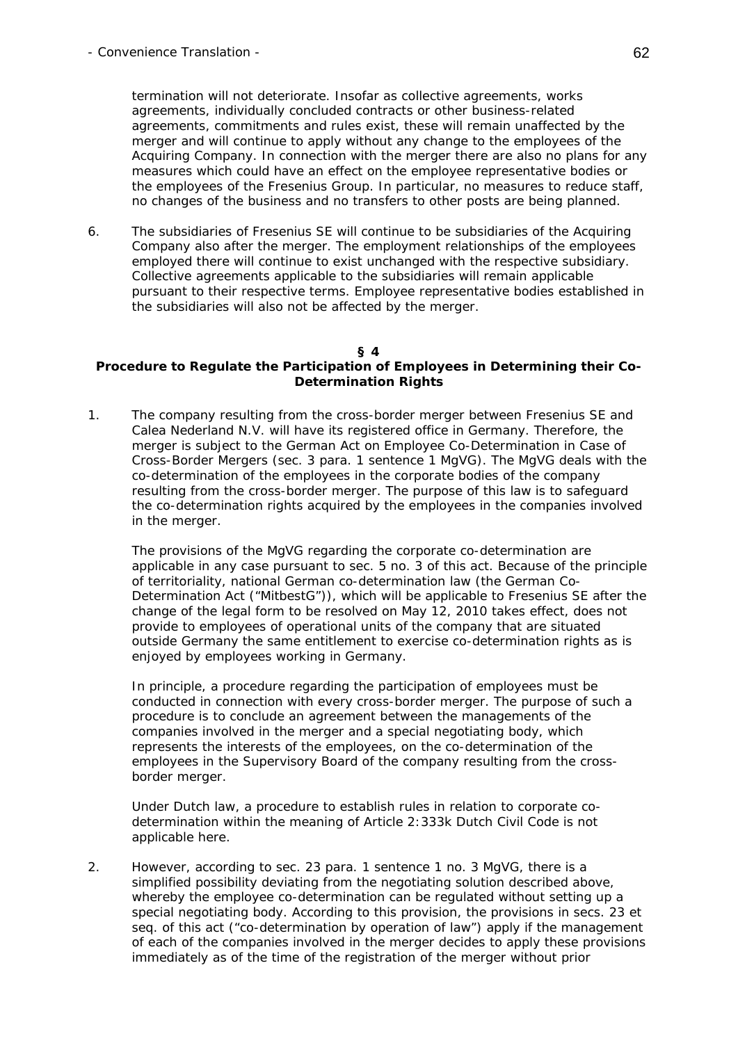termination will not deteriorate. Insofar as collective agreements, works agreements, individually concluded contracts or other business-related agreements, commitments and rules exist, these will remain unaffected by the merger and will continue to apply without any change to the employees of the Acquiring Company. In connection with the merger there are also no plans for any measures which could have an effect on the employee representative bodies or the employees of the Fresenius Group. In particular, no measures to reduce staff, no changes of the business and no transfers to other posts are being planned.

6. The subsidiaries of Fresenius SE will continue to be subsidiaries of the Acquiring Company also after the merger. The employment relationships of the employees employed there will continue to exist unchanged with the respective subsidiary. Collective agreements applicable to the subsidiaries will remain applicable pursuant to their respective terms. Employee representative bodies established in the subsidiaries will also not be affected by the merger.

## § 4
## Procedure to Regulate the Participation of Employees in Determining their Co-Determination Rights

1. The company resulting from the cross-border merger between Fresenius SE and Calea Nederland N.V. will have its registered office in Germany. Therefore, the merger is subject to the German Act on Employee Co-Determination in Case of Cross-Border Mergers (sec. 3 para. 1 sentence 1 MgVG). The MgVG deals with the co-determination of the employees in the corporate bodies of the company resulting from the cross-border merger. The purpose of this law is to safeguard the co-determination rights acquired by the employees in the companies involved in the merger.

   The provisions of the MgVG regarding the corporate co-determination are applicable in any case pursuant to sec. 5 no. 3 of this act. Because of the principle of territoriality, national German co-determination law (the German Co-Determination Act ("MitbestG")), which will be applicable to Fresenius SE after the change of the legal form to be resolved on May 12, 2010 takes effect, does not provide to employees of operational units of the company that are situated outside Germany the same entitlement to exercise co-determination rights as is enjoyed by employees working in Germany.

   In principle, a procedure regarding the participation of employees must be conducted in connection with every cross-border merger. The purpose of such a procedure is to conclude an agreement between the managements of the companies involved in the merger and a special negotiating body, which represents the interests of the employees, on the co-determination of the employees in the Supervisory Board of the company resulting from the cross-border merger.

   Under Dutch law, a procedure to establish rules in relation to corporate co-determination within the meaning of Article 2:333k Dutch Civil Code is not applicable here.

2. However, according to sec. 23 para. 1 sentence 1 no. 3 MgVG, there is a simplified possibility deviating from the negotiating solution described above, whereby the employee co-determination can be regulated without setting up a special negotiating body. According to this provision, the provisions in secs. 23 et seq. of this act ("co-determination by operation of law") apply if the management of each of the companies involved in the merger decides to apply these provisions immediately as of the time of the registration of the merger without prior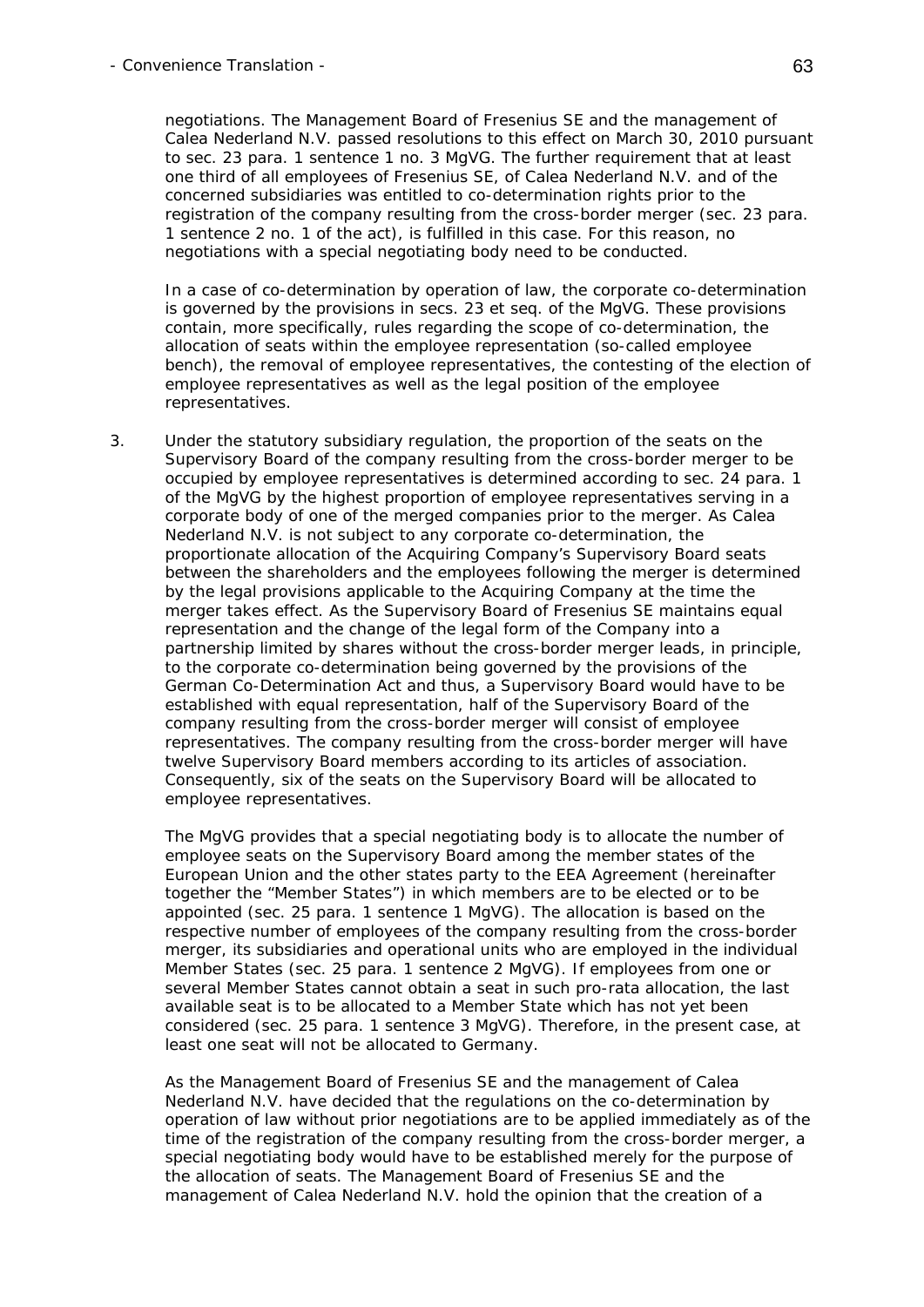negotiations. The Management Board of Fresenius SE and the management of Calea Nederland N.V. passed resolutions to this effect on March 30, 2010 pursuant to sec. 23 para. 1 sentence 1 no. 3 MgVG. The further requirement that at least one third of all employees of Fresenius SE, of Calea Nederland N.V. and of the concerned subsidiaries was entitled to co-determination rights prior to the registration of the company resulting from the cross-border merger (sec. 23 para. 1 sentence 2 no. 1 of the act), is fulfilled in this case. For this reason, no negotiations with a special negotiating body need to be conducted.

In a case of co-determination by operation of law, the corporate co-determination is governed by the provisions in secs. 23 et seq. of the MgVG. These provisions contain, more specifically, rules regarding the scope of co-determination, the allocation of seats within the employee representation (so-called employee bench), the removal of employee representatives, the contesting of the election of employee representatives as well as the legal position of the employee representatives.

3. Under the statutory subsidiary regulation, the proportion of the seats on the Supervisory Board of the company resulting from the cross-border merger to be occupied by employee representatives is determined according to sec. 24 para. 1 of the MgVG by the highest proportion of employee representatives serving in a corporate body of one of the merged companies prior to the merger. As Calea Nederland N.V. is not subject to any corporate co-determination, the proportionate allocation of the Acquiring Company's Supervisory Board seats between the shareholders and the employees following the merger is determined by the legal provisions applicable to the Acquiring Company at the time the merger takes effect. As the Supervisory Board of Fresenius SE maintains equal representation and the change of the legal form of the Company into a partnership limited by shares without the cross-border merger leads, in principle, to the corporate co-determination being governed by the provisions of the German Co-Determination Act and thus, a Supervisory Board would have to be established with equal representation, half of the Supervisory Board of the company resulting from the cross-border merger will consist of employee representatives. The company resulting from the cross-border merger will have twelve Supervisory Board members according to its articles of association. Consequently, six of the seats on the Supervisory Board will be allocated to employee representatives.

   The MgVG provides that a special negotiating body is to allocate the number of employee seats on the Supervisory Board among the member states of the European Union and the other states party to the EEA Agreement (hereinafter together the "Member States") in which members are to be elected or to be appointed (sec. 25 para. 1 sentence 1 MgVG). The allocation is based on the respective number of employees of the company resulting from the cross-border merger, its subsidiaries and operational units who are employed in the individual Member States (sec. 25 para. 1 sentence 2 MgVG). If employees from one or several Member States cannot obtain a seat in such pro-rata allocation, the last available seat is to be allocated to a Member State which has not yet been considered (sec. 25 para. 1 sentence 3 MgVG). Therefore, in the present case, at least one seat will not be allocated to Germany.

   As the Management Board of Fresenius SE and the management of Calea Nederland N.V. have decided that the regulations on the co-determination by operation of law without prior negotiations are to be applied immediately as of the time of the registration of the company resulting from the cross-border merger, a special negotiating body would have to be established merely for the purpose of the allocation of seats. The Management Board of Fresenius SE and the management of Calea Nederland N.V. hold the opinion that the creation of a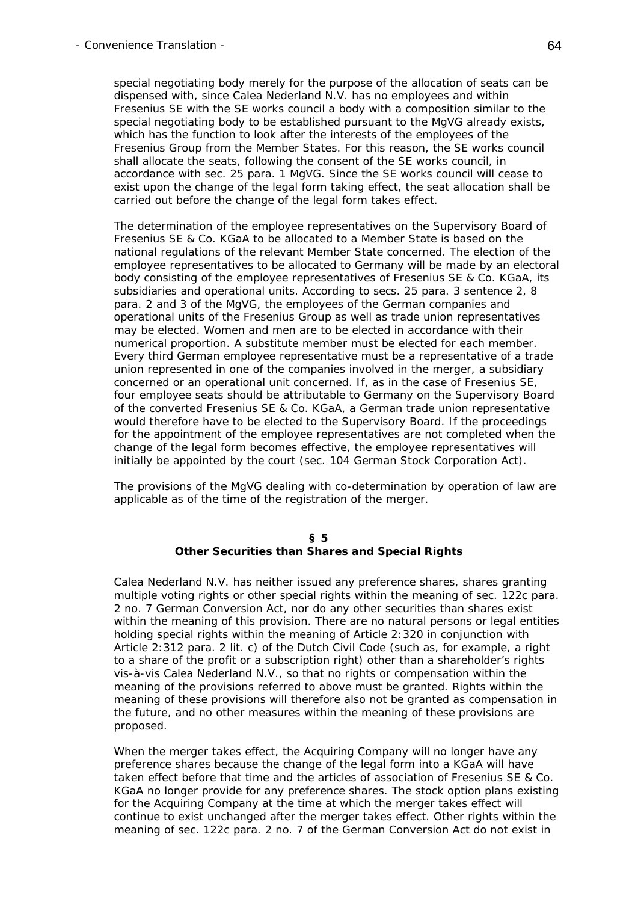special negotiating body merely for the purpose of the allocation of seats can be dispensed with, since Calea Nederland N.V. has no employees and within Fresenius SE with the SE works council a body with a composition similar to the special negotiating body to be established pursuant to the MgVG already exists, which has the function to look after the interests of the employees of the Fresenius Group from the Member States. For this reason, the SE works council shall allocate the seats, following the consent of the SE works council, in accordance with sec. 25 para. 1 MgVG. Since the SE works council will cease to exist upon the change of the legal form taking effect, the seat allocation shall be carried out before the change of the legal form takes effect.

The determination of the employee representatives on the Supervisory Board of Fresenius SE & Co. KGaA to be allocated to a Member State is based on the national regulations of the relevant Member State concerned. The election of the employee representatives to be allocated to Germany will be made by an electoral body consisting of the employee representatives of Fresenius SE & Co. KGaA, its subsidiaries and operational units. According to secs. 25 para. 3 sentence 2, 8 para. 2 and 3 of the MgVG, the employees of the German companies and operational units of the Fresenius Group as well as trade union representatives may be elected. Women and men are to be elected in accordance with their numerical proportion. A substitute member must be elected for each member. Every third German employee representative must be a representative of a trade union represented in one of the companies involved in the merger, a subsidiary concerned or an operational unit concerned. If, as in the case of Fresenius SE, four employee seats should be attributable to Germany on the Supervisory Board of the converted Fresenius SE & Co. KGaA, a German trade union representative would therefore have to be elected to the Supervisory Board. If the proceedings for the appointment of the employee representatives are not completed when the change of the legal form becomes effective, the employee representatives will initially be appointed by the court (sec. 104 German Stock Corporation Act).

The provisions of the MgVG dealing with co-determination by operation of law are applicable as of the time of the registration of the merger.

## § 5
## Other Securities than Shares and Special Rights

Calea Nederland N.V. has neither issued any preference shares, shares granting multiple voting rights or other special rights within the meaning of sec. 122c para. 2 no. 7 German Conversion Act, nor do any other securities than shares exist within the meaning of this provision. There are no natural persons or legal entities holding special rights within the meaning of Article 2:320 in conjunction with Article 2:312 para. 2 lit. c) of the Dutch Civil Code (such as, for example, a right to a share of the profit or a subscription right) other than a shareholder's rights vis-à-vis Calea Nederland N.V., so that no rights or compensation within the meaning of the provisions referred to above must be granted. Rights within the meaning of these provisions will therefore also not be granted as compensation in the future, and no other measures within the meaning of these provisions are proposed.

When the merger takes effect, the Acquiring Company will no longer have any preference shares because the change of the legal form into a KGaA will have taken effect before that time and the articles of association of Fresenius SE & Co. KGaA no longer provide for any preference shares. The stock option plans existing for the Acquiring Company at the time at which the merger takes effect will continue to exist unchanged after the merger takes effect. Other rights within the meaning of sec. 122c para. 2 no. 7 of the German Conversion Act do not exist in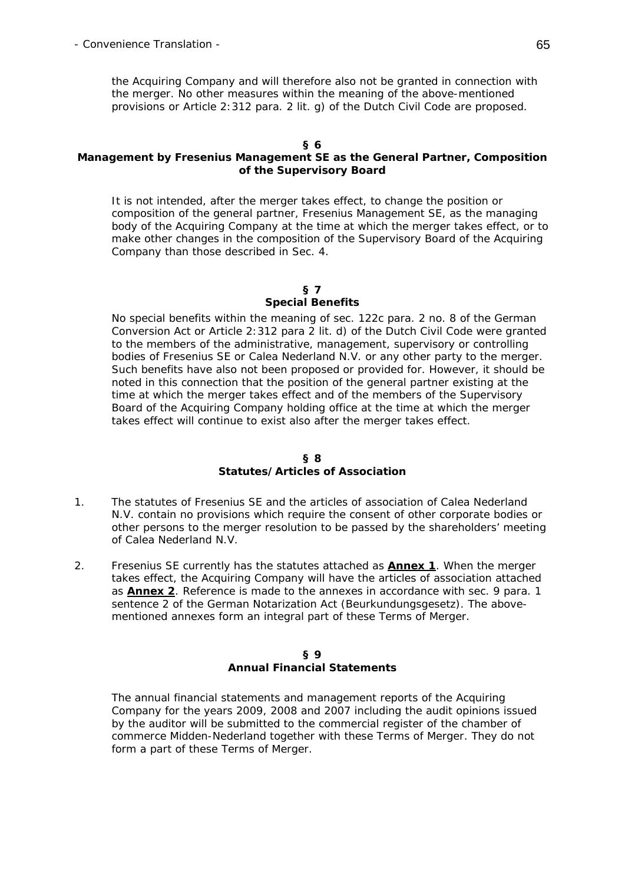the Acquiring Company and will therefore also not be granted in connection with the merger. No other measures within the meaning of the above-mentioned provisions or Article 2:312 para. 2 lit. g) of the Dutch Civil Code are proposed.

## § 6
## Management by Fresenius Management SE as the General Partner, Composition of the Supervisory Board

It is not intended, after the merger takes effect, to change the position or composition of the general partner, Fresenius Management SE, as the managing body of the Acquiring Company at the time at which the merger takes effect, or to make other changes in the composition of the Supervisory Board of the Acquiring Company than those described in Sec. 4.

## § 7
## Special Benefits

No special benefits within the meaning of sec. 122c para. 2 no. 8 of the German Conversion Act or Article 2:312 para 2 lit. d) of the Dutch Civil Code were granted to the members of the administrative, management, supervisory or controlling bodies of Fresenius SE or Calea Nederland N.V. or any other party to the merger. Such benefits have also not been proposed or provided for. However, it should be noted in this connection that the position of the general partner existing at the time at which the merger takes effect and of the members of the Supervisory Board of the Acquiring Company holding office at the time at which the merger takes effect will continue to exist also after the merger takes effect.

## § 8
## Statutes/Articles of Association

1. The statutes of Fresenius SE and the articles of association of Calea Nederland N.V. contain no provisions which require the consent of other corporate bodies or other persons to the merger resolution to be passed by the shareholders' meeting of Calea Nederland N.V.

2. Fresenius SE currently has the statutes attached as **Annex 1**. When the merger takes effect, the Acquiring Company will have the articles of association attached as **Annex 2**. Reference is made to the annexes in accordance with sec. 9 para. 1 sentence 2 of the German Notarization Act (Beurkundungsgesetz). The above-mentioned annexes form an integral part of these Terms of Merger.

## § 9
## Annual Financial Statements

The annual financial statements and management reports of the Acquiring Company for the years 2009, 2008 and 2007 including the audit opinions issued by the auditor will be submitted to the commercial register of the chamber of commerce Midden-Nederland together with these Terms of Merger. They do not form a part of these Terms of Merger.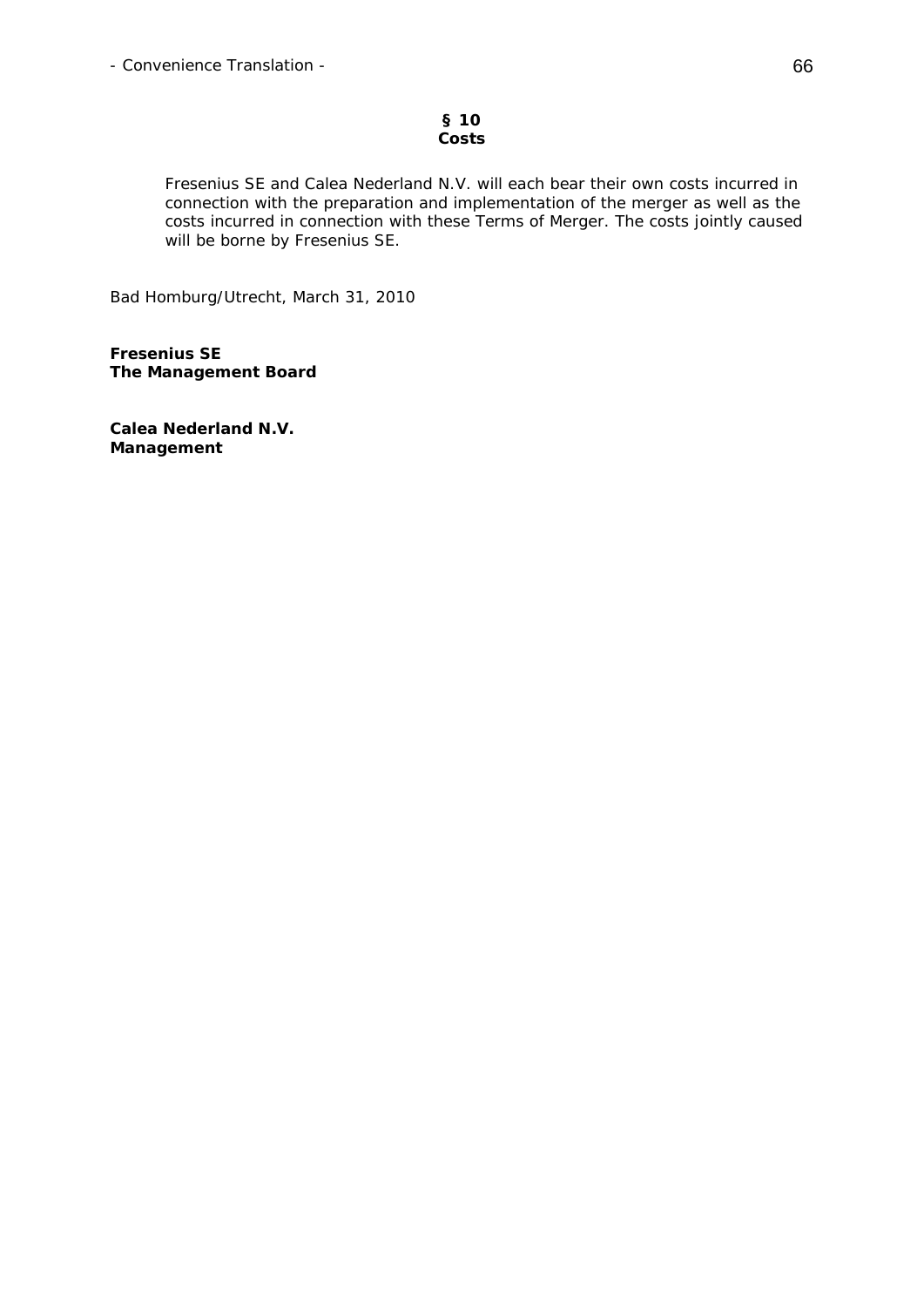## § 10
## Costs

Fresenius SE and Calea Nederland N.V. will each bear their own costs incurred in connection with the preparation and implementation of the merger as well as the costs incurred in connection with these Terms of Merger. The costs jointly caused will be borne by Fresenius SE.

Bad Homburg/Utrecht, March 31, 2010

**Fresenius SE**
**The Management Board**

**Calea Nederland N.V.**
**Management**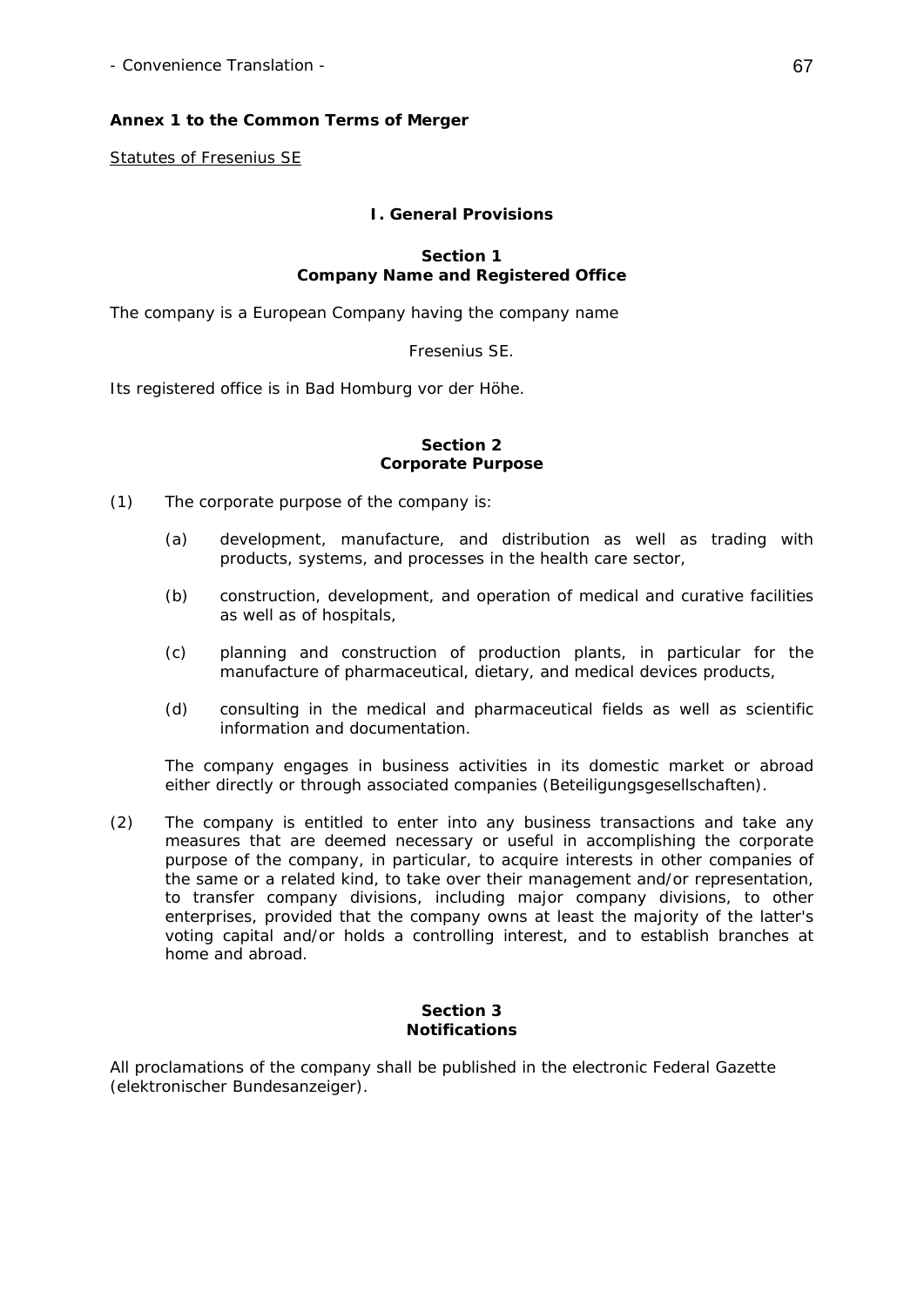**Annex 1 to the Common Terms of Merger**

Statutes of Fresenius SE

## I. General Provisions

### Section 1
### Company Name and Registered Office

The company is a European Company having the company name

Fresenius SE.

Its registered office is in Bad Homburg vor der Höhe.

### Section 2
### Corporate Purpose

(1) The corporate purpose of the company is:

(a) development, manufacture, and distribution as well as trading with products, systems, and processes in the health care sector,

(b) construction, development, and operation of medical and curative facilities as well as of hospitals,

(c) planning and construction of production plants, in particular for the manufacture of pharmaceutical, dietary, and medical devices products,

(d) consulting in the medical and pharmaceutical fields as well as scientific information and documentation.

The company engages in business activities in its domestic market or abroad either directly or through associated companies (Beteiligungsgesellschaften).

(2) The company is entitled to enter into any business transactions and take any measures that are deemed necessary or useful in accomplishing the corporate purpose of the company, in particular, to acquire interests in other companies of the same or a related kind, to take over their management and/or representation, to transfer company divisions, including major company divisions, to other enterprises, provided that the company owns at least the majority of the latter's voting capital and/or holds a controlling interest, and to establish branches at home and abroad.

### Section 3
### Notifications

All proclamations of the company shall be published in the electronic Federal Gazette (elektronischer Bundesanzeiger).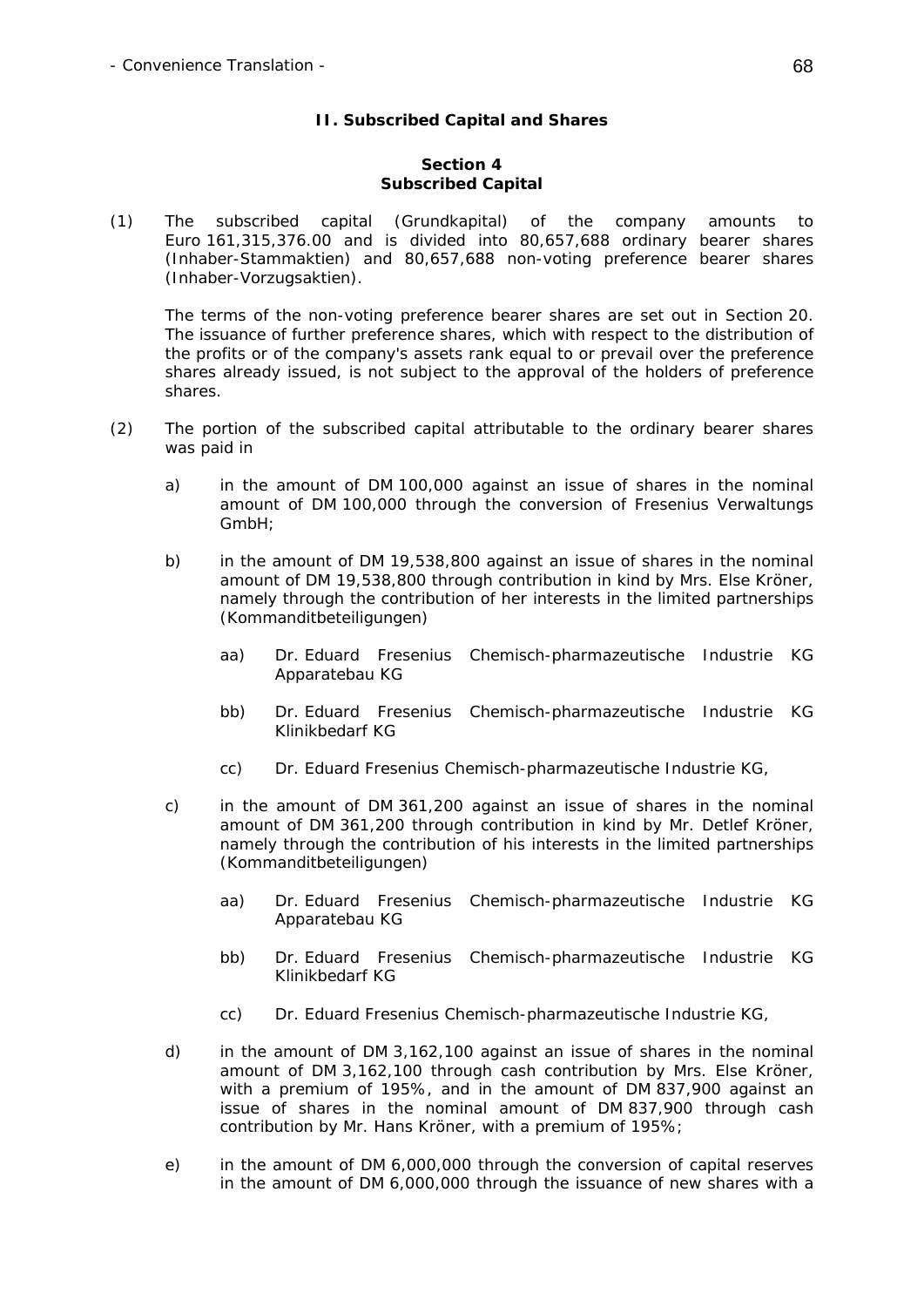## II. Subscribed Capital and Shares

### Section 4
### Subscribed Capital

(1) The subscribed capital (*Grundkapital*) of the company amounts to Euro 161,315,376.00 and is divided into 80,657,688 ordinary bearer shares (*Inhaber-Stammaktien*) and 80,657,688 non-voting preference bearer shares (*Inhaber-Vorzugsaktien*).

The terms of the non-voting preference bearer shares are set out in Section 20. The issuance of further preference shares, which with respect to the distribution of the profits or of the company's assets rank equal to or prevail over the preference shares already issued, is not subject to the approval of the holders of preference shares.

(2) The portion of the subscribed capital attributable to the ordinary bearer shares was paid in

a) in the amount of DM 100,000 against an issue of shares in the nominal amount of DM 100,000 through the conversion of Fresenius Verwaltungs GmbH;

b) in the amount of DM 19,538,800 against an issue of shares in the nominal amount of DM 19,538,800 through contribution in kind by Mrs. Else Kröner, namely through the contribution of her interests in the limited partnerships (*Kommanditbeteiligungen*)

aa) Dr. Eduard Fresenius Chemisch-pharmazeutische Industrie KG Apparatebau KG

bb) Dr. Eduard Fresenius Chemisch-pharmazeutische Industrie KG Klinikbedarf KG

cc) Dr. Eduard Fresenius Chemisch-pharmazeutische Industrie KG,

c) in the amount of DM 361,200 against an issue of shares in the nominal amount of DM 361,200 through contribution in kind by Mr. Detlef Kröner, namely through the contribution of his interests in the limited partnerships (*Kommanditbeteiligungen*)

aa) Dr. Eduard Fresenius Chemisch-pharmazeutische Industrie KG Apparatebau KG

bb) Dr. Eduard Fresenius Chemisch-pharmazeutische Industrie KG Klinikbedarf KG

cc) Dr. Eduard Fresenius Chemisch-pharmazeutische Industrie KG,

d) in the amount of DM 3,162,100 against an issue of shares in the nominal amount of DM 3,162,100 through cash contribution by Mrs. Else Kröner, with a premium of 195%, and in the amount of DM 837,900 against an issue of shares in the nominal amount of DM 837,900 through cash contribution by Mr. Hans Kröner, with a premium of 195%;

e) in the amount of DM 6,000,000 through the conversion of capital reserves in the amount of DM 6,000,000 through the issuance of new shares with a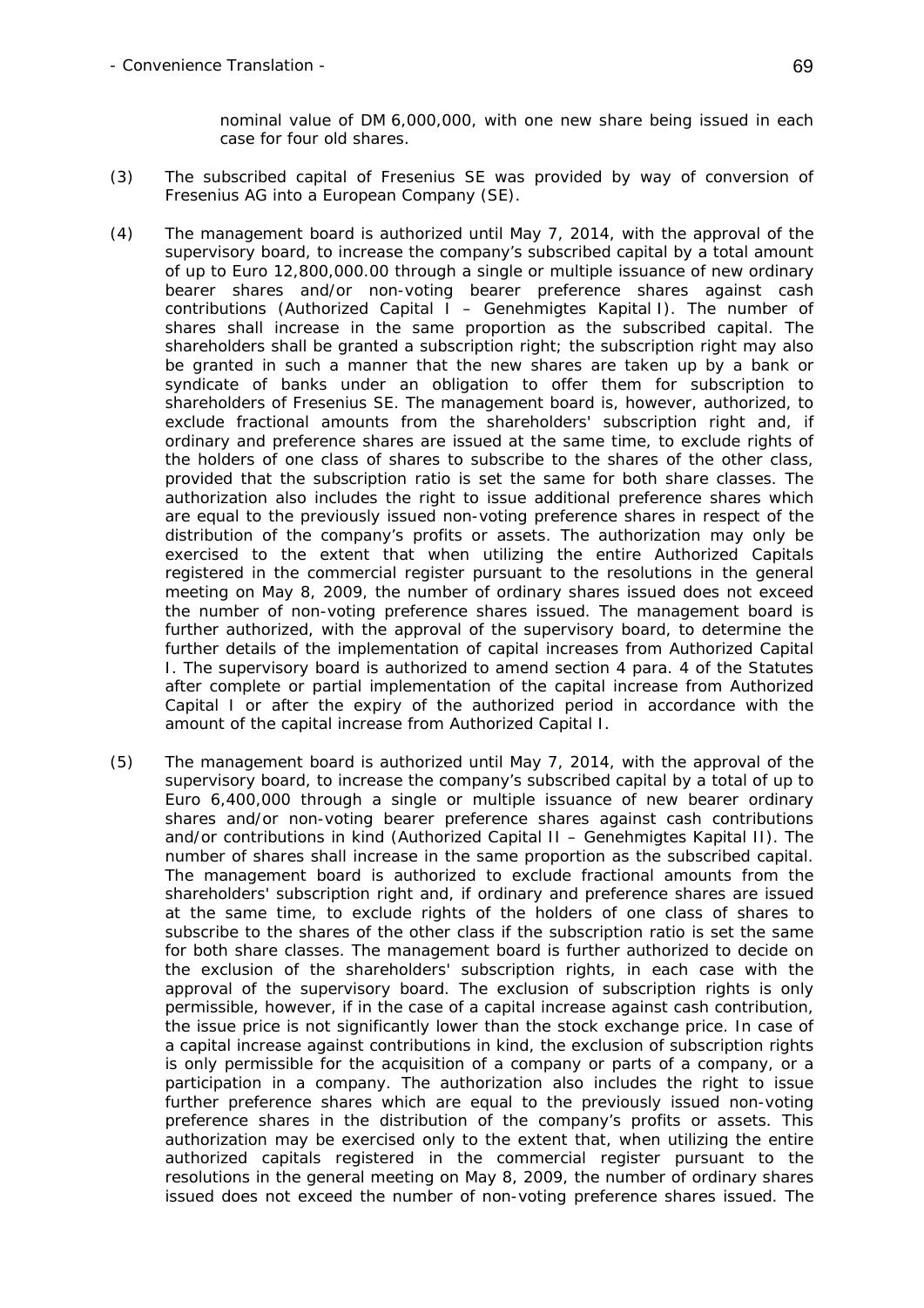nominal value of DM 6,000,000, with one new share being issued in each case for four old shares.

(3) The subscribed capital of Fresenius SE was provided by way of conversion of Fresenius AG into a European Company (SE).

(4) The management board is authorized until May 7, 2014, with the approval of the supervisory board, to increase the company's subscribed capital by a total amount of up to Euro 12,800,000.00 through a single or multiple issuance of new ordinary bearer shares and/or non-voting bearer preference shares against cash contributions (Authorized Capital I – Genehmigtes Kapital I). The number of shares shall increase in the same proportion as the subscribed capital. The shareholders shall be granted a subscription right; the subscription right may also be granted in such a manner that the new shares are taken up by a bank or syndicate of banks under an obligation to offer them for subscription to shareholders of Fresenius SE. The management board is, however, authorized, to exclude fractional amounts from the shareholders' subscription right and, if ordinary and preference shares are issued at the same time, to exclude rights of the holders of one class of shares to subscribe to the shares of the other class, provided that the subscription ratio is set the same for both share classes. The authorization also includes the right to issue additional preference shares which are equal to the previously issued non-voting preference shares in respect of the distribution of the company's profits or assets. The authorization may only be exercised to the extent that when utilizing the entire Authorized Capitals registered in the commercial register pursuant to the resolutions in the general meeting on May 8, 2009, the number of ordinary shares issued does not exceed the number of non-voting preference shares issued. The management board is further authorized, with the approval of the supervisory board, to determine the further details of the implementation of capital increases from Authorized Capital I. The supervisory board is authorized to amend section 4 para. 4 of the Statutes after complete or partial implementation of the capital increase from Authorized Capital I or after the expiry of the authorized period in accordance with the amount of the capital increase from Authorized Capital I.

(5) The management board is authorized until May 7, 2014, with the approval of the supervisory board, to increase the company's subscribed capital by a total of up to Euro 6,400,000 through a single or multiple issuance of new bearer ordinary shares and/or non-voting bearer preference shares against cash contributions and/or contributions in kind (Authorized Capital II – Genehmigtes Kapital II). The number of shares shall increase in the same proportion as the subscribed capital. The management board is authorized to exclude fractional amounts from the shareholders' subscription right and, if ordinary and preference shares are issued at the same time, to exclude rights of the holders of one class of shares to subscribe to the shares of the other class if the subscription ratio is set the same for both share classes. The management board is further authorized to decide on the exclusion of the shareholders' subscription rights, in each case with the approval of the supervisory board. The exclusion of subscription rights is only permissible, however, if in the case of a capital increase against cash contribution, the issue price is not significantly lower than the stock exchange price. In case of a capital increase against contributions in kind, the exclusion of subscription rights is only permissible for the acquisition of a company or parts of a company, or a participation in a company. The authorization also includes the right to issue further preference shares which are equal to the previously issued non-voting preference shares in the distribution of the company's profits or assets. This authorization may be exercised only to the extent that, when utilizing the entire authorized capitals registered in the commercial register pursuant to the resolutions in the general meeting on May 8, 2009, the number of ordinary shares issued does not exceed the number of non-voting preference shares issued. The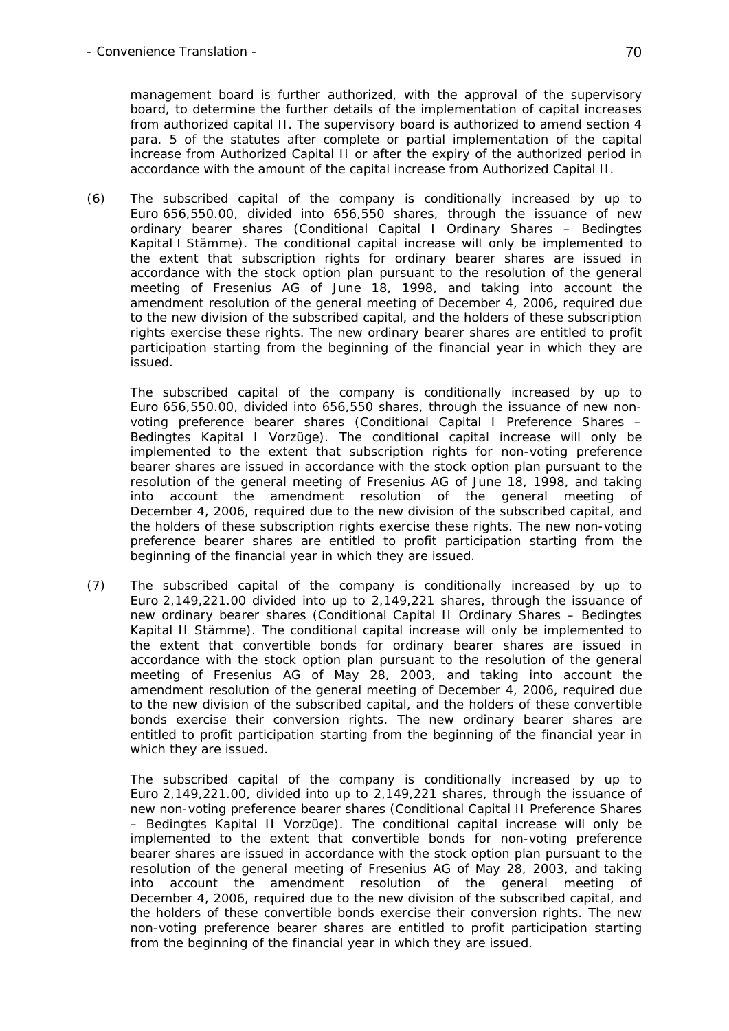management board is further authorized, with the approval of the supervisory board, to determine the further details of the implementation of capital increases from authorized capital II. The supervisory board is authorized to amend section 4 para. 5 of the statutes after complete or partial implementation of the capital increase from Authorized Capital II or after the expiry of the authorized period in accordance with the amount of the capital increase from Authorized Capital II.

(6) The subscribed capital of the company is conditionally increased by up to Euro 656,550.00, divided into 656,550 shares, through the issuance of new ordinary bearer shares (Conditional Capital I Ordinary Shares – Bedingtes Kapital I Stämme). The conditional capital increase will only be implemented to the extent that subscription rights for ordinary bearer shares are issued in accordance with the stock option plan pursuant to the resolution of the general meeting of Fresenius AG of June 18, 1998, and taking into account the amendment resolution of the general meeting of December 4, 2006, required due to the new division of the subscribed capital, and the holders of these subscription rights exercise these rights. The new ordinary bearer shares are entitled to profit participation starting from the beginning of the financial year in which they are issued.

The subscribed capital of the company is conditionally increased by up to Euro 656,550.00, divided into 656,550 shares, through the issuance of new non-voting preference bearer shares (Conditional Capital I Preference Shares – Bedingtes Kapital I Vorzüge). The conditional capital increase will only be implemented to the extent that subscription rights for non-voting preference bearer shares are issued in accordance with the stock option plan pursuant to the resolution of the general meeting of Fresenius AG of June 18, 1998, and taking into account the amendment resolution of the general meeting of December 4, 2006, required due to the new division of the subscribed capital, and the holders of these subscription rights exercise these rights. The new non-voting preference bearer shares are entitled to profit participation starting from the beginning of the financial year in which they are issued.

(7) The subscribed capital of the company is conditionally increased by up to Euro 2,149,221.00 divided into up to 2,149,221 shares, through the issuance of new ordinary bearer shares (Conditional Capital II Ordinary Shares – Bedingtes Kapital II Stämme). The conditional capital increase will only be implemented to the extent that convertible bonds for ordinary bearer shares are issued in accordance with the stock option plan pursuant to the resolution of the general meeting of Fresenius AG of May 28, 2003, and taking into account the amendment resolution of the general meeting of December 4, 2006, required due to the new division of the subscribed capital, and the holders of these convertible bonds exercise their conversion rights. The new ordinary bearer shares are entitled to profit participation starting from the beginning of the financial year in which they are issued.

The subscribed capital of the company is conditionally increased by up to Euro 2,149,221.00, divided into up to 2,149,221 shares, through the issuance of new non-voting preference bearer shares (Conditional Capital II Preference Shares – Bedingtes Kapital II Vorzüge). The conditional capital increase will only be implemented to the extent that convertible bonds for non-voting preference bearer shares are issued in accordance with the stock option plan pursuant to the resolution of the general meeting of Fresenius AG of May 28, 2003, and taking into account the amendment resolution of the general meeting of December 4, 2006, required due to the new division of the subscribed capital, and the holders of these convertible bonds exercise their conversion rights. The new non-voting preference bearer shares are entitled to profit participation starting from the beginning of the financial year in which they are issued.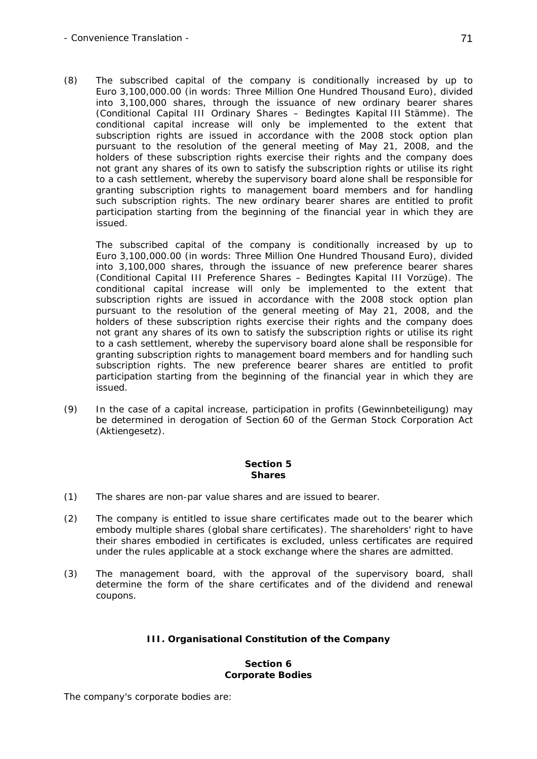(8) The subscribed capital of the company is conditionally increased by up to Euro 3,100,000.00 (in words: Three Million One Hundred Thousand Euro), divided into 3,100,000 shares, through the issuance of new ordinary bearer shares (*Conditional Capital III Ordinary Shares – Bedingtes Kapital III Stämme*). The conditional capital increase will only be implemented to the extent that subscription rights are issued in accordance with the 2008 stock option plan pursuant to the resolution of the general meeting of May 21, 2008, and the holders of these subscription rights exercise their rights and the company does not grant any shares of its own to satisfy the subscription rights or utilise its right to a cash settlement, whereby the supervisory board alone shall be responsible for granting subscription rights to management board members and for handling such subscription rights. The new ordinary bearer shares are entitled to profit participation starting from the beginning of the financial year in which they are issued.

The subscribed capital of the company is conditionally increased by up to Euro 3,100,000.00 (in words: Three Million One Hundred Thousand Euro), divided into 3,100,000 shares, through the issuance of new preference bearer shares (*Conditional Capital III Preference Shares – Bedingtes Kapital III Vorzüge*). The conditional capital increase will only be implemented to the extent that subscription rights are issued in accordance with the 2008 stock option plan pursuant to the resolution of the general meeting of May 21, 2008, and the holders of these subscription rights exercise their rights and the company does not grant any shares of its own to satisfy the subscription rights or utilise its right to a cash settlement, whereby the supervisory board alone shall be responsible for granting subscription rights to management board members and for handling such subscription rights. The new preference bearer shares are entitled to profit participation starting from the beginning of the financial year in which they are issued.

(9) In the case of a capital increase, participation in profits (*Gewinnbeteiligung*) may be determined in derogation of Section 60 of the German Stock Corporation Act (*Aktiengesetz*).

**Section 5**
**Shares**

(1) The shares are non-par value shares and are issued to bearer.

(2) The company is entitled to issue share certificates made out to the bearer which embody multiple shares (global share certificates). The shareholders' right to have their shares embodied in certificates is excluded, unless certificates are required under the rules applicable at a stock exchange where the shares are admitted.

(3) The management board, with the approval of the supervisory board, shall determine the form of the share certificates and of the dividend and renewal coupons.

## III. Organisational Constitution of the Company

**Section 6**
**Corporate Bodies**

The company's corporate bodies are: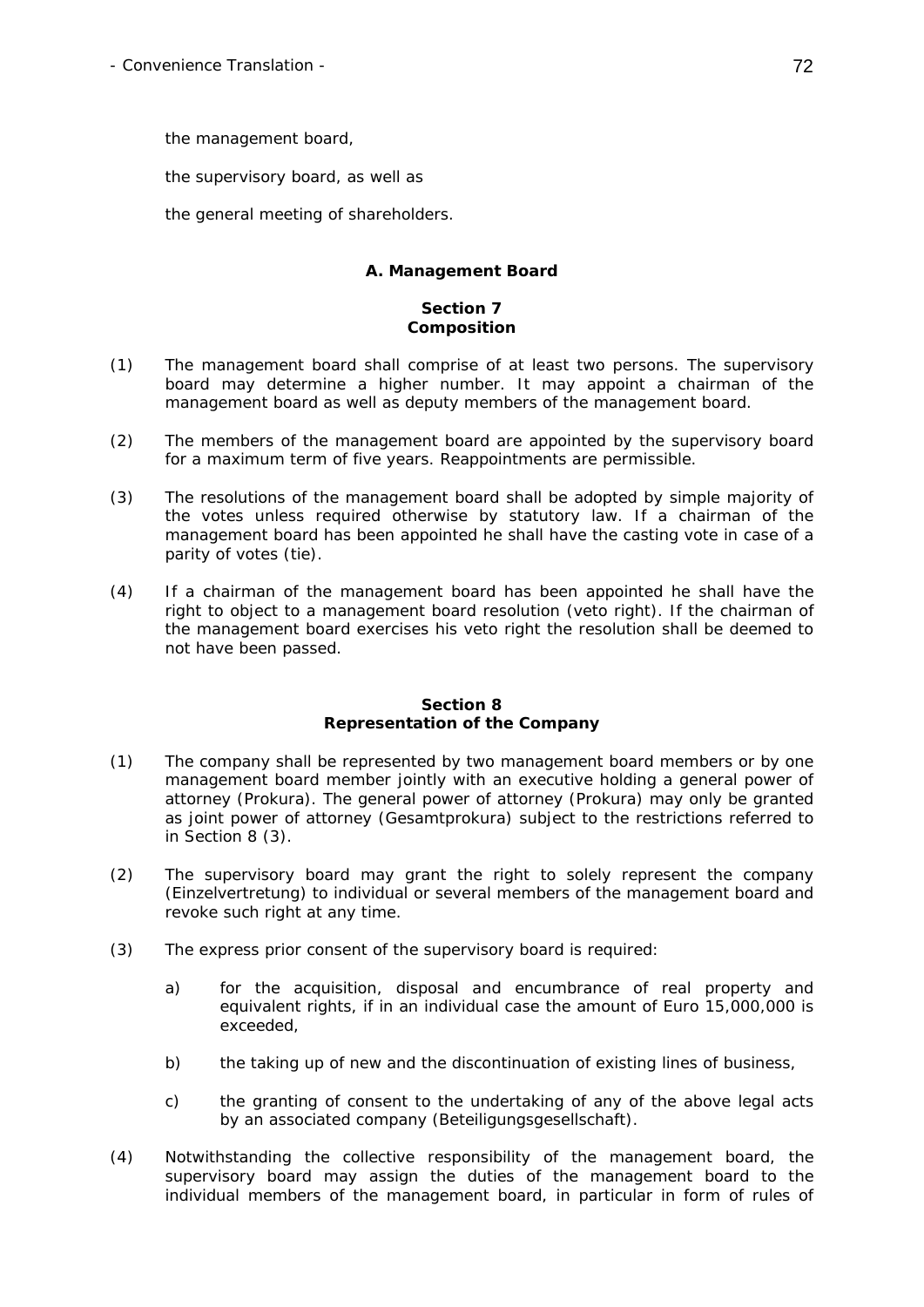the management board,

the supervisory board, as well as

the general meeting of shareholders.

## A. Management Board

### Section 7
### Composition

(1) The management board shall comprise of at least two persons. The supervisory board may determine a higher number. It may appoint a chairman of the management board as well as deputy members of the management board.

(2) The members of the management board are appointed by the supervisory board for a maximum term of five years. Reappointments are permissible.

(3) The resolutions of the management board shall be adopted by simple majority of the votes unless required otherwise by statutory law. If a chairman of the management board has been appointed he shall have the casting vote in case of a parity of votes (tie).

(4) If a chairman of the management board has been appointed he shall have the right to object to a management board resolution (veto right). If the chairman of the management board exercises his veto right the resolution shall be deemed to not have been passed.

### Section 8
### Representation of the Company

(1) The company shall be represented by two management board members or by one management board member jointly with an executive holding a general power of attorney (Prokura). The general power of attorney (Prokura) may only be granted as joint power of attorney (Gesamtprokura) subject to the restrictions referred to in Section 8 (3).

(2) The supervisory board may grant the right to solely represent the company (Einzelvertretung) to individual or several members of the management board and revoke such right at any time.

(3) The express prior consent of the supervisory board is required:

a) for the acquisition, disposal and encumbrance of real property and equivalent rights, if in an individual case the amount of Euro 15,000,000 is exceeded,

b) the taking up of new and the discontinuation of existing lines of business,

c) the granting of consent to the undertaking of any of the above legal acts by an associated company (Beteiligungsgesellschaft).

(4) Notwithstanding the collective responsibility of the management board, the supervisory board may assign the duties of the management board to the individual members of the management board, in particular in form of rules of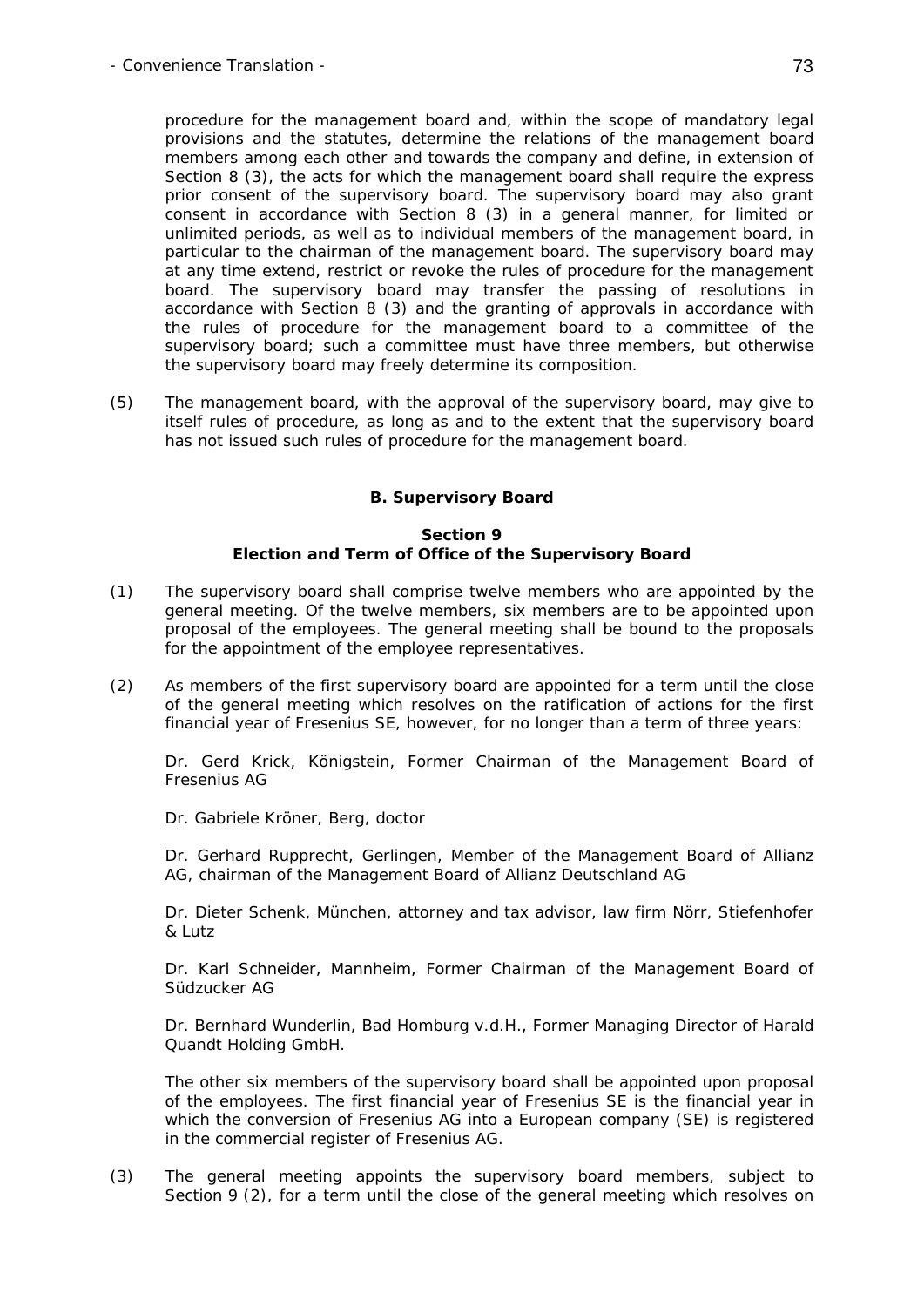procedure for the management board and, within the scope of mandatory legal provisions and the statutes, determine the relations of the management board members among each other and towards the company and define, in extension of Section 8 (3), the acts for which the management board shall require the express prior consent of the supervisory board. The supervisory board may also grant consent in accordance with Section 8 (3) in a general manner, for limited or unlimited periods, as well as to individual members of the management board, in particular to the chairman of the management board. The supervisory board may at any time extend, restrict or revoke the rules of procedure for the management board. The supervisory board may transfer the passing of resolutions in accordance with Section 8 (3) and the granting of approvals in accordance with the rules of procedure for the management board to a committee of the supervisory board; such a committee must have three members, but otherwise the supervisory board may freely determine its composition.

(5) The management board, with the approval of the supervisory board, may give to itself rules of procedure, as long as and to the extent that the supervisory board has not issued such rules of procedure for the management board.

## B. Supervisory Board

### Section 9
### Election and Term of Office of the Supervisory Board

(1) The supervisory board shall comprise twelve members who are appointed by the general meeting. Of the twelve members, six members are to be appointed upon proposal of the employees. The general meeting shall be bound to the proposals for the appointment of the employee representatives.

(2) As members of the first supervisory board are appointed for a term until the close of the general meeting which resolves on the ratification of actions for the first financial year of Fresenius SE, however, for no longer than a term of three years:

Dr. Gerd Krick, Königstein, Former Chairman of the Management Board of Fresenius AG

Dr. Gabriele Kröner, Berg, doctor

Dr. Gerhard Rupprecht, Gerlingen, Member of the Management Board of Allianz AG, chairman of the Management Board of Allianz Deutschland AG

Dr. Dieter Schenk, München, attorney and tax advisor, law firm Nörr, Stiefenhofer & Lutz

Dr. Karl Schneider, Mannheim, Former Chairman of the Management Board of Südzucker AG

Dr. Bernhard Wunderlin, Bad Homburg v.d.H., Former Managing Director of Harald Quandt Holding GmbH.

The other six members of the supervisory board shall be appointed upon proposal of the employees. The first financial year of Fresenius SE is the financial year in which the conversion of Fresenius AG into a European company (SE) is registered in the commercial register of Fresenius AG.

(3) The general meeting appoints the supervisory board members, subject to Section 9 (2), for a term until the close of the general meeting which resolves on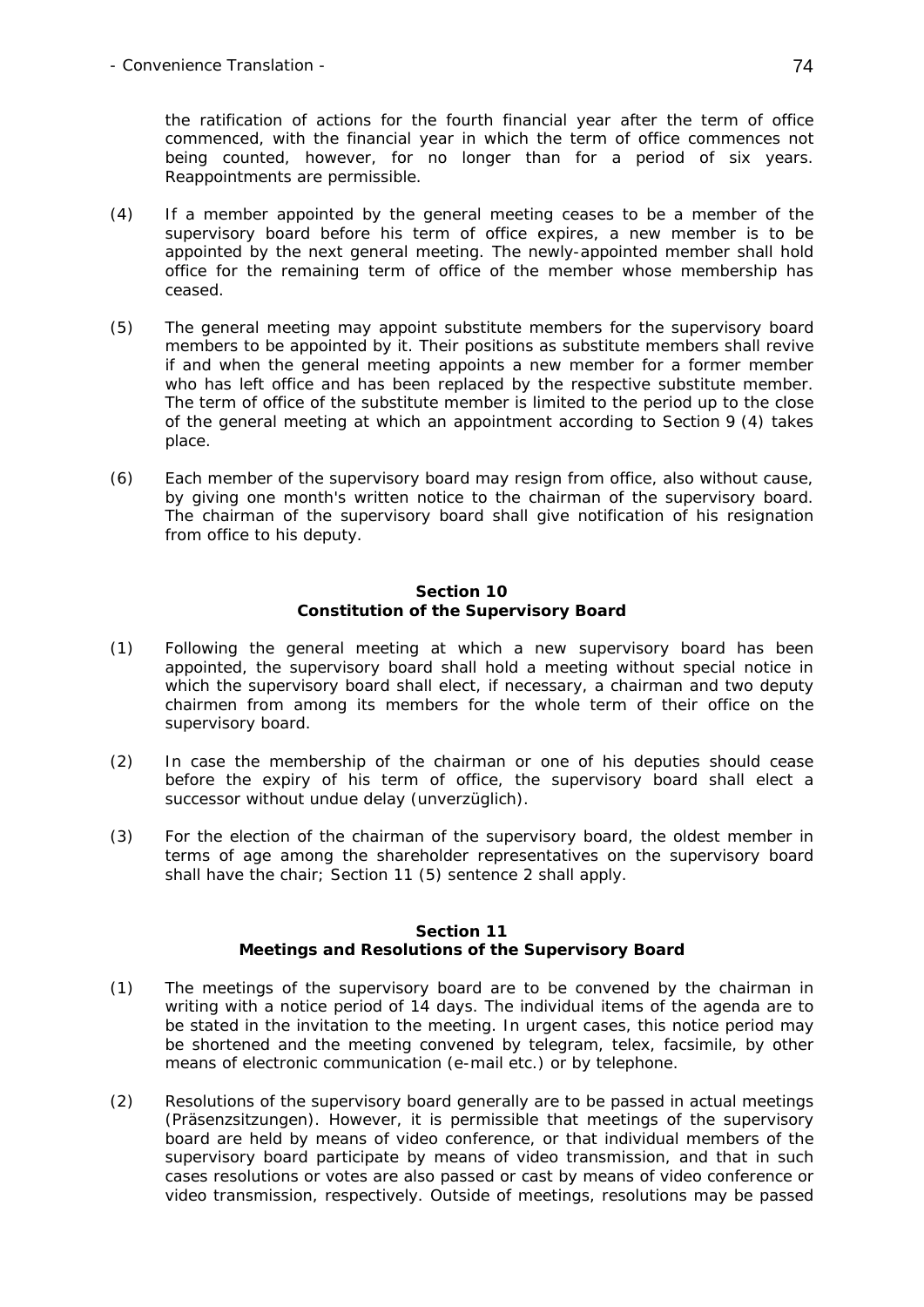the ratification of actions for the fourth financial year after the term of office commenced, with the financial year in which the term of office commences not being counted, however, for no longer than for a period of six years. Reappointments are permissible.

(4) If a member appointed by the general meeting ceases to be a member of the supervisory board before his term of office expires, a new member is to be appointed by the next general meeting. The newly-appointed member shall hold office for the remaining term of office of the member whose membership has ceased.

(5) The general meeting may appoint substitute members for the supervisory board members to be appointed by it. Their positions as substitute members shall revive if and when the general meeting appoints a new member for a former member who has left office and has been replaced by the respective substitute member. The term of office of the substitute member is limited to the period up to the close of the general meeting at which an appointment according to Section 9 (4) takes place.

(6) Each member of the supervisory board may resign from office, also without cause, by giving one month's written notice to the chairman of the supervisory board. The chairman of the supervisory board shall give notification of his resignation from office to his deputy.

## Section 10
## Constitution of the Supervisory Board

(1) Following the general meeting at which a new supervisory board has been appointed, the supervisory board shall hold a meeting without special notice in which the supervisory board shall elect, if necessary, a chairman and two deputy chairmen from among its members for the whole term of their office on the supervisory board.

(2) In case the membership of the chairman or one of his deputies should cease before the expiry of his term of office, the supervisory board shall elect a successor without undue delay (unverzüglich).

(3) For the election of the chairman of the supervisory board, the oldest member in terms of age among the shareholder representatives on the supervisory board shall have the chair; Section 11 (5) sentence 2 shall apply.

## Section 11
## Meetings and Resolutions of the Supervisory Board

(1) The meetings of the supervisory board are to be convened by the chairman in writing with a notice period of 14 days. The individual items of the agenda are to be stated in the invitation to the meeting. In urgent cases, this notice period may be shortened and the meeting convened by telegram, telex, facsimile, by other means of electronic communication (e-mail etc.) or by telephone.

(2) Resolutions of the supervisory board generally are to be passed in actual meetings (Präsenzsitzungen). However, it is permissible that meetings of the supervisory board are held by means of video conference, or that individual members of the supervisory board participate by means of video transmission, and that in such cases resolutions or votes are also passed or cast by means of video conference or video transmission, respectively. Outside of meetings, resolutions may be passed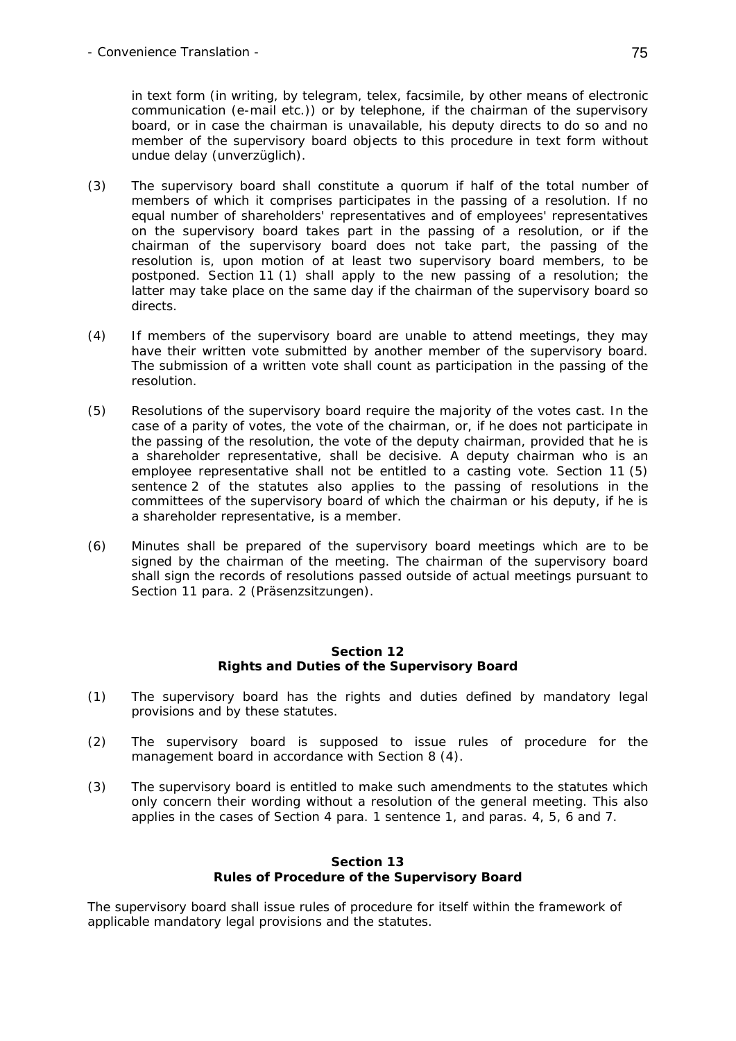in text form (in writing, by telegram, telex, facsimile, by other means of electronic communication (e-mail etc.)) or by telephone, if the chairman of the supervisory board, or in case the chairman is unavailable, his deputy directs to do so and no member of the supervisory board objects to this procedure in text form without undue delay (unverzüglich).

(3) The supervisory board shall constitute a quorum if half of the total number of members of which it comprises participates in the passing of a resolution. If no equal number of shareholders' representatives and of employees' representatives on the supervisory board takes part in the passing of a resolution, or if the chairman of the supervisory board does not take part, the passing of the resolution is, upon motion of at least two supervisory board members, to be postponed. Section 11 (1) shall apply to the new passing of a resolution; the latter may take place on the same day if the chairman of the supervisory board so directs.

(4) If members of the supervisory board are unable to attend meetings, they may have their written vote submitted by another member of the supervisory board. The submission of a written vote shall count as participation in the passing of the resolution.

(5) Resolutions of the supervisory board require the majority of the votes cast. In the case of a parity of votes, the vote of the chairman, or, if he does not participate in the passing of the resolution, the vote of the deputy chairman, provided that he is a shareholder representative, shall be decisive. A deputy chairman who is an employee representative shall not be entitled to a casting vote. Section 11 (5) sentence 2 of the statutes also applies to the passing of resolutions in the committees of the supervisory board of which the chairman or his deputy, if he is a shareholder representative, is a member.

(6) Minutes shall be prepared of the supervisory board meetings which are to be signed by the chairman of the meeting. The chairman of the supervisory board shall sign the records of resolutions passed outside of actual meetings pursuant to Section 11 para. 2 (Präsenzsitzungen).

## Section 12
## Rights and Duties of the Supervisory Board

(1) The supervisory board has the rights and duties defined by mandatory legal provisions and by these statutes.

(2) The supervisory board is supposed to issue rules of procedure for the management board in accordance with Section 8 (4).

(3) The supervisory board is entitled to make such amendments to the statutes which only concern their wording without a resolution of the general meeting. This also applies in the cases of Section 4 para. 1 sentence 1, and paras. 4, 5, 6 and 7.

## Section 13
## Rules of Procedure of the Supervisory Board

The supervisory board shall issue rules of procedure for itself within the framework of applicable mandatory legal provisions and the statutes.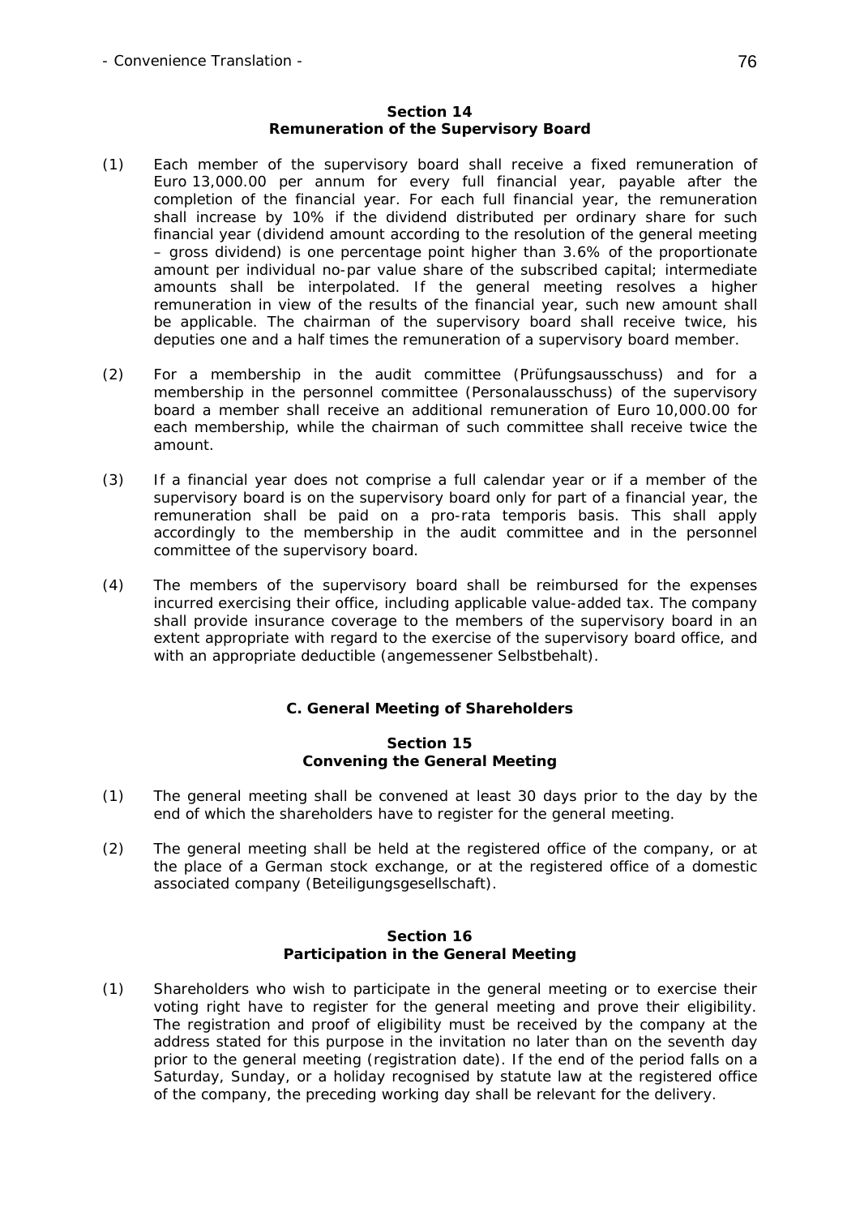### Section 14
### Remuneration of the Supervisory Board

(1) Each member of the supervisory board shall receive a fixed remuneration of Euro 13,000.00 per annum for every full financial year, payable after the completion of the financial year. For each full financial year, the remuneration shall increase by 10% if the dividend distributed per ordinary share for such financial year (dividend amount according to the resolution of the general meeting – gross dividend) is one percentage point higher than 3.6% of the proportionate amount per individual no-par value share of the subscribed capital; intermediate amounts shall be interpolated. If the general meeting resolves a higher remuneration in view of the results of the financial year, such new amount shall be applicable. The chairman of the supervisory board shall receive twice, his deputies one and a half times the remuneration of a supervisory board member.

(2) For a membership in the audit committee (Prüfungsausschuss) and for a membership in the personnel committee (Personalausschuss) of the supervisory board a member shall receive an additional remuneration of Euro 10,000.00 for each membership, while the chairman of such committee shall receive twice the amount.

(3) If a financial year does not comprise a full calendar year or if a member of the supervisory board is on the supervisory board only for part of a financial year, the remuneration shall be paid on a pro-rata temporis basis. This shall apply accordingly to the membership in the audit committee and in the personnel committee of the supervisory board.

(4) The members of the supervisory board shall be reimbursed for the expenses incurred exercising their office, including applicable value-added tax. The company shall provide insurance coverage to the members of the supervisory board in an extent appropriate with regard to the exercise of the supervisory board office, and with an appropriate deductible (angemessener Selbstbehalt).

## C. General Meeting of Shareholders

### Section 15
### Convening the General Meeting

(1) The general meeting shall be convened at least 30 days prior to the day by the end of which the shareholders have to register for the general meeting.

(2) The general meeting shall be held at the registered office of the company, or at the place of a German stock exchange, or at the registered office of a domestic associated company (Beteiligungsgesellschaft).

### Section 16
### Participation in the General Meeting

(1) Shareholders who wish to participate in the general meeting or to exercise their voting right have to register for the general meeting and prove their eligibility. The registration and proof of eligibility must be received by the company at the address stated for this purpose in the invitation no later than on the seventh day prior to the general meeting (registration date). If the end of the period falls on a Saturday, Sunday, or a holiday recognised by statute law at the registered office of the company, the preceding working day shall be relevant for the delivery.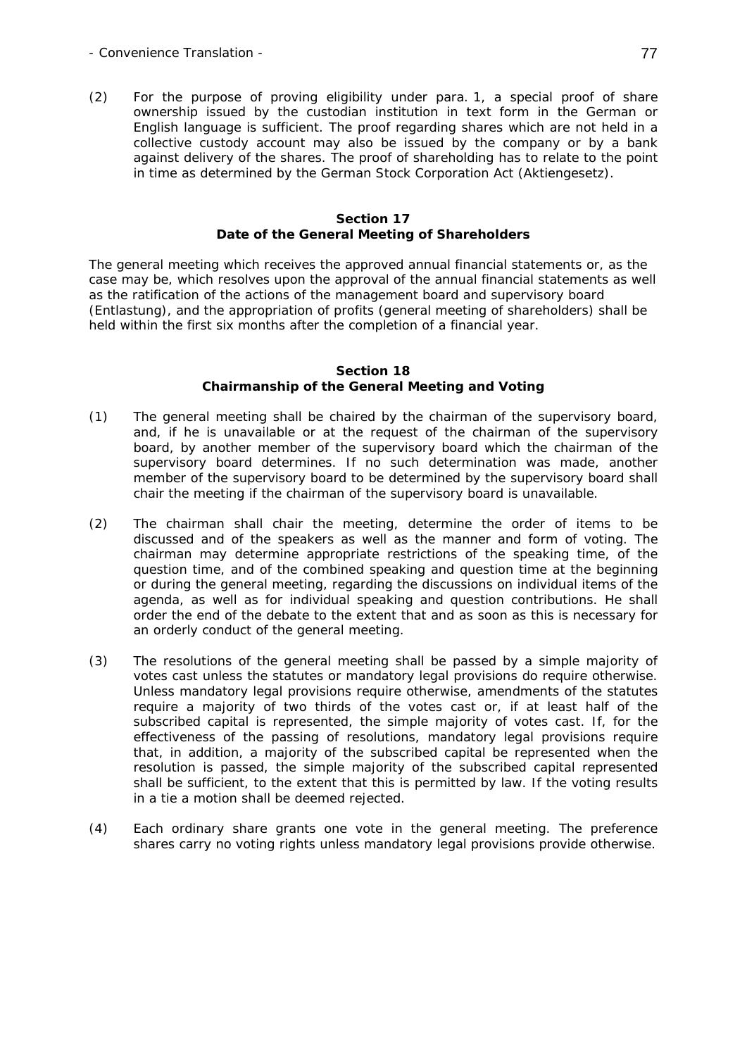(2) For the purpose of proving eligibility under para. 1, a special proof of share ownership issued by the custodian institution in text form in the German or English language is sufficient. The proof regarding shares which are not held in a collective custody account may also be issued by the company or by a bank against delivery of the shares. The proof of shareholding has to relate to the point in time as determined by the German Stock Corporation Act (Aktiengesetz).

## Section 17
## Date of the General Meeting of Shareholders

The general meeting which receives the approved annual financial statements or, as the case may be, which resolves upon the approval of the annual financial statements as well as the ratification of the actions of the management board and supervisory board (Entlastung), and the appropriation of profits (general meeting of shareholders) shall be held within the first six months after the completion of a financial year.

## Section 18
## Chairmanship of the General Meeting and Voting

(1) The general meeting shall be chaired by the chairman of the supervisory board, and, if he is unavailable or at the request of the chairman of the supervisory board, by another member of the supervisory board which the chairman of the supervisory board determines. If no such determination was made, another member of the supervisory board to be determined by the supervisory board shall chair the meeting if the chairman of the supervisory board is unavailable.

(2) The chairman shall chair the meeting, determine the order of items to be discussed and of the speakers as well as the manner and form of voting. The chairman may determine appropriate restrictions of the speaking time, of the question time, and of the combined speaking and question time at the beginning or during the general meeting, regarding the discussions on individual items of the agenda, as well as for individual speaking and question contributions. He shall order the end of the debate to the extent that and as soon as this is necessary for an orderly conduct of the general meeting.

(3) The resolutions of the general meeting shall be passed by a simple majority of votes cast unless the statutes or mandatory legal provisions do require otherwise. Unless mandatory legal provisions require otherwise, amendments of the statutes require a majority of two thirds of the votes cast or, if at least half of the subscribed capital is represented, the simple majority of votes cast. If, for the effectiveness of the passing of resolutions, mandatory legal provisions require that, in addition, a majority of the subscribed capital be represented when the resolution is passed, the simple majority of the subscribed capital represented shall be sufficient, to the extent that this is permitted by law. If the voting results in a tie a motion shall be deemed rejected.

(4) Each ordinary share grants one vote in the general meeting. The preference shares carry no voting rights unless mandatory legal provisions provide otherwise.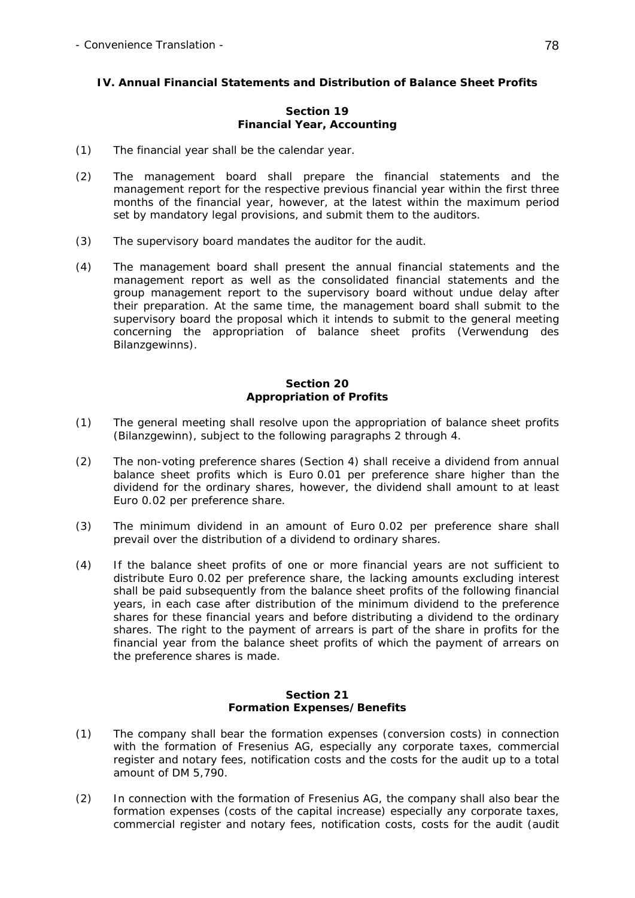## IV. Annual Financial Statements and Distribution of Balance Sheet Profits

### Section 19
### Financial Year, Accounting

(1) The financial year shall be the calendar year.

(2) The management board shall prepare the financial statements and the management report for the respective previous financial year within the first three months of the financial year, however, at the latest within the maximum period set by mandatory legal provisions, and submit them to the auditors.

(3) The supervisory board mandates the auditor for the audit.

(4) The management board shall present the annual financial statements and the management report as well as the consolidated financial statements and the group management report to the supervisory board without undue delay after their preparation. At the same time, the management board shall submit to the supervisory board the proposal which it intends to submit to the general meeting concerning the appropriation of balance sheet profits (*Verwendung des Bilanzgewinns*).

### Section 20
### Appropriation of Profits

(1) The general meeting shall resolve upon the appropriation of balance sheet profits (*Bilanzgewinn*), subject to the following paragraphs 2 through 4.

(2) The non-voting preference shares (Section 4) shall receive a dividend from annual balance sheet profits which is Euro 0.01 per preference share higher than the dividend for the ordinary shares, however, the dividend shall amount to at least Euro 0.02 per preference share.

(3) The minimum dividend in an amount of Euro 0.02 per preference share shall prevail over the distribution of a dividend to ordinary shares.

(4) If the balance sheet profits of one or more financial years are not sufficient to distribute Euro 0.02 per preference share, the lacking amounts excluding interest shall be paid subsequently from the balance sheet profits of the following financial years, in each case after distribution of the minimum dividend to the preference shares for these financial years and before distributing a dividend to the ordinary shares. The right to the payment of arrears is part of the share in profits for the financial year from the balance sheet profits of which the payment of arrears on the preference shares is made.

### Section 21
### Formation Expenses/Benefits

(1) The company shall bear the formation expenses (conversion costs) in connection with the formation of Fresenius AG, especially any corporate taxes, commercial register and notary fees, notification costs and the costs for the audit up to a total amount of DM 5,790.

(2) In connection with the formation of Fresenius AG, the company shall also bear the formation expenses (costs of the capital increase) especially any corporate taxes, commercial register and notary fees, notification costs, costs for the audit (audit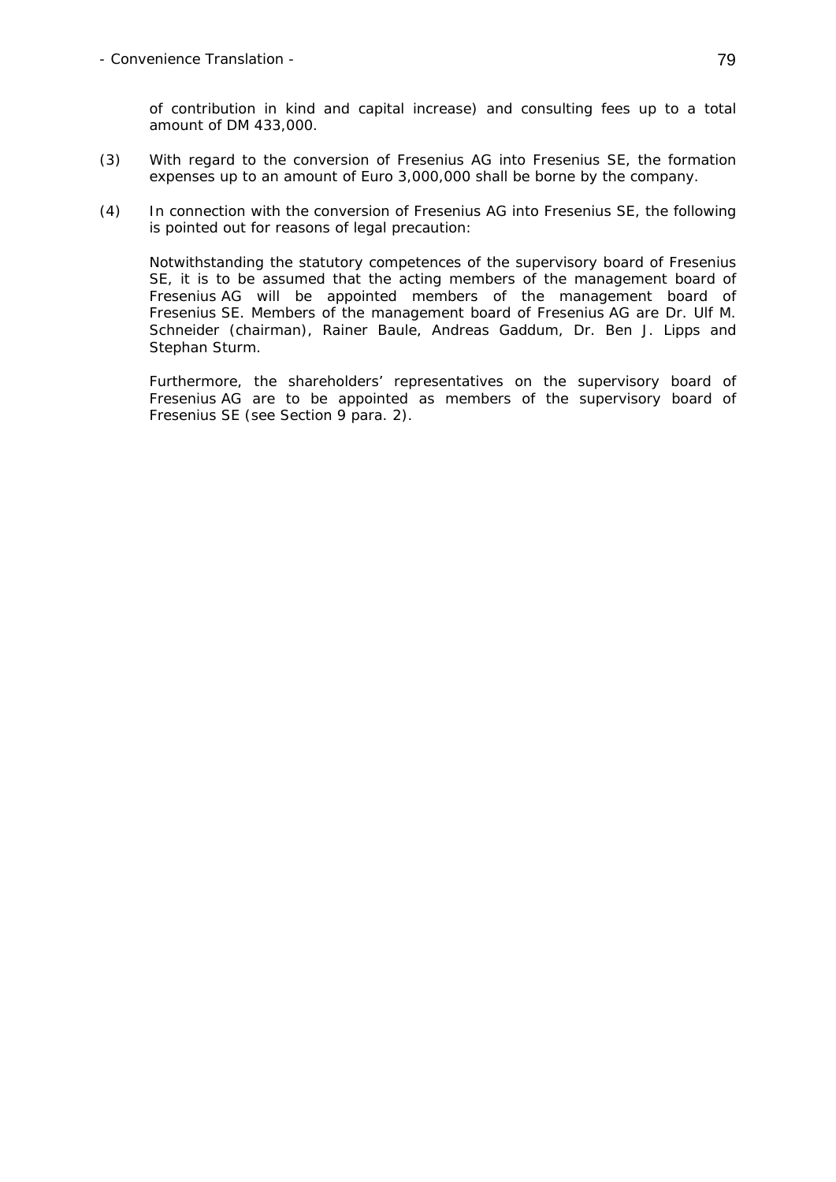of contribution in kind and capital increase) and consulting fees up to a total amount of DM 433,000.

(3) With regard to the conversion of Fresenius AG into Fresenius SE, the formation expenses up to an amount of Euro 3,000,000 shall be borne by the company.

(4) In connection with the conversion of Fresenius AG into Fresenius SE, the following is pointed out for reasons of legal precaution:

Notwithstanding the statutory competences of the supervisory board of Fresenius SE, it is to be assumed that the acting members of the management board of Fresenius AG will be appointed members of the management board of Fresenius SE. Members of the management board of Fresenius AG are Dr. Ulf M. Schneider (chairman), Rainer Baule, Andreas Gaddum, Dr. Ben J. Lipps and Stephan Sturm.

Furthermore, the shareholders' representatives on the supervisory board of Fresenius AG are to be appointed as members of the supervisory board of Fresenius SE (see Section 9 para. 2).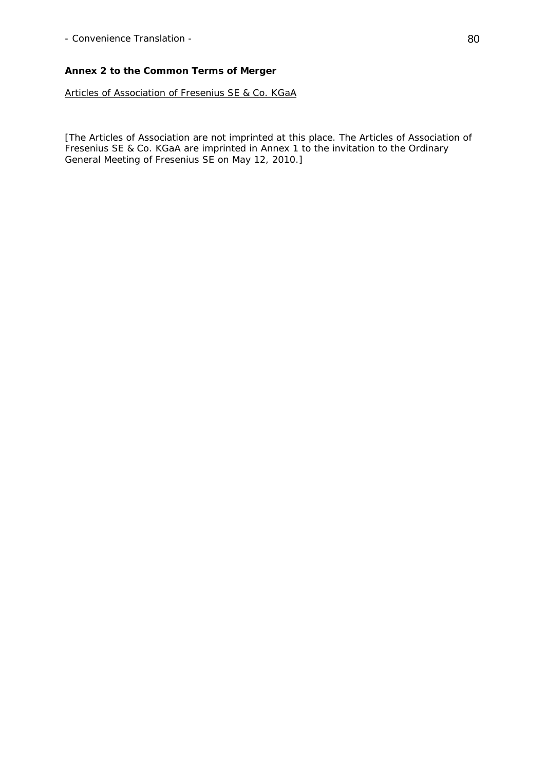**Annex 2 to the Common Terms of Merger**

Articles of Association of Fresenius SE & Co. KGaA

[The Articles of Association are not imprinted at this place. The Articles of Association of Fresenius SE & Co. KGaA are imprinted in Annex 1 to the invitation to the Ordinary General Meeting of Fresenius SE on May 12, 2010.]